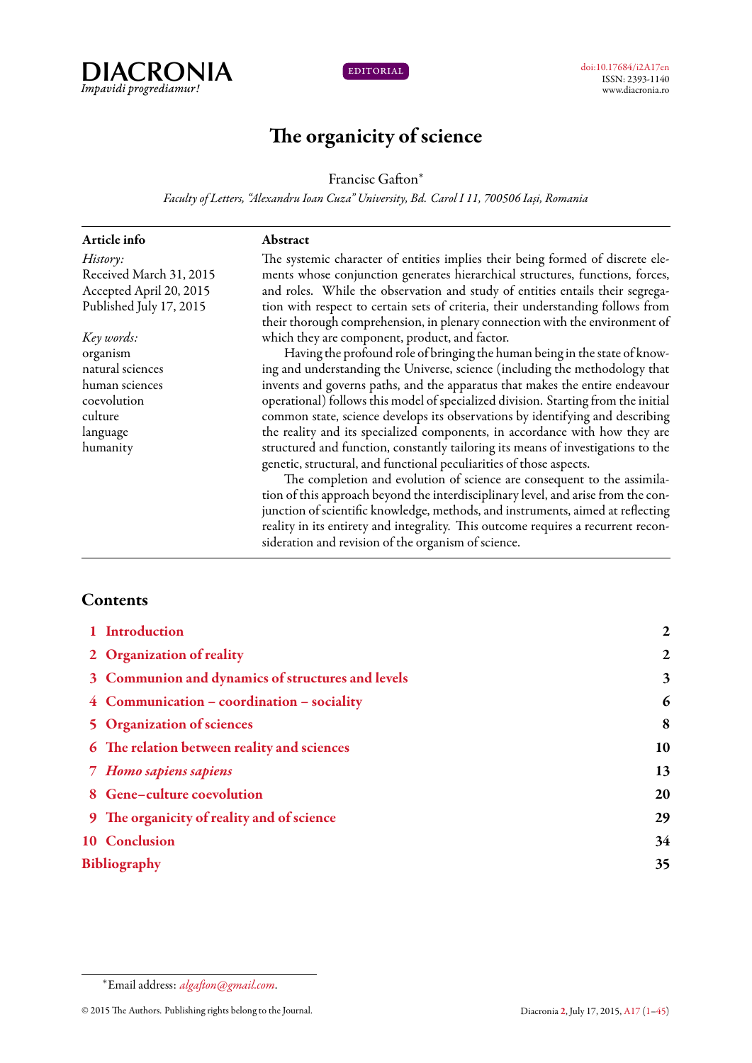DIACRONIA
*Impavidi progrediamur!*

EDITORIAL

doi:10.17684/i2A17en
ISSN: 2393-1140
www.diacronia.ro

# The organicity of science

Francisc Gafton[*]

*Faculty of Letters, "Alexandru Ioan Cuza" University, Bd. Carol I 11, 700506 Iași, Romania*

**Article info**

*History:*
Received March 31, 2015
Accepted April 20, 2015
Published July 17, 2015

*Key words:*
organism
natural sciences
human sciences
coevolution
culture
language
humanity

**Abstract**

The systemic character of entities implies their being formed of discrete elements whose conjunction generates hierarchical structures, functions, forces, and roles. While the observation and study of entities entails their segregation with respect to certain sets of criteria, their understanding follows from their thorough comprehension, in plenary connection with the environment of which they are component, product, and factor.

Having the profound role of bringing the human being in the state of knowing and understanding the Universe, science (including the methodology that invents and governs paths, and the apparatus that makes the entire endeavour operational) follows this model of specialized division. Starting from the initial common state, science develops its observations by identifying and describing the reality and its specialized components, in accordance with how they are structured and function, constantly tailoring its means of investigations to the genetic, structural, and functional peculiarities of those aspects.

The completion and evolution of science are consequent to the assimilation of this approach beyond the interdisciplinary level, and arise from the conjunction of scientific knowledge, methods, and instruments, aimed at reflecting reality in its entirety and integrality. This outcome requires a recurrent reconsideration and revision of the organism of science.

## Contents

1 Introduction — 2
2 Organization of reality — 2
3 Communion and dynamics of structures and levels — 3
4 Communication – coordination – sociality — 6
5 Organization of sciences — 8
6 The relation between reality and sciences — 10
7 *Homo sapiens sapiens* — 13
8 Gene–culture coevolution — 20
9 The organicity of reality and of science — 29
10 Conclusion — 34
Bibliography — 35

[*] Email address: *algafton@gmail.com*.

© 2015 The Authors. Publishing rights belong to the Journal.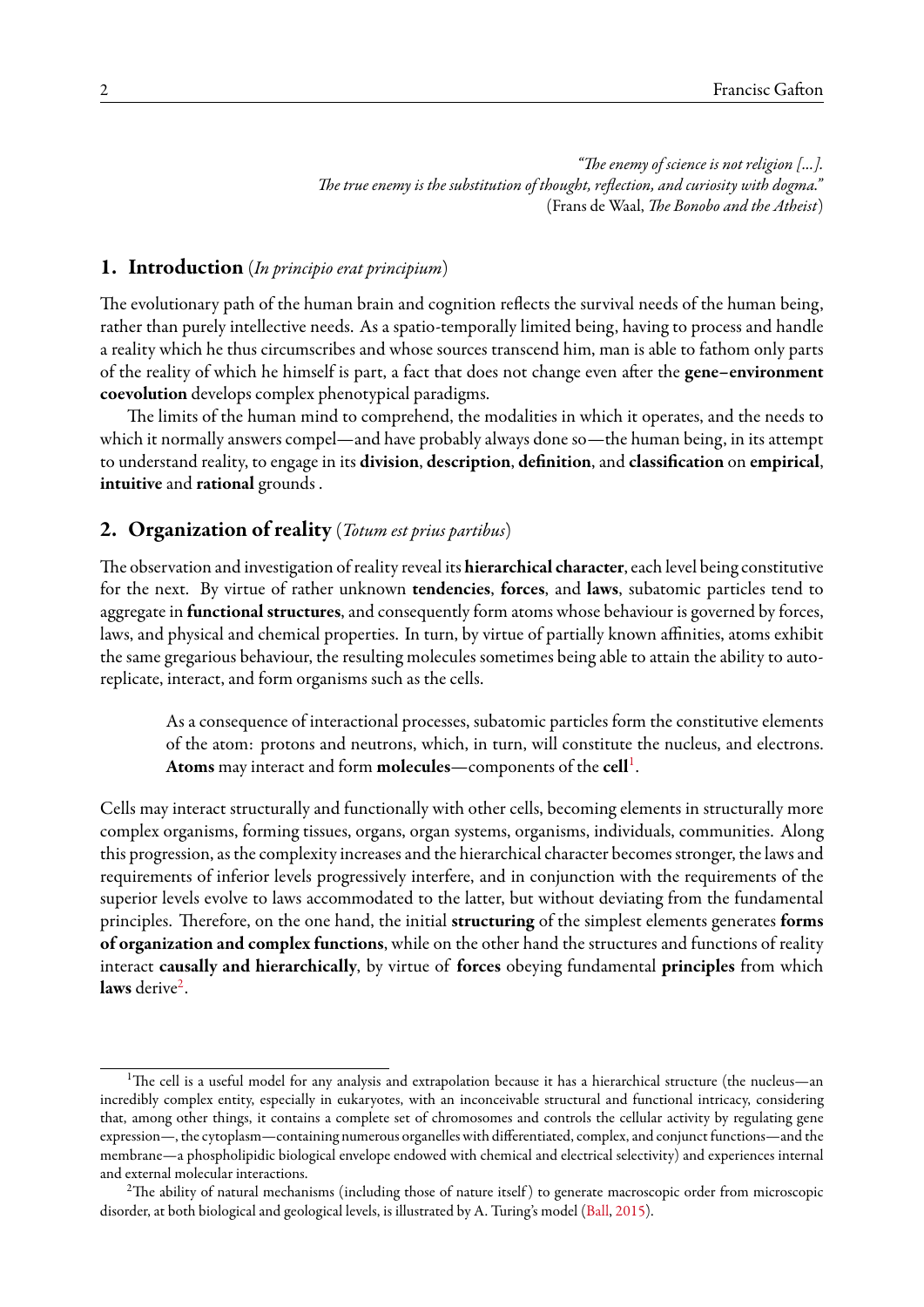> *"The enemy of science is not religion [...]. The true enemy is the substitution of thought, reflection, and curiosity with dogma."*
> (Frans de Waal, *The Bonobo and the Atheist*)

## 1. Introduction (*In principio erat principium*)

The evolutionary path of the human brain and cognition reflects the survival needs of the human being, rather than purely intellective needs. As a spatio-temporally limited being, having to process and handle a reality which he thus circumscribes and whose sources transcend him, man is able to fathom only parts of the reality of which he himself is part, a fact that does not change even after the **gene–environment coevolution** develops complex phenotypical paradigms.

The limits of the human mind to comprehend, the modalities in which it operates, and the needs to which it normally answers compel—and have probably always done so—the human being, in its attempt to understand reality, to engage in its **division**, **description**, **definition**, and **classification** on **empirical**, **intuitive** and **rational** grounds .

## 2. Organization of reality (*Totum est prius partibus*)

The observation and investigation of reality reveal its **hierarchical character**, each level being constitutive for the next. By virtue of rather unknown **tendencies**, **forces**, and **laws**, subatomic particles tend to aggregate in **functional structures**, and consequently form atoms whose behaviour is governed by forces, laws, and physical and chemical properties. In turn, by virtue of partially known affinities, atoms exhibit the same gregarious behaviour, the resulting molecules sometimes being able to attain the ability to auto-replicate, interact, and form organisms such as the cells.

> As a consequence of interactional processes, subatomic particles form the constitutive elements of the atom: protons and neutrons, which, in turn, will constitute the nucleus, and electrons. **Atoms** may interact and form **molecules**—components of the **cell**[1].

Cells may interact structurally and functionally with other cells, becoming elements in structurally more complex organisms, forming tissues, organs, organ systems, organisms, individuals, communities. Along this progression, as the complexity increases and the hierarchical character becomes stronger, the laws and requirements of inferior levels progressively interfere, and in conjunction with the requirements of the superior levels evolve to laws accommodated to the latter, but without deviating from the fundamental principles. Therefore, on the one hand, the initial **structuring** of the simplest elements generates **forms of organization and complex functions**, while on the other hand the structures and functions of reality interact **causally and hierarchically**, by virtue of **forces** obeying fundamental **principles** from which **laws** derive[2].

---

[1] The cell is a useful model for any analysis and extrapolation because it has a hierarchical structure (the nucleus—an incredibly complex entity, especially in eukaryotes, with an inconceivable structural and functional intricacy, considering that, among other things, it contains a complete set of chromosomes and controls the cellular activity by regulating gene expression—, the cytoplasm—containing numerous organelles with differentiated, complex, and conjunct functions—and the membrane—a phospholipidic biological envelope endowed with chemical and electrical selectivity) and experiences internal and external molecular interactions.

[2] The ability of natural mechanisms (including those of nature itself) to generate macroscopic order from microscopic disorder, at both biological and geological levels, is illustrated by A. Turing's model (Ball, 2015).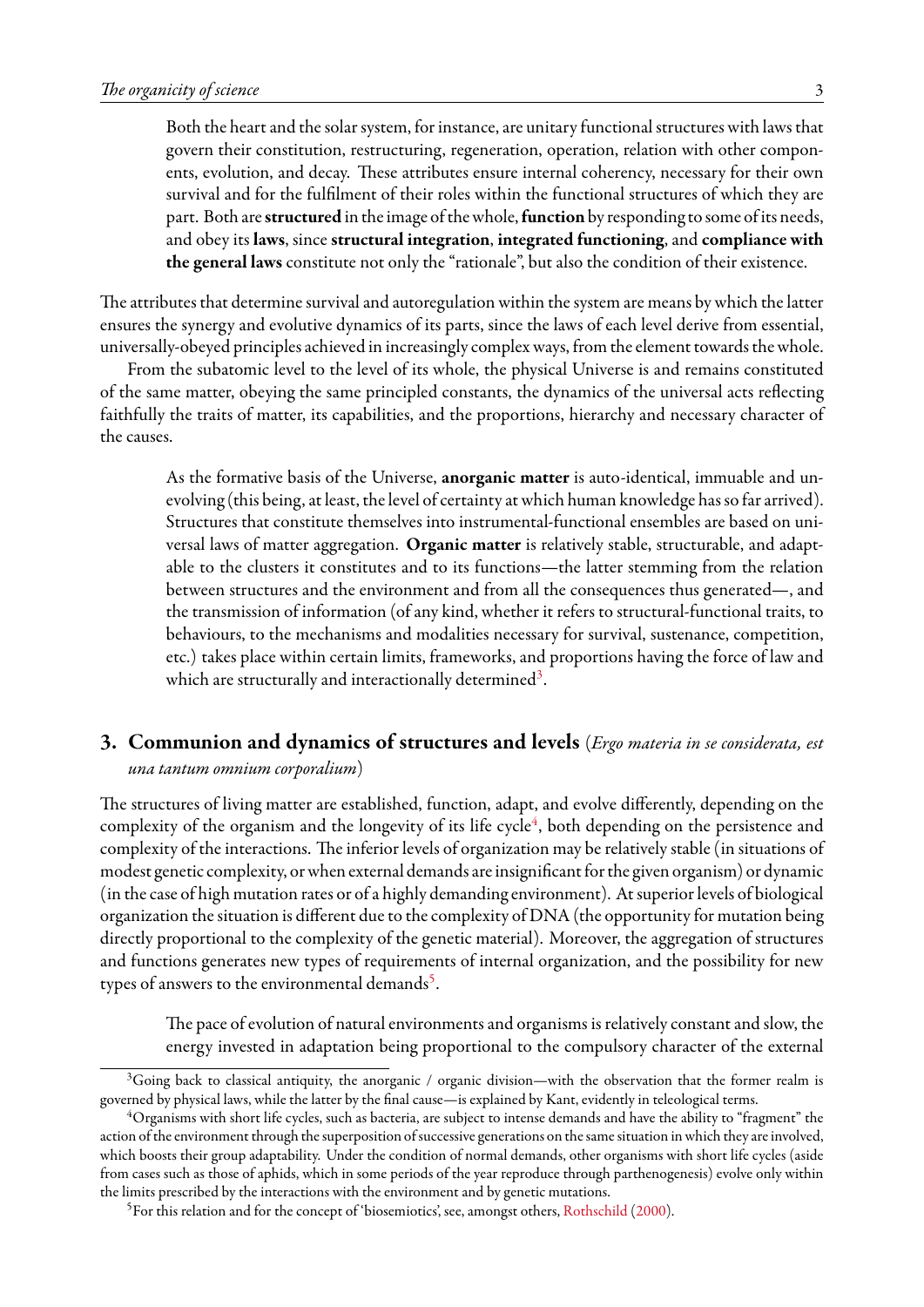> Both the heart and the solar system, for instance, are unitary functional structures with laws that govern their constitution, restructuring, regeneration, operation, relation with other components, evolution, and decay. These attributes ensure internal coherency, necessary for their own survival and for the fulfilment of their roles within the functional structures of which they are part. Both are **structured** in the image of the whole, **function** by responding to some of its needs, and obey its **laws**, since **structural integration**, **integrated functioning**, and **compliance with the general laws** constitute not only the "rationale", but also the condition of their existence.

The attributes that determine survival and autoregulation within the system are means by which the latter ensures the synergy and evolutive dynamics of its parts, since the laws of each level derive from essential, universally-obeyed principles achieved in increasingly complex ways, from the element towards the whole.

From the subatomic level to the level of its whole, the physical Universe is and remains constituted of the same matter, obeying the same principled constants, the dynamics of the universal acts reflecting faithfully the traits of matter, its capabilities, and the proportions, hierarchy and necessary character of the causes.

> As the formative basis of the Universe, **anorganic matter** is auto-identical, immuable and unevolving (this being, at least, the level of certainty at which human knowledge has so far arrived). Structures that constitute themselves into instrumental-functional ensembles are based on universal laws of matter aggregation. **Organic matter** is relatively stable, structurable, and adaptable to the clusters it constitutes and to its functions—the latter stemming from the relation between structures and the environment and from all the consequences thus generated—, and the transmission of information (of any kind, whether it refers to structural-functional traits, to behaviours, to the mechanisms and modalities necessary for survival, sustenance, competition, etc.) takes place within certain limits, frameworks, and proportions having the force of law and which are structurally and interactionally determined[3].

## 3. Communion and dynamics of structures and levels (*Ergo materia in se considerata, est una tantum omnium corporalium*)

The structures of living matter are established, function, adapt, and evolve differently, depending on the complexity of the organism and the longevity of its life cycle[4], both depending on the persistence and complexity of the interactions. The inferior levels of organization may be relatively stable (in situations of modest genetic complexity, or when external demands are insignificant for the given organism) or dynamic (in the case of high mutation rates or of a highly demanding environment). At superior levels of biological organization the situation is different due to the complexity of DNA (the opportunity for mutation being directly proportional to the complexity of the genetic material). Moreover, the aggregation of structures and functions generates new types of requirements of internal organization, and the possibility for new types of answers to the environmental demands[5].

> The pace of evolution of natural environments and organisms is relatively constant and slow, the energy invested in adaptation being proportional to the compulsory character of the external

---

[3] Going back to classical antiquity, the anorganic / organic division—with the observation that the former realm is governed by physical laws, while the latter by the final cause—is explained by Kant, evidently in teleological terms.

[4] Organisms with short life cycles, such as bacteria, are subject to intense demands and have the ability to "fragment" the action of the environment through the superposition of successive generations on the same situation in which they are involved, which boosts their group adaptability. Under the condition of normal demands, other organisms with short life cycles (aside from cases such as those of aphids, which in some periods of the year reproduce through parthenogenesis) evolve only within the limits prescribed by the interactions with the environment and by genetic mutations.

[5] For this relation and for the concept of 'biosemiotics', see, amongst others, Rothschild (2000).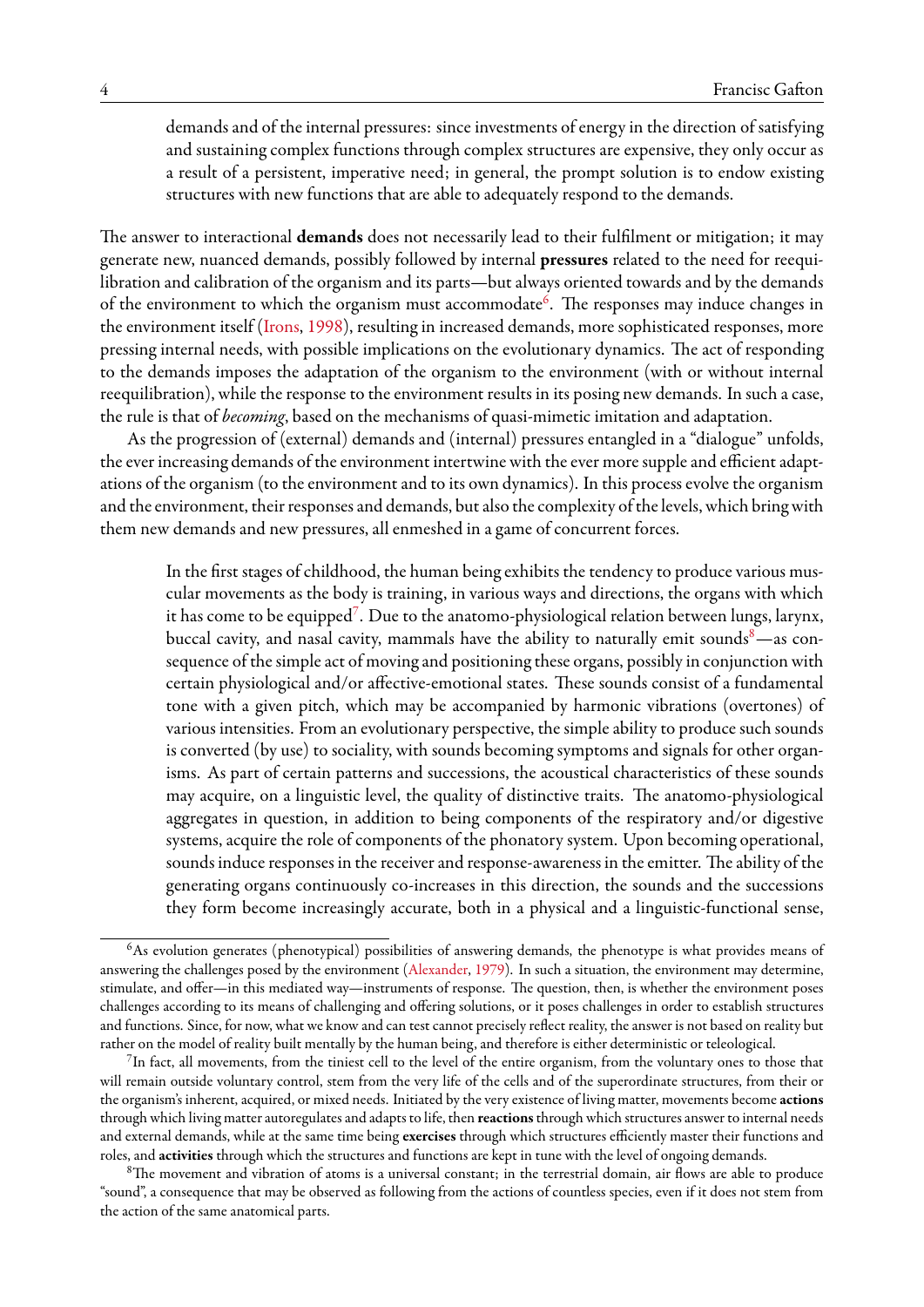demands and of the internal pressures: since investments of energy in the direction of satisfying and sustaining complex functions through complex structures are expensive, they only occur as a result of a persistent, imperative need; in general, the prompt solution is to endow existing structures with new functions that are able to adequately respond to the demands.

The answer to interactional **demands** does not necessarily lead to their fulfilment or mitigation; it may generate new, nuanced demands, possibly followed by internal **pressures** related to the need for reequilibration and calibration of the organism and its parts—but always oriented towards and by the demands of the environment to which the organism must accommodate[6]. The responses may induce changes in the environment itself (Irons, 1998), resulting in increased demands, more sophisticated responses, more pressing internal needs, with possible implications on the evolutionary dynamics. The act of responding to the demands imposes the adaptation of the organism to the environment (with or without internal reequilibration), while the response to the environment results in its posing new demands. In such a case, the rule is that of *becoming*, based on the mechanisms of quasi-mimetic imitation and adaptation.

As the progression of (external) demands and (internal) pressures entangled in a "dialogue" unfolds, the ever increasing demands of the environment intertwine with the ever more supple and efficient adaptations of the organism (to the environment and to its own dynamics). In this process evolve the organism and the environment, their responses and demands, but also the complexity of the levels, which bring with them new demands and new pressures, all enmeshed in a game of concurrent forces.

> In the first stages of childhood, the human being exhibits the tendency to produce various muscular movements as the body is training, in various ways and directions, the organs with which it has come to be equipped[7]. Due to the anatomo-physiological relation between lungs, larynx, buccal cavity, and nasal cavity, mammals have the ability to naturally emit sounds[8]—as consequence of the simple act of moving and positioning these organs, possibly in conjunction with certain physiological and/or affective-emotional states. These sounds consist of a fundamental tone with a given pitch, which may be accompanied by harmonic vibrations (overtones) of various intensities. From an evolutionary perspective, the simple ability to produce such sounds is converted (by use) to sociality, with sounds becoming symptoms and signals for other organisms. As part of certain patterns and successions, the acoustical characteristics of these sounds may acquire, on a linguistic level, the quality of distinctive traits. The anatomo-physiological aggregates in question, in addition to being components of the respiratory and/or digestive systems, acquire the role of components of the phonatory system. Upon becoming operational, sounds induce responses in the receiver and response-awareness in the emitter. The ability of the generating organs continuously co-increases in this direction, the sounds and the successions they form become increasingly accurate, both in a physical and a linguistic-functional sense,

[6] As evolution generates (phenotypical) possibilities of answering demands, the phenotype is what provides means of answering the challenges posed by the environment (Alexander, 1979). In such a situation, the environment may determine, stimulate, and offer—in this mediated way—instruments of response. The question, then, is whether the environment poses challenges according to its means of challenging and offering solutions, or it poses challenges in order to establish structures and functions. Since, for now, what we know and can test cannot precisely reflect reality, the answer is not based on reality but rather on the model of reality built mentally by the human being, and therefore is either deterministic or teleological.

[7] In fact, all movements, from the tiniest cell to the level of the entire organism, from the voluntary ones to those that will remain outside voluntary control, stem from the very life of the cells and of the superordinate structures, from their or the organism's inherent, acquired, or mixed needs. Initiated by the very existence of living matter, movements become **actions** through which living matter autoregulates and adapts to life, then **reactions** through which structures answer to internal needs and external demands, while at the same time being **exercises** through which structures efficiently master their functions and roles, and **activities** through which the structures and functions are kept in tune with the level of ongoing demands.

[8] The movement and vibration of atoms is a universal constant; in the terrestrial domain, air flows are able to produce "sound", a consequence that may be observed as following from the actions of countless species, even if it does not stem from the action of the same anatomical parts.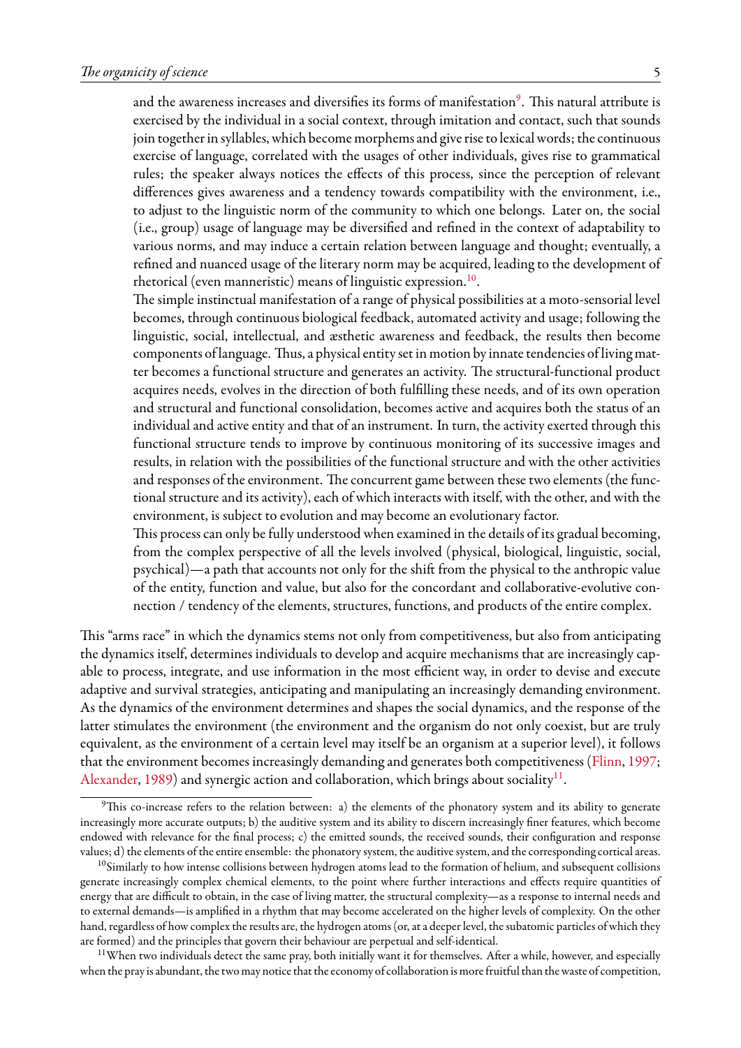> and the awareness increases and diversifies its forms of manifestation[9]. This natural attribute is exercised by the individual in a social context, through imitation and contact, such that sounds join together in syllables, which become morphems and give rise to lexical words; the continuous exercise of language, correlated with the usages of other individuals, gives rise to grammatical rules; the speaker always notices the effects of this process, since the perception of relevant differences gives awareness and a tendency towards compatibility with the environment, i.e., to adjust to the linguistic norm of the community to which one belongs. Later on, the social (i.e., group) usage of language may be diversified and refined in the context of adaptability to various norms, and may induce a certain relation between language and thought; eventually, a refined and nuanced usage of the literary norm may be acquired, leading to the development of rhetorical (even manneristic) means of linguistic expression.[10].
>
> The simple instinctual manifestation of a range of physical possibilities at a moto-sensorial level becomes, through continuous biological feedback, automated activity and usage; following the linguistic, social, intellectual, and æsthetic awareness and feedback, the results then become components of language. Thus, a physical entity set in motion by innate tendencies of living matter becomes a functional structure and generates an activity. The structural-functional product acquires needs, evolves in the direction of both fulfilling these needs, and of its own operation and structural and functional consolidation, becomes active and acquires both the status of an individual and active entity and that of an instrument. In turn, the activity exerted through this functional structure tends to improve by continuous monitoring of its successive images and results, in relation with the possibilities of the functional structure and with the other activities and responses of the environment. The concurrent game between these two elements (the functional structure and its activity), each of which interacts with itself, with the other, and with the environment, is subject to evolution and may become an evolutionary factor.
>
> This process can only be fully understood when examined in the details of its gradual becoming, from the complex perspective of all the levels involved (physical, biological, linguistic, social, psychical)—a path that accounts not only for the shift from the physical to the anthropic value of the entity, function and value, but also for the concordant and collaborative-evolutive connection / tendency of the elements, structures, functions, and products of the entire complex.

This "arms race" in which the dynamics stems not only from competitiveness, but also from anticipating the dynamics itself, determines individuals to develop and acquire mechanisms that are increasingly capable to process, integrate, and use information in the most efficient way, in order to devise and execute adaptive and survival strategies, anticipating and manipulating an increasingly demanding environment. As the dynamics of the environment determines and shapes the social dynamics, and the response of the latter stimulates the environment (the environment and the organism do not only coexist, but are truly equivalent, as the environment of a certain level may itself be an organism at a superior level), it follows that the environment becomes increasingly demanding and generates both competitiveness (Flinn, 1997; Alexander, 1989) and synergic action and collaboration, which brings about sociality[11].

---

[9] This co-increase refers to the relation between: a) the elements of the phonatory system and its ability to generate increasingly more accurate outputs; b) the auditive system and its ability to discern increasingly finer features, which become endowed with relevance for the final process; c) the emitted sounds, the received sounds, their configuration and response values; d) the elements of the entire ensemble: the phonatory system, the auditive system, and the corresponding cortical areas.

[10] Similarly to how intense collisions between hydrogen atoms lead to the formation of helium, and subsequent collisions generate increasingly complex chemical elements, to the point where further interactions and effects require quantities of energy that are difficult to obtain, in the case of living matter, the structural complexity—as a response to internal needs and to external demands—is amplified in a rhythm that may become accelerated on the higher levels of complexity. On the other hand, regardless of how complex the results are, the hydrogen atoms (or, at a deeper level, the subatomic particles of which they are formed) and the principles that govern their behaviour are perpetual and self-identical.

[11] When two individuals detect the same pray, both initially want it for themselves. After a while, however, and especially when the pray is abundant, the two may notice that the economy of collaboration is more fruitful than the waste of competition,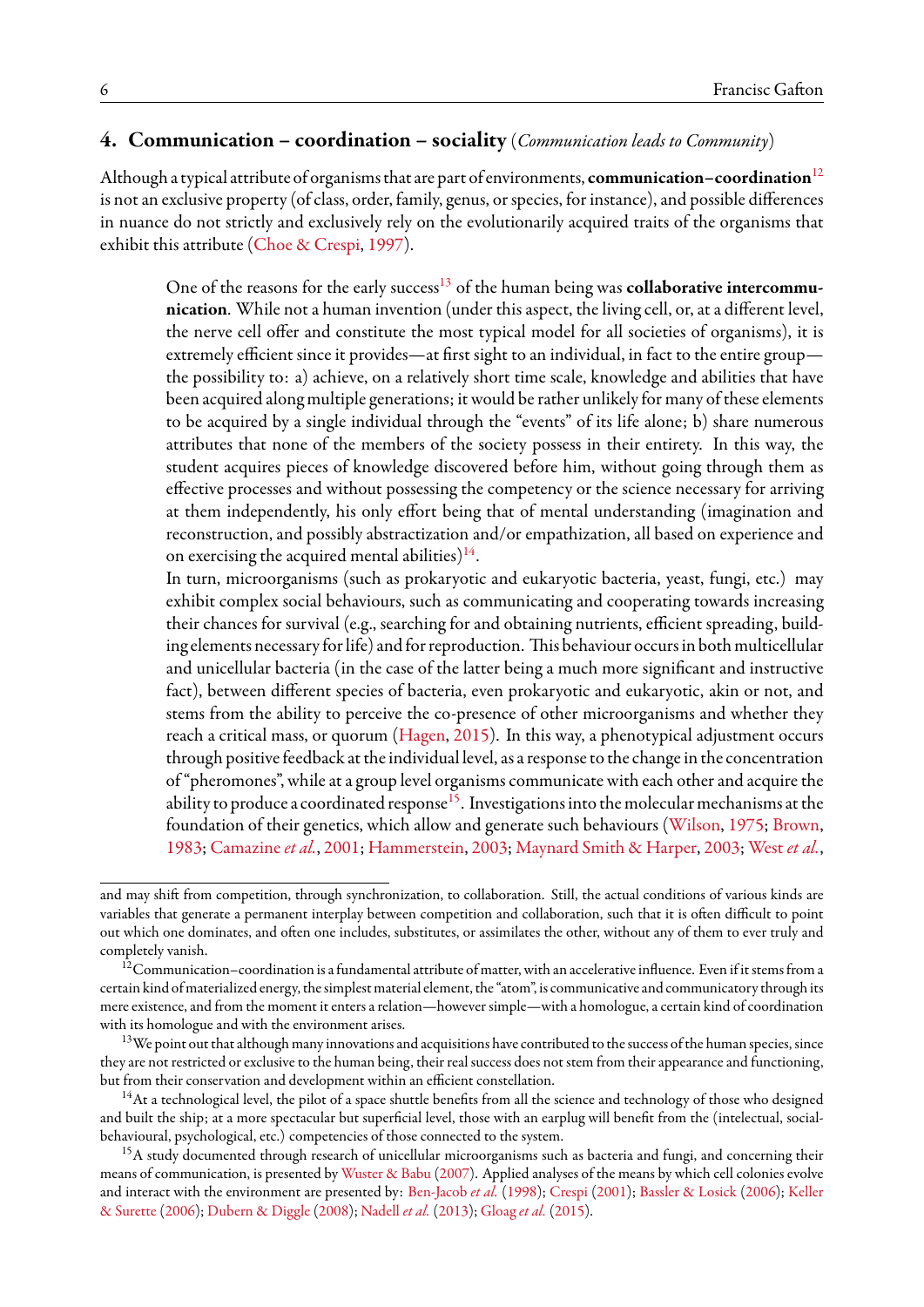## 4. Communication – coordination – sociality (*Communication leads to Community*)

Although a typical attribute of organisms that are part of environments, **communication–coordination**[12] is not an exclusive property (of class, order, family, genus, or species, for instance), and possible differences in nuance do not strictly and exclusively rely on the evolutionarily acquired traits of the organisms that exhibit this attribute (Choe & Crespi, 1997).

> One of the reasons for the early success[13] of the human being was **collaborative intercommunication**. While not a human invention (under this aspect, the living cell, or, at a different level, the nerve cell offer and constitute the most typical model for all societies of organisms), it is extremely efficient since it provides—at first sight to an individual, in fact to the entire group—the possibility to: a) achieve, on a relatively short time scale, knowledge and abilities that have been acquired along multiple generations; it would be rather unlikely for many of these elements to be acquired by a single individual through the "events" of its life alone; b) share numerous attributes that none of the members of the society possess in their entirety. In this way, the student acquires pieces of knowledge discovered before him, without going through them as effective processes and without possessing the competency or the science necessary for arriving at them independently, his only effort being that of mental understanding (imagination and reconstruction, and possibly abstractization and/or empathization, all based on experience and on exercising the acquired mental abilities)[14].
>
> In turn, microorganisms (such as prokaryotic and eukaryotic bacteria, yeast, fungi, etc.) may exhibit complex social behaviours, such as communicating and cooperating towards increasing their chances for survival (e.g., searching for and obtaining nutrients, efficient spreading, building elements necessary for life) and for reproduction. This behaviour occurs in both multicellular and unicellular bacteria (in the case of the latter being a much more significant and instructive fact), between different species of bacteria, even prokaryotic and eukaryotic, akin or not, and stems from the ability to perceive the co-presence of other microorganisms and whether they reach a critical mass, or quorum (Hagen, 2015). In this way, a phenotypical adjustment occurs through positive feedback at the individual level, as a response to the change in the concentration of "pheromones", while at a group level organisms communicate with each other and acquire the ability to produce a coordinated response[15]. Investigations into the molecular mechanisms at the foundation of their genetics, which allow and generate such behaviours (Wilson, 1975; Brown, 1983; Camazine *et al.*, 2001; Hammerstein, 2003; Maynard Smith & Harper, 2003; West *et al.*,

---

and may shift from competition, through synchronization, to collaboration. Still, the actual conditions of various kinds are variables that generate a permanent interplay between competition and collaboration, such that it is often difficult to point out which one dominates, and often one includes, substitutes, or assimilates the other, without any of them to ever truly and completely vanish.

[12] Communication–coordination is a fundamental attribute of matter, with an accelerative influence. Even if it stems from a certain kind of materialized energy, the simplest material element, the "atom", is communicative and communicatory through its mere existence, and from the moment it enters a relation—however simple—with a homologue, a certain kind of coordination with its homologue and with the environment arises.

[13] We point out that although many innovations and acquisitions have contributed to the success of the human species, since they are not restricted or exclusive to the human being, their real success does not stem from their appearance and functioning, but from their conservation and development within an efficient constellation.

[14] At a technological level, the pilot of a space shuttle benefits from all the science and technology of those who designed and built the ship; at a more spectacular but superficial level, those with an earplug will benefit from the (intelectual, social-behavioural, psychological, etc.) competencies of those connected to the system.

[15] A study documented through research of unicellular microorganisms such as bacteria and fungi, and concerning their means of communication, is presented by Wuster & Babu (2007). Applied analyses of the means by which cell colonies evolve and interact with the environment are presented by: Ben-Jacob *et al.* (1998); Crespi (2001); Bassler & Losick (2006); Keller & Surette (2006); Dubern & Diggle (2008); Nadell *et al.* (2013); Gloag *et al.* (2015).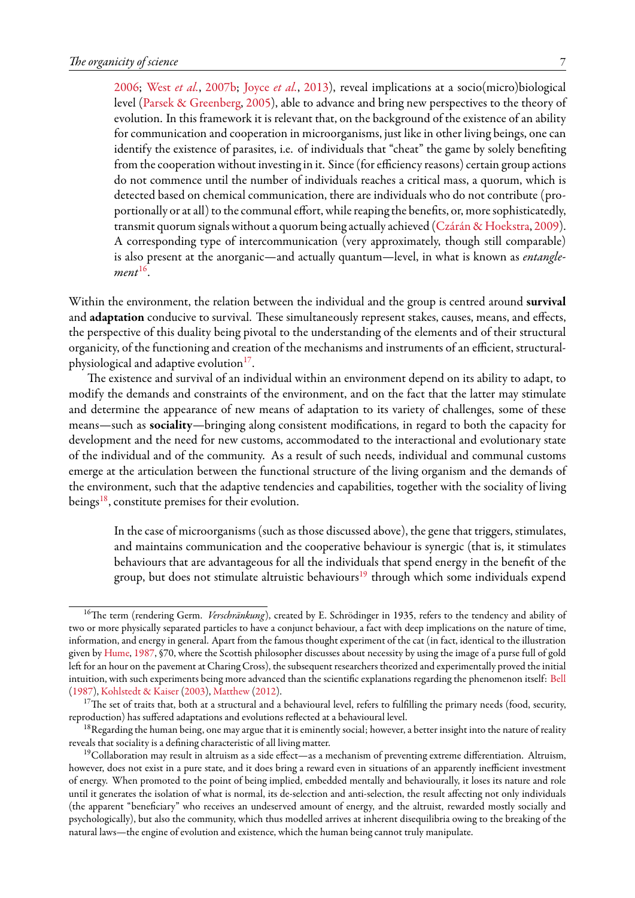2006; West *et al.*, 2007b; Joyce *et al.*, 2013), reveal implications at a socio(micro)biological level (Parsek & Greenberg, 2005), able to advance and bring new perspectives to the theory of evolution. In this framework it is relevant that, on the background of the existence of an ability for communication and cooperation in microorganisms, just like in other living beings, one can identify the existence of parasites, i.e. of individuals that "cheat" the game by solely benefiting from the cooperation without investing in it. Since (for efficiency reasons) certain group actions do not commence until the number of individuals reaches a critical mass, a quorum, which is detected based on chemical communication, there are individuals who do not contribute (proportionally or at all) to the communal effort, while reaping the benefits, or, more sophisticatedly, transmit quorum signals without a quorum being actually achieved (Czárán & Hoekstra, 2009). A corresponding type of intercommunication (very approximately, though still comparable) is also present at the anorganic—and actually quantum—level, in what is known as *entanglement*[16].

Within the environment, the relation between the individual and the group is centred around **survival** and **adaptation** conducive to survival. These simultaneously represent stakes, causes, means, and effects, the perspective of this duality being pivotal to the understanding of the elements and of their structural organicity, of the functioning and creation of the mechanisms and instruments of an efficient, structural-physiological and adaptive evolution[17].

The existence and survival of an individual within an environment depend on its ability to adapt, to modify the demands and constraints of the environment, and on the fact that the latter may stimulate and determine the appearance of new means of adaptation to its variety of challenges, some of these means—such as **sociality**—bringing along consistent modifications, in regard to both the capacity for development and the need for new customs, accommodated to the interactional and evolutionary state of the individual and of the community. As a result of such needs, individual and communal customs emerge at the articulation between the functional structure of the living organism and the demands of the environment, such that the adaptive tendencies and capabilities, together with the sociality of living beings[18], constitute premises for their evolution.

In the case of microorganisms (such as those discussed above), the gene that triggers, stimulates, and maintains communication and the cooperative behaviour is synergic (that is, it stimulates behaviours that are advantageous for all the individuals that spend energy in the benefit of the group, but does not stimulate altruistic behaviours[19] through which some individuals expend

---

[16] The term (rendering Germ. *Verschränkung*), created by E. Schrödinger in 1935, refers to the tendency and ability of two or more physically separated particles to have a conjunct behaviour, a fact with deep implications on the nature of time, information, and energy in general. Apart from the famous thought experiment of the cat (in fact, identical to the illustration given by Hume, 1987, §70, where the Scottish philosopher discusses about necessity by using the image of a purse full of gold left for an hour on the pavement at Charing Cross), the subsequent researchers theorized and experimentally proved the initial intuition, with such experiments being more advanced than the scientific explanations regarding the phenomenon itself: Bell (1987), Kohlstedt & Kaiser (2003), Matthew (2012).

[17] The set of traits that, both at a structural and a behavioural level, refers to fulfilling the primary needs (food, security, reproduction) has suffered adaptations and evolutions reflected at a behavioural level.

[18] Regarding the human being, one may argue that it is eminently social; however, a better insight into the nature of reality reveals that sociality is a defining characteristic of all living matter.

[19] Collaboration may result in altruism as a side effect—as a mechanism of preventing extreme differentiation. Altruism, however, does not exist in a pure state, and it does bring a reward even in situations of an apparently inefficient investment of energy. When promoted to the point of being implied, embedded mentally and behaviourally, it loses its nature and role until it generates the isolation of what is normal, its de-selection and anti-selection, the result affecting not only individuals (the apparent "beneficiary" who receives an undeserved amount of energy, and the altruist, rewarded mostly socially and psychologically), but also the community, which thus modelled arrives at inherent disequilibria owing to the breaking of the natural laws—the engine of evolution and existence, which the human being cannot truly manipulate.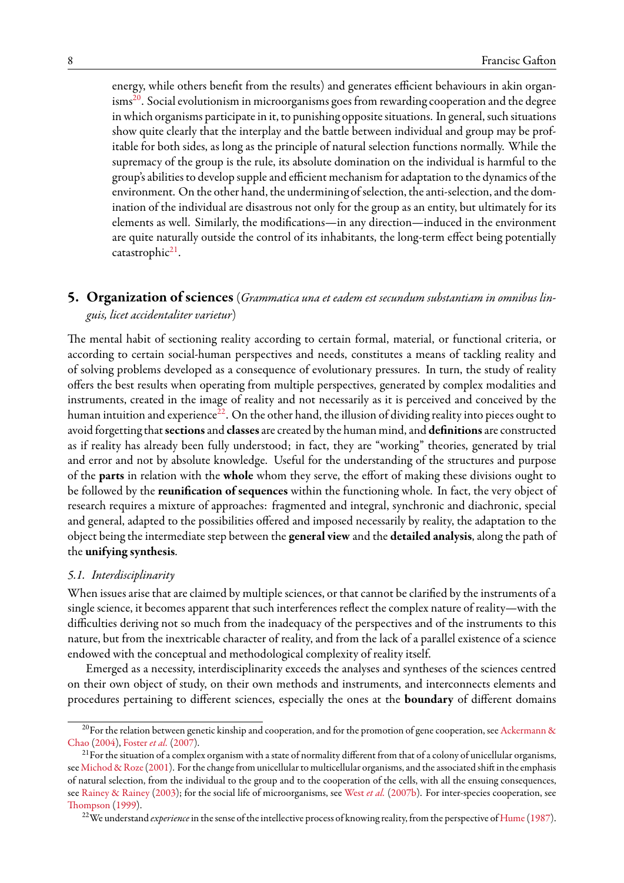energy, while others benefit from the results) and generates efficient behaviours in akin organisms[20]. Social evolutionism in microorganisms goes from rewarding cooperation and the degree in which organisms participate in it, to punishing opposite situations. In general, such situations show quite clearly that the interplay and the battle between individual and group may be profitable for both sides, as long as the principle of natural selection functions normally. While the supremacy of the group is the rule, its absolute domination on the individual is harmful to the group's abilities to develop supple and efficient mechanism for adaptation to the dynamics of the environment. On the other hand, the undermining of selection, the anti-selection, and the domination of the individual are disastrous not only for the group as an entity, but ultimately for its elements as well. Similarly, the modifications—in any direction—induced in the environment are quite naturally outside the control of its inhabitants, the long-term effect being potentially catastrophic[21].

## 5. Organization of sciences (*Grammatica una et eadem est secundum substantiam in omnibus linguis, licet accidentaliter varietur*)

The mental habit of sectioning reality according to certain formal, material, or functional criteria, or according to certain social-human perspectives and needs, constitutes a means of tackling reality and of solving problems developed as a consequence of evolutionary pressures. In turn, the study of reality offers the best results when operating from multiple perspectives, generated by complex modalities and instruments, created in the image of reality and not necessarily as it is perceived and conceived by the human intuition and experience[22]. On the other hand, the illusion of dividing reality into pieces ought to avoid forgetting that **sections** and **classes** are created by the human mind, and **definitions** are constructed as if reality has already been fully understood; in fact, they are "working" theories, generated by trial and error and not by absolute knowledge. Useful for the understanding of the structures and purpose of the **parts** in relation with the **whole** whom they serve, the effort of making these divisions ought to be followed by the **reunification of sequences** within the functioning whole. In fact, the very object of research requires a mixture of approaches: fragmented and integral, synchronic and diachronic, special and general, adapted to the possibilities offered and imposed necessarily by reality, the adaptation to the object being the intermediate step between the **general view** and the **detailed analysis**, along the path of the **unifying synthesis**.

### *5.1. Interdisciplinarity*

When issues arise that are claimed by multiple sciences, or that cannot be clarified by the instruments of a single science, it becomes apparent that such interferences reflect the complex nature of reality—with the difficulties deriving not so much from the inadequacy of the perspectives and of the instruments to this nature, but from the inextricable character of reality, and from the lack of a parallel existence of a science endowed with the conceptual and methodological complexity of reality itself.

Emerged as a necessity, interdisciplinarity exceeds the analyses and syntheses of the sciences centred on their own object of study, on their own methods and instruments, and interconnects elements and procedures pertaining to different sciences, especially the ones at the **boundary** of different domains

---

[20] For the relation between genetic kinship and cooperation, and for the promotion of gene cooperation, see Ackermann & Chao (2004), Foster *et al.* (2007).

[21] For the situation of a complex organism with a state of normality different from that of a colony of unicellular organisms, see Michod & Roze (2001). For the change from unicellular to multicellular organisms, and the associated shift in the emphasis of natural selection, from the individual to the group and to the cooperation of the cells, with all the ensuing consequences, see Rainey & Rainey (2003); for the social life of microorganisms, see West *et al.* (2007b). For inter-species cooperation, see Thompson (1999).

[22] We understand *experience* in the sense of the intellective process of knowing reality, from the perspective of Hume (1987).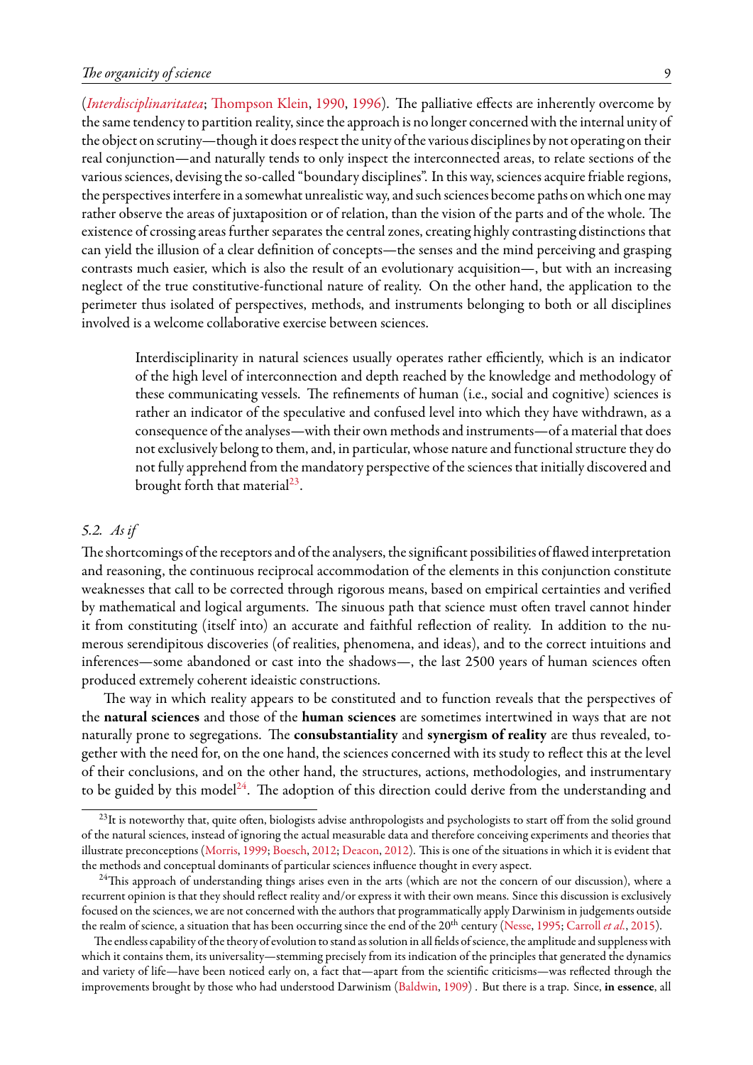(*Interdisciplinaritatea*; Thompson Klein, 1990, 1996). The palliative effects are inherently overcome by the same tendency to partition reality, since the approach is no longer concerned with the internal unity of the object on scrutiny—though it does respect the unity of the various disciplines by not operating on their real conjunction—and naturally tends to only inspect the interconnected areas, to relate sections of the various sciences, devising the so-called "boundary disciplines". In this way, sciences acquire friable regions, the perspectives interfere in a somewhat unrealistic way, and such sciences become paths on which one may rather observe the areas of juxtaposition or of relation, than the vision of the parts and of the whole. The existence of crossing areas further separates the central zones, creating highly contrasting distinctions that can yield the illusion of a clear definition of concepts—the senses and the mind perceiving and grasping contrasts much easier, which is also the result of an evolutionary acquisition—, but with an increasing neglect of the true constitutive-functional nature of reality. On the other hand, the application to the perimeter thus isolated of perspectives, methods, and instruments belonging to both or all disciplines involved is a welcome collaborative exercise between sciences.

> Interdisciplinarity in natural sciences usually operates rather efficiently, which is an indicator of the high level of interconnection and depth reached by the knowledge and methodology of these communicating vessels. The refinements of human (i.e., social and cognitive) sciences is rather an indicator of the speculative and confused level into which they have withdrawn, as a consequence of the analyses—with their own methods and instruments—of a material that does not exclusively belong to them, and, in particular, whose nature and functional structure they do not fully apprehend from the mandatory perspective of the sciences that initially discovered and brought forth that material[23].

### 5.2. *As if*

The shortcomings of the receptors and of the analysers, the significant possibilities of flawed interpretation and reasoning, the continuous reciprocal accommodation of the elements in this conjunction constitute weaknesses that call to be corrected through rigorous means, based on empirical certainties and verified by mathematical and logical arguments. The sinuous path that science must often travel cannot hinder it from constituting (itself into) an accurate and faithful reflection of reality. In addition to the numerous serendipitous discoveries (of realities, phenomena, and ideas), and to the correct intuitions and inferences—some abandoned or cast into the shadows—, the last 2500 years of human sciences often produced extremely coherent ideaistic constructions.

The way in which reality appears to be constituted and to function reveals that the perspectives of the **natural sciences** and those of the **human sciences** are sometimes intertwined in ways that are not naturally prone to segregations. The **consubstantiality** and **synergism of reality** are thus revealed, together with the need for, on the one hand, the sciences concerned with its study to reflect this at the level of their conclusions, and on the other hand, the structures, actions, methodologies, and instrumentary to be guided by this model[24]. The adoption of this direction could derive from the understanding and

---

[23] It is noteworthy that, quite often, biologists advise anthropologists and psychologists to start off from the solid ground of the natural sciences, instead of ignoring the actual measurable data and therefore conceiving experiments and theories that illustrate preconceptions (Morris, 1999; Boesch, 2012; Deacon, 2012). This is one of the situations in which it is evident that the methods and conceptual dominants of particular sciences influence thought in every aspect.

[24] This approach of understanding things arises even in the arts (which are not the concern of our discussion), where a recurrent opinion is that they should reflect reality and/or express it with their own means. Since this discussion is exclusively focused on the sciences, we are not concerned with the authors that programmatically apply Darwinism in judgements outside the realm of science, a situation that has been occurring since the end of the 20th century (Nesse, 1995; Carroll *et al.*, 2015).

The endless capability of the theory of evolution to stand as solution in all fields of science, the amplitude and suppleness with which it contains them, its universality—stemming precisely from its indication of the principles that generated the dynamics and variety of life—have been noticed early on, a fact that—apart from the scientific criticisms—was reflected through the improvements brought by those who had understood Darwinism (Baldwin, 1909) . But there is a trap. Since, **in essence**, all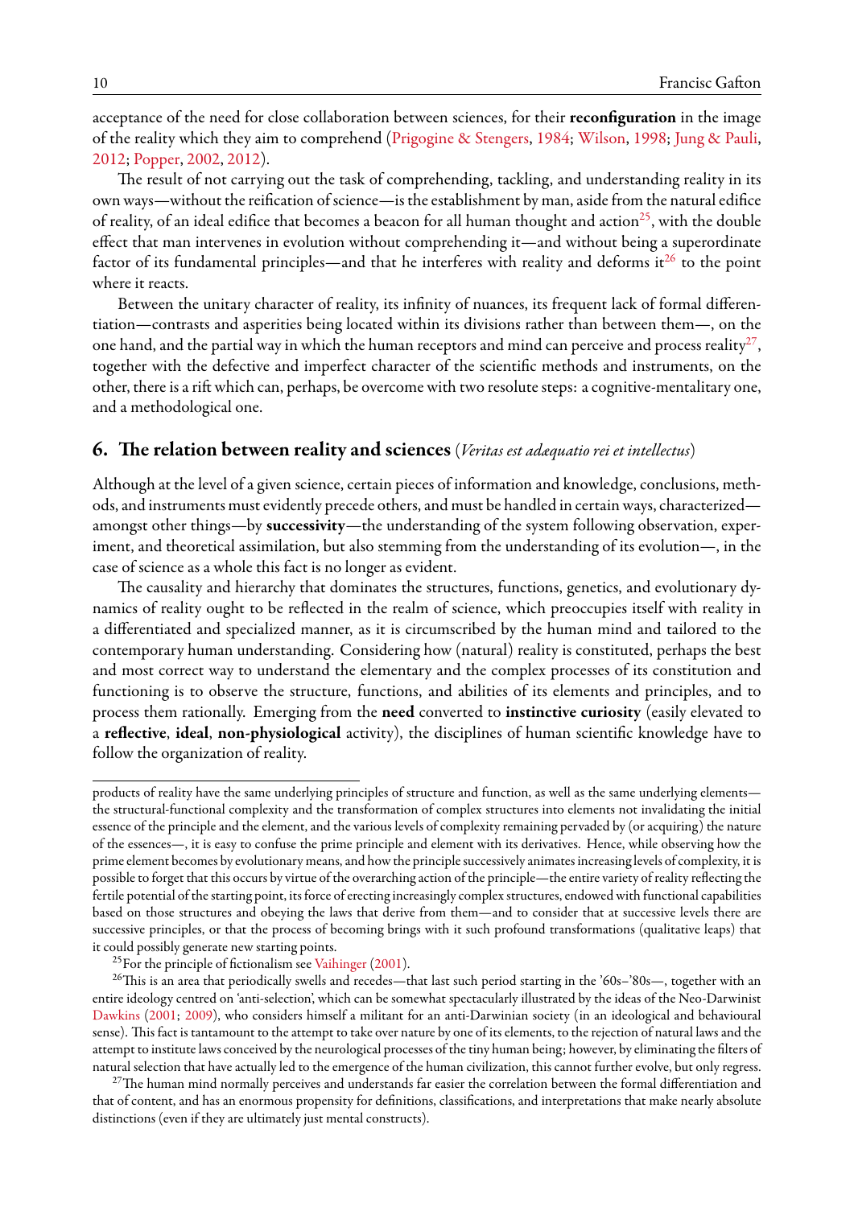acceptance of the need for close collaboration between sciences, for their **reconfiguration** in the image of the reality which they aim to comprehend (Prigogine & Stengers, 1984; Wilson, 1998; Jung & Pauli, 2012; Popper, 2002, 2012).

The result of not carrying out the task of comprehending, tackling, and understanding reality in its own ways—without the reification of science—is the establishment by man, aside from the natural edifice of reality, of an ideal edifice that becomes a beacon for all human thought and action[25], with the double effect that man intervenes in evolution without comprehending it—and without being a superordinate factor of its fundamental principles—and that he interferes with reality and deforms it[26] to the point where it reacts.

Between the unitary character of reality, its infinity of nuances, its frequent lack of formal differentiation—contrasts and asperities being located within its divisions rather than between them—, on the one hand, and the partial way in which the human receptors and mind can perceive and process reality[27], together with the defective and imperfect character of the scientific methods and instruments, on the other, there is a rift which can, perhaps, be overcome with two resolute steps: a cognitive-mentalitary one, and a methodological one.

## 6. The relation between reality and sciences (*Veritas est adæquatio rei et intellectus*)

Although at the level of a given science, certain pieces of information and knowledge, conclusions, methods, and instruments must evidently precede others, and must be handled in certain ways, characterized—amongst other things—by **successivity**—the understanding of the system following observation, experiment, and theoretical assimilation, but also stemming from the understanding of its evolution—, in the case of science as a whole this fact is no longer as evident.

The causality and hierarchy that dominates the structures, functions, genetics, and evolutionary dynamics of reality ought to be reflected in the realm of science, which preoccupies itself with reality in a differentiated and specialized manner, as it is circumscribed by the human mind and tailored to the contemporary human understanding. Considering how (natural) reality is constituted, perhaps the best and most correct way to understand the elementary and the complex processes of its constitution and functioning is to observe the structure, functions, and abilities of its elements and principles, and to process them rationally. Emerging from the **need** converted to **instinctive curiosity** (easily elevated to a **reflective**, **ideal**, **non-physiological** activity), the disciplines of human scientific knowledge have to follow the organization of reality.

---

products of reality have the same underlying principles of structure and function, as well as the same underlying elements—the structural-functional complexity and the transformation of complex structures into elements not invalidating the initial essence of the principle and the element, and the various levels of complexity remaining pervaded by (or acquiring) the nature of the essences—, it is easy to confuse the prime principle and element with its derivatives. Hence, while observing how the prime element becomes by evolutionary means, and how the principle successively animates increasing levels of complexity, it is possible to forget that this occurs by virtue of the overarching action of the principle—the entire variety of reality reflecting the fertile potential of the starting point, its force of erecting increasingly complex structures, endowed with functional capabilities based on those structures and obeying the laws that derive from them—and to consider that at successive levels there are successive principles, or that the process of becoming brings with it such profound transformations (qualitative leaps) that it could possibly generate new starting points.

[25] For the principle of fictionalism see Vaihinger (2001).

[26] This is an area that periodically swells and recedes—that last such period starting in the '60s–'80s—, together with an entire ideology centred on 'anti-selection', which can be somewhat spectacularly illustrated by the ideas of the Neo-Darwinist Dawkins (2001; 2009), who considers himself a militant for an anti-Darwinian society (in an ideological and behavioural sense). This fact is tantamount to the attempt to take over nature by one of its elements, to the rejection of natural laws and the attempt to institute laws conceived by the neurological processes of the tiny human being; however, by eliminating the filters of natural selection that have actually led to the emergence of the human civilization, this cannot further evolve, but only regress.

[27] The human mind normally perceives and understands far easier the correlation between the formal differentiation and that of content, and has an enormous propensity for definitions, classifications, and interpretations that make nearly absolute distinctions (even if they are ultimately just mental constructs).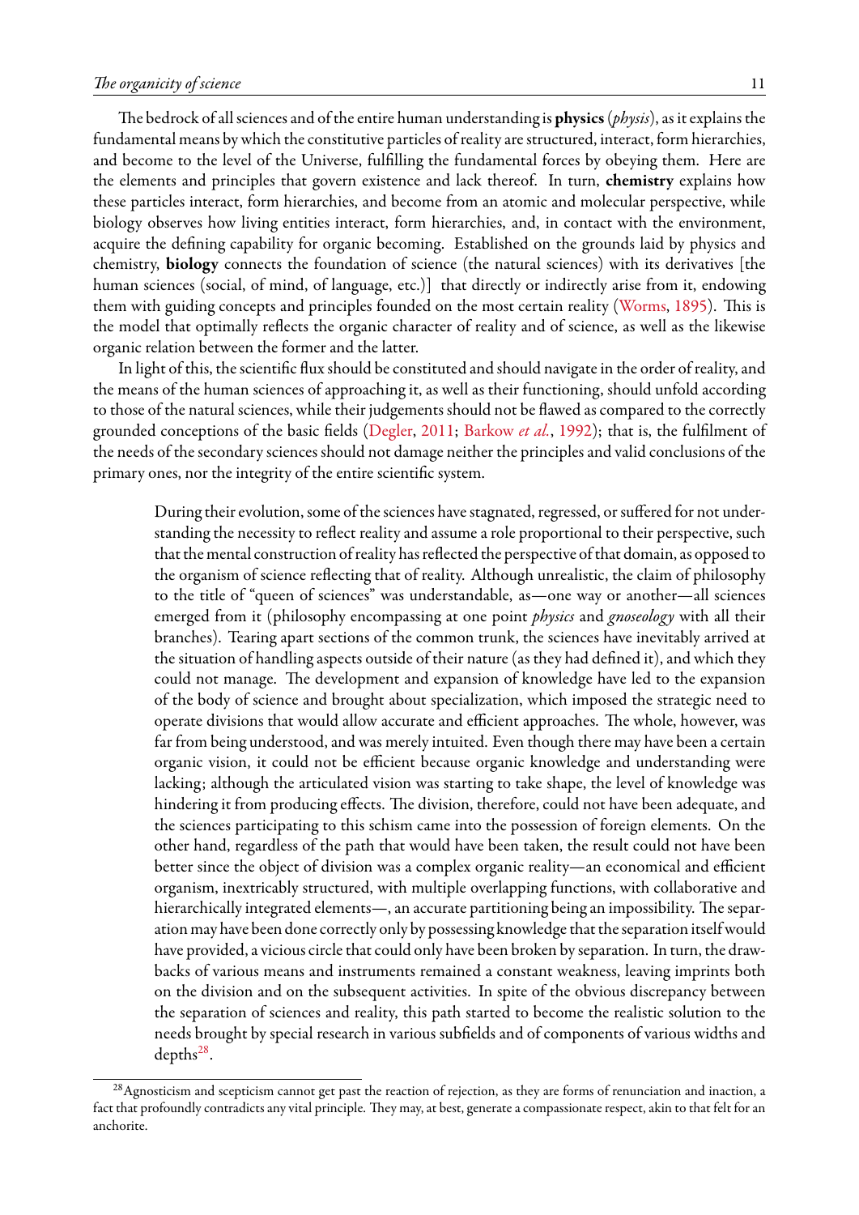The bedrock of all sciences and of the entire human understanding is **physics** (*physis*), as it explains the fundamental means by which the constitutive particles of reality are structured, interact, form hierarchies, and become to the level of the Universe, fulfilling the fundamental forces by obeying them. Here are the elements and principles that govern existence and lack thereof. In turn, **chemistry** explains how these particles interact, form hierarchies, and become from an atomic and molecular perspective, while biology observes how living entities interact, form hierarchies, and, in contact with the environment, acquire the defining capability for organic becoming. Established on the grounds laid by physics and chemistry, **biology** connects the foundation of science (the natural sciences) with its derivatives [the human sciences (social, of mind, of language, etc.)] that directly or indirectly arise from it, endowing them with guiding concepts and principles founded on the most certain reality (Worms, 1895). This is the model that optimally reflects the organic character of reality and of science, as well as the likewise organic relation between the former and the latter.

In light of this, the scientific flux should be constituted and should navigate in the order of reality, and the means of the human sciences of approaching it, as well as their functioning, should unfold according to those of the natural sciences, while their judgements should not be flawed as compared to the correctly grounded conceptions of the basic fields (Degler, 2011; Barkow *et al.*, 1992); that is, the fulfilment of the needs of the secondary sciences should not damage neither the principles and valid conclusions of the primary ones, nor the integrity of the entire scientific system.

> During their evolution, some of the sciences have stagnated, regressed, or suffered for not understanding the necessity to reflect reality and assume a role proportional to their perspective, such that the mental construction of reality has reflected the perspective of that domain, as opposed to the organism of science reflecting that of reality. Although unrealistic, the claim of philosophy to the title of "queen of sciences" was understandable, as—one way or another—all sciences emerged from it (philosophy encompassing at one point *physics* and *gnoseology* with all their branches). Tearing apart sections of the common trunk, the sciences have inevitably arrived at the situation of handling aspects outside of their nature (as they had defined it), and which they could not manage. The development and expansion of knowledge have led to the expansion of the body of science and brought about specialization, which imposed the strategic need to operate divisions that would allow accurate and efficient approaches. The whole, however, was far from being understood, and was merely intuited. Even though there may have been a certain organic vision, it could not be efficient because organic knowledge and understanding were lacking; although the articulated vision was starting to take shape, the level of knowledge was hindering it from producing effects. The division, therefore, could not have been adequate, and the sciences participating to this schism came into the possession of foreign elements. On the other hand, regardless of the path that would have been taken, the result could not have been better since the object of division was a complex organic reality—an economical and efficient organism, inextricably structured, with multiple overlapping functions, with collaborative and hierarchically integrated elements—, an accurate partitioning being an impossibility. The separation may have been done correctly only by possessing knowledge that the separation itself would have provided, a vicious circle that could only have been broken by separation. In turn, the drawbacks of various means and instruments remained a constant weakness, leaving imprints both on the division and on the subsequent activities. In spite of the obvious discrepancy between the separation of sciences and reality, this path started to become the realistic solution to the needs brought by special research in various subfields and of components of various widths and depths[28].

[28] Agnosticism and scepticism cannot get past the reaction of rejection, as they are forms of renunciation and inaction, a fact that profoundly contradicts any vital principle. They may, at best, generate a compassionate respect, akin to that felt for an anchorite.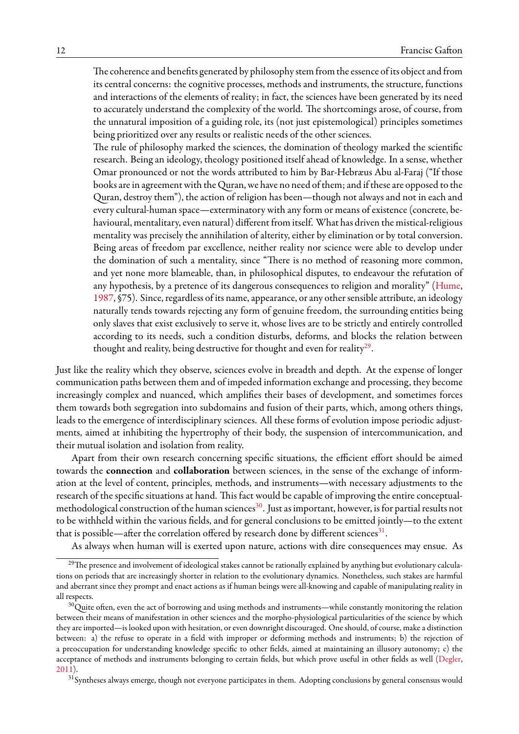> The coherence and benefits generated by philosophy stem from the essence of its object and from its central concerns: the cognitive processes, methods and instruments, the structure, functions and interactions of the elements of reality; in fact, the sciences have been generated by its need to accurately understand the complexity of the world. The shortcomings arose, of course, from the unnatural imposition of a guiding role, its (not just epistemological) principles sometimes being prioritized over any results or realistic needs of the other sciences.
>
> The rule of philosophy marked the sciences, the domination of theology marked the scientific research. Being an ideology, theology positioned itself ahead of knowledge. In a sense, whether Omar pronounced or not the words attributed to him by Bar-Hebræus Abu al-Faraj ("If those books are in agreement with the Quran, we have no need of them; and if these are opposed to the Quran, destroy them"), the action of religion has been—though not always and not in each and every cultural-human space—exterminatory with any form or means of existence (concrete, behavioural, mentalitary, even natural) different from itself. What has driven the mistical-religious mentality was precisely the annihilation of alterity, either by elimination or by total conversion. Being areas of freedom par excellence, neither reality nor science were able to develop under the domination of such a mentality, since "There is no method of reasoning more common, and yet none more blameable, than, in philosophical disputes, to endeavour the refutation of any hypothesis, by a pretence of its dangerous consequences to religion and morality" (Hume, 1987, §75). Since, regardless of its name, appearance, or any other sensible attribute, an ideology naturally tends towards rejecting any form of genuine freedom, the surrounding entities being only slaves that exist exclusively to serve it, whose lives are to be strictly and entirely controlled according to its needs, such a condition disturbs, deforms, and blocks the relation between thought and reality, being destructive for thought and even for reality[29].

Just like the reality which they observe, sciences evolve in breadth and depth. At the expense of longer communication paths between them and of impeded information exchange and processing, they become increasingly complex and nuanced, which amplifies their bases of development, and sometimes forces them towards both segregation into subdomains and fusion of their parts, which, among others things, leads to the emergence of interdisciplinary sciences. All these forms of evolution impose periodic adjustments, aimed at inhibiting the hypertrophy of their body, the suspension of intercommunication, and their mutual isolation and isolation from reality.

Apart from their own research concerning specific situations, the efficient effort should be aimed towards the **connection** and **collaboration** between sciences, in the sense of the exchange of information at the level of content, principles, methods, and instruments—with necessary adjustments to the research of the specific situations at hand. This fact would be capable of improving the entire conceptual-methodological construction of the human sciences[30]. Just as important, however, is for partial results not to be withheld within the various fields, and for general conclusions to be emitted jointly—to the extent that is possible—after the correlation offered by research done by different sciences[31].

As always when human will is exerted upon nature, actions with dire consequences may ensue. As

---

[29] The presence and involvement of ideological stakes cannot be rationally explained by anything but evolutionary calculations on periods that are increasingly shorter in relation to the evolutionary dynamics. Nonetheless, such stakes are harmful and aberrant since they prompt and enact actions as if human beings were all-knowing and capable of manipulating reality in all respects.

[30] Quite often, even the act of borrowing and using methods and instruments—while constantly monitoring the relation between their means of manifestation in other sciences and the morpho-physiological particularities of the science by which they are imported—is looked upon with hesitation, or even downright discouraged. One should, of course, make a distinction between: a) the refuse to operate in a field with improper or deforming methods and instruments; b) the rejection of a preoccupation for understanding knowledge specific to other fields, aimed at maintaining an illusory autonomy; c) the acceptance of methods and instruments belonging to certain fields, but which prove useful in other fields as well (Degler, 2011).

[31] Syntheses always emerge, though not everyone participates in them. Adopting conclusions by general consensus would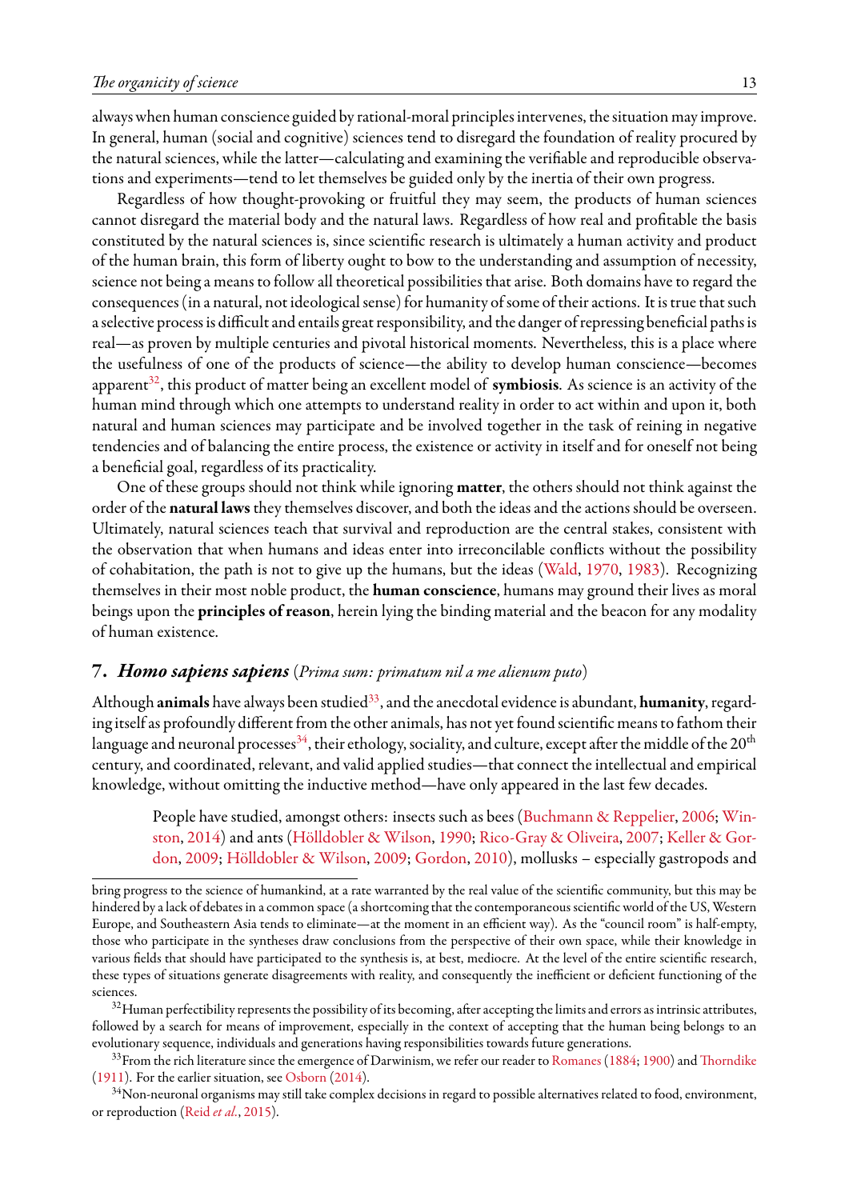always when human conscience guided by rational-moral principles intervenes, the situation may improve. In general, human (social and cognitive) sciences tend to disregard the foundation of reality procured by the natural sciences, while the latter—calculating and examining the verifiable and reproducible observations and experiments—tend to let themselves be guided only by the inertia of their own progress.

Regardless of how thought-provoking or fruitful they may seem, the products of human sciences cannot disregard the material body and the natural laws. Regardless of how real and profitable the basis constituted by the natural sciences is, since scientific research is ultimately a human activity and product of the human brain, this form of liberty ought to bow to the understanding and assumption of necessity, science not being a means to follow all theoretical possibilities that arise. Both domains have to regard the consequences (in a natural, not ideological sense) for humanity of some of their actions. It is true that such a selective process is difficult and entails great responsibility, and the danger of repressing beneficial paths is real—as proven by multiple centuries and pivotal historical moments. Nevertheless, this is a place where the usefulness of one of the products of science—the ability to develop human conscience—becomes apparent[32], this product of matter being an excellent model of **symbiosis**. As science is an activity of the human mind through which one attempts to understand reality in order to act within and upon it, both natural and human sciences may participate and be involved together in the task of reining in negative tendencies and of balancing the entire process, the existence or activity in itself and for oneself not being a beneficial goal, regardless of its practicality.

One of these groups should not think while ignoring **matter**, the others should not think against the order of the **natural laws** they themselves discover, and both the ideas and the actions should be overseen. Ultimately, natural sciences teach that survival and reproduction are the central stakes, consistent with the observation that when humans and ideas enter into irreconcilable conflicts without the possibility of cohabitation, the path is not to give up the humans, but the ideas (Wald, 1970, 1983). Recognizing themselves in their most noble product, the **human conscience**, humans may ground their lives as moral beings upon the **principles of reason**, herein lying the binding material and the beacon for any modality of human existence.

## 7. *Homo sapiens sapiens* (*Prima sum: primatum nil a me alienum puto*)

Although **animals** have always been studied[33], and the anecdotal evidence is abundant, **humanity**, regarding itself as profoundly different from the other animals, has not yet found scientific means to fathom their language and neuronal processes[34], their ethology, sociality, and culture, except after the middle of the 20th century, and coordinated, relevant, and valid applied studies—that connect the intellectual and empirical knowledge, without omitting the inductive method—have only appeared in the last few decades.

> People have studied, amongst others: insects such as bees (Buchmann & Reppelier, 2006; Winston, 2014) and ants (Hölldobler & Wilson, 1990; Rico-Gray & Oliveira, 2007; Keller & Gordon, 2009; Hölldobler & Wilson, 2009; Gordon, 2010), mollusks – especially gastropods and

---

bring progress to the science of humankind, at a rate warranted by the real value of the scientific community, but this may be hindered by a lack of debates in a common space (a shortcoming that the contemporaneous scientific world of the US, Western Europe, and Southeastern Asia tends to eliminate—at the moment in an efficient way). As the "council room" is half-empty, those who participate in the syntheses draw conclusions from the perspective of their own space, while their knowledge in various fields that should have participated to the synthesis is, at best, mediocre. At the level of the entire scientific research, these types of situations generate disagreements with reality, and consequently the inefficient or deficient functioning of the sciences.

[32] Human perfectibility represents the possibility of its becoming, after accepting the limits and errors as intrinsic attributes, followed by a search for means of improvement, especially in the context of accepting that the human being belongs to an evolutionary sequence, individuals and generations having responsibilities towards future generations.

[33] From the rich literature since the emergence of Darwinism, we refer our reader to Romanes (1884; 1900) and Thorndike (1911). For the earlier situation, see Osborn (2014).

[34] Non-neuronal organisms may still take complex decisions in regard to possible alternatives related to food, environment, or reproduction (Reid *et al.*, 2015).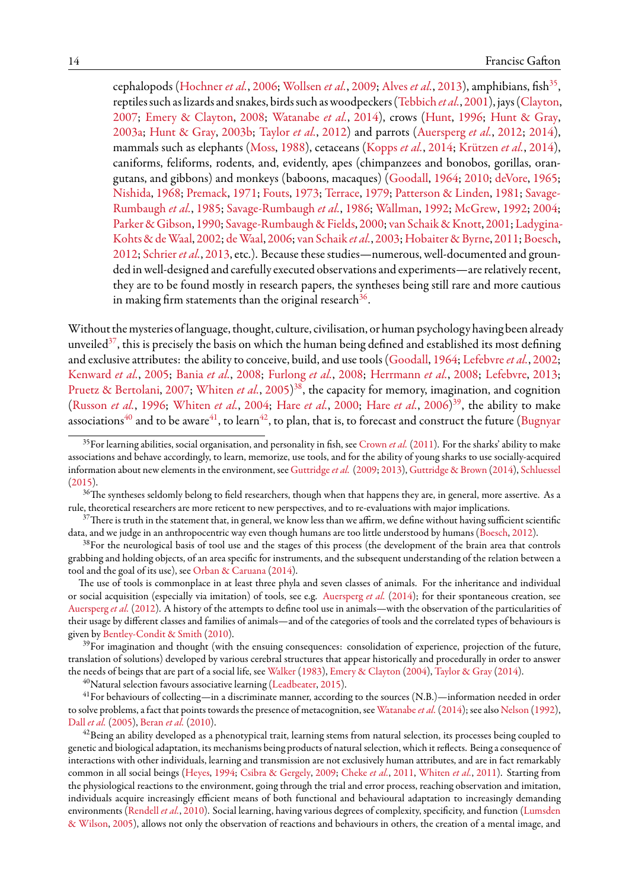cephalopods (Hochner *et al.*, 2006; Wollsen *et al.*, 2009; Alves *et al.*, 2013), amphibians, fish[35], reptiles such as lizards and snakes, birds such as woodpeckers (Tebbich *et al.*, 2001), jays (Clayton, 2007; Emery & Clayton, 2008; Watanabe *et al.*, 2014), crows (Hunt, 1996; Hunt & Gray, 2003a; Hunt & Gray, 2003b; Taylor *et al.*, 2012) and parrots (Auersperg *et al.*, 2012; 2014), mammals such as elephants (Moss, 1988), cetaceans (Kopps *et al.*, 2014; Krützen *et al.*, 2014), caniforms, feliforms, rodents, and, evidently, apes (chimpanzees and bonobos, gorillas, orangutans, and gibbons) and monkeys (baboons, macaques) (Goodall, 1964; 2010; deVore, 1965; Nishida, 1968; Premack, 1971; Fouts, 1973; Terrace, 1979; Patterson & Linden, 1981; Savage-Rumbaugh *et al.*, 1985; Savage-Rumbaugh *et al.*, 1986; Wallman, 1992; McGrew, 1992; 2004; Parker & Gibson, 1990; Savage-Rumbaugh & Fields, 2000; van Schaik & Knott, 2001; Ladygina-Kohts & de Waal, 2002; de Waal, 2006; van Schaik *et al.*, 2003; Hobaiter & Byrne, 2011; Boesch, 2012; Schrier *et al.*, 2013, etc.). Because these studies—numerous, well-documented and grounded in well-designed and carefully executed observations and experiments—are relatively recent, they are to be found mostly in research papers, the syntheses being still rare and more cautious in making firm statements than the original research[36].

Without the mysteries of language, thought, culture, civilisation, or human psychology having been already unveiled[37], this is precisely the basis on which the human being defined and established its most defining and exclusive attributes: the ability to conceive, build, and use tools (Goodall, 1964; Lefebvre *et al.*, 2002; Kenward *et al.*, 2005; Bania *et al.*, 2008; Furlong *et al.*, 2008; Herrmann *et al.*, 2008; Lefebvre, 2013; Pruetz & Bertolani, 2007; Whiten *et al.*, 2005)[38], the capacity for memory, imagination, and cognition (Russon *et al.*, 1996; Whiten *et al.*, 2004; Hare *et al.*, 2000; Hare *et al.*, 2006)[39], the ability to make associations[40] and to be aware[41], to learn[42], to plan, that is, to forecast and construct the future (Bugnyar

---

[35] For learning abilities, social organisation, and personality in fish, see Crown *et al.* (2011). For the sharks' ability to make associations and behave accordingly, to learn, memorize, use tools, and for the ability of young sharks to use socially-acquired information about new elements in the environment, see Guttridge *et al.* (2009; 2013), Guttridge & Brown (2014), Schluessel (2015).

[36] The syntheses seldomly belong to field researchers, though when that happens they are, in general, more assertive. As a rule, theoretical researchers are more reticent to new perspectives, and to re-evaluations with major implications.

[37] There is truth in the statement that, in general, we know less than we affirm, we define without having sufficient scientific data, and we judge in an anthropocentric way even though humans are too little understood by humans (Boesch, 2012).

[38] For the neurological basis of tool use and the stages of this process (the development of the brain area that controls grabbing and holding objects, of an area specific for instruments, and the subsequent understanding of the relation between a tool and the goal of its use), see Orban & Caruana (2014).

The use of tools is commonplace in at least three phyla and seven classes of animals. For the inheritance and individual or social acquisition (especially via imitation) of tools, see e.g. Auersperg *et al.* (2014); for their spontaneous creation, see Auersperg *et al.* (2012). A history of the attempts to define tool use in animals—with the observation of the particularities of their usage by different classes and families of animals—and of the categories of tools and the correlated types of behaviours is given by Bentley-Condit & Smith (2010).

[39] For imagination and thought (with the ensuing consequences: consolidation of experience, projection of the future, translation of solutions) developed by various cerebral structures that appear historically and procedurally in order to answer the needs of beings that are part of a social life, see Walker (1983), Emery & Clayton (2004), Taylor & Gray (2014).

[40] Natural selection favours associative learning (Leadbeater, 2015).

[41] For behaviours of collecting—in a discriminate manner, according to the sources (N.B.)—information needed in order to solve problems, a fact that points towards the presence of metacognition, see Watanabe *et al.* (2014); see also Nelson (1992), Dall *et al.* (2005), Beran *et al.* (2010).

[42] Being an ability developed as a phenotypical trait, learning stems from natural selection, its processes being coupled to genetic and biological adaptation, its mechanisms being products of natural selection, which it reflects. Being a consequence of interactions with other individuals, learning and transmission are not exclusively human attributes, and are in fact remarkably common in all social beings (Heyes, 1994; Csibra & Gergely, 2009; Cheke *et al.*, 2011, Whiten *et al.*, 2011). Starting from the physiological reactions to the environment, going through the trial and error process, reaching observation and imitation, individuals acquire increasingly efficient means of both functional and behavioural adaptation to increasingly demanding environments (Rendell *et al.*, 2010). Social learning, having various degrees of complexity, specificity, and function (Lumsden & Wilson, 2005), allows not only the observation of reactions and behaviours in others, the creation of a mental image, and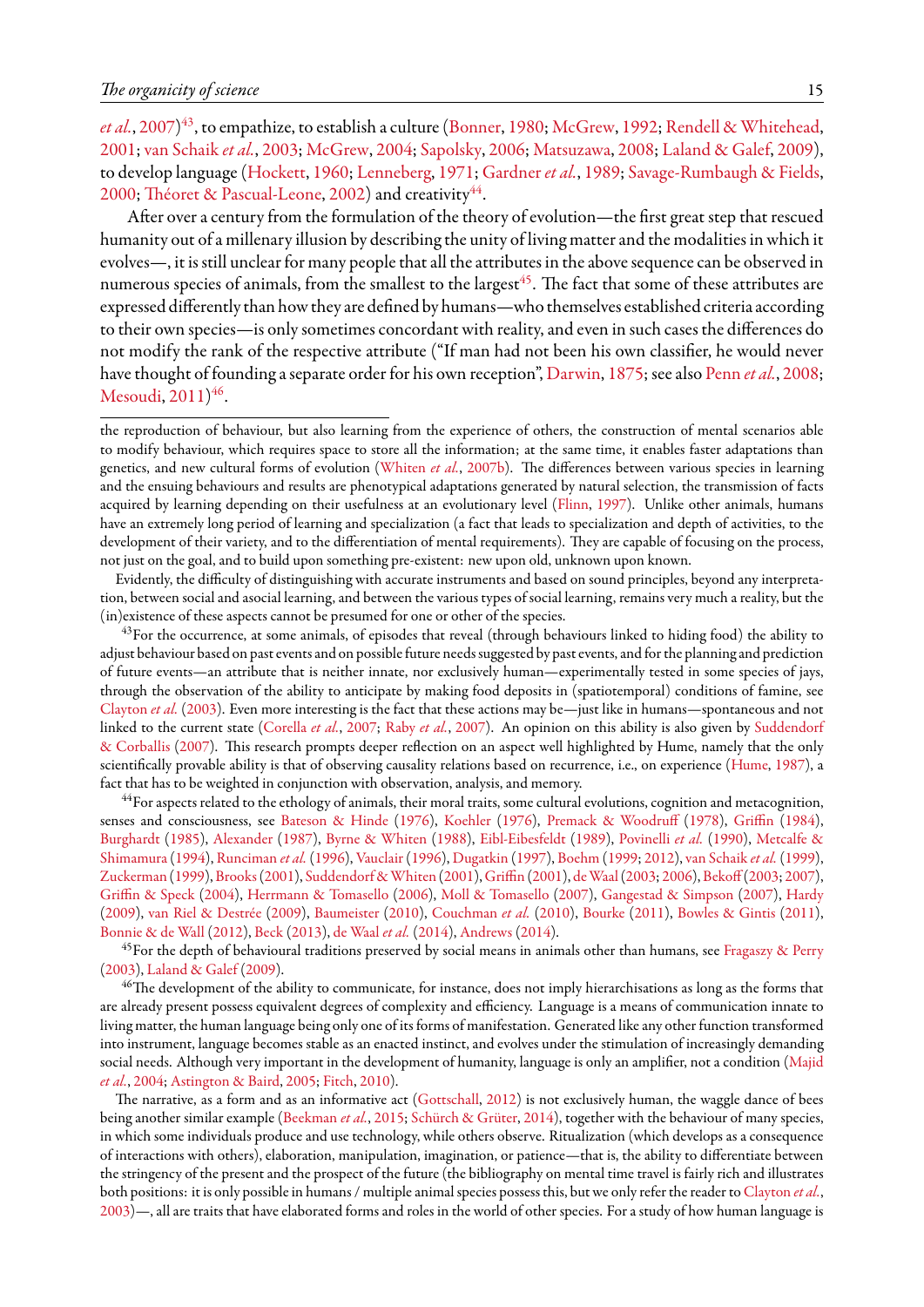*et al.*, 2007)[43], to empathize, to establish a culture (Bonner, 1980; McGrew, 1992; Rendell & Whitehead, 2001; van Schaik *et al.*, 2003; McGrew, 2004; Sapolsky, 2006; Matsuzawa, 2008; Laland & Galef, 2009), to develop language (Hockett, 1960; Lenneberg, 1971; Gardner *et al.*, 1989; Savage-Rumbaugh & Fields, 2000; Théoret & Pascual-Leone, 2002) and creativity[44].

After over a century from the formulation of the theory of evolution—the first great step that rescued humanity out of a millenary illusion by describing the unity of living matter and the modalities in which it evolves—, it is still unclear for many people that all the attributes in the above sequence can be observed in numerous species of animals, from the smallest to the largest[45]. The fact that some of these attributes are expressed differently than how they are defined by humans—who themselves established criteria according to their own species—is only sometimes concordant with reality, and even in such cases the differences do not modify the rank of the respective attribute ("If man had not been his own classifier, he would never have thought of founding a separate order for his own reception", Darwin, 1875; see also Penn *et al.*, 2008; Mesoudi, 2011)[46].

---

the reproduction of behaviour, but also learning from the experience of others, the construction of mental scenarios able to modify behaviour, which requires space to store all the information; at the same time, it enables faster adaptations than genetics, and new cultural forms of evolution (Whiten *et al.*, 2007b). The differences between various species in learning and the ensuing behaviours and results are phenotypical adaptations generated by natural selection, the transmission of facts acquired by learning depending on their usefulness at an evolutionary level (Flinn, 1997). Unlike other animals, humans have an extremely long period of learning and specialization (a fact that leads to specialization and depth of activities, to the development of their variety, and to the differentiation of mental requirements). They are capable of focusing on the process, not just on the goal, and to build upon something pre-existent: new upon old, unknown upon known.

Evidently, the difficulty of distinguishing with accurate instruments and based on sound principles, beyond any interpretation, between social and asocial learning, and between the various types of social learning, remains very much a reality, but the (in)existence of these aspects cannot be presumed for one or other of the species.

[43]For the occurrence, at some animals, of episodes that reveal (through behaviours linked to hiding food) the ability to adjust behaviour based on past events and on possible future needs suggested by past events, and for the planning and prediction of future events—an attribute that is neither innate, nor exclusively human—experimentally tested in some species of jays, through the observation of the ability to anticipate by making food deposits in (spatiotemporal) conditions of famine, see Clayton *et al.* (2003). Even more interesting is the fact that these actions may be—just like in humans—spontaneous and not linked to the current state (Corella *et al.*, 2007; Raby *et al.*, 2007). An opinion on this ability is also given by Suddendorf & Corballis (2007). This research prompts deeper reflection on an aspect well highlighted by Hume, namely that the only scientifically provable ability is that of observing causality relations based on recurrence, i.e., on experience (Hume, 1987), a fact that has to be weighted in conjunction with observation, analysis, and memory.

[44]For aspects related to the ethology of animals, their moral traits, some cultural evolutions, cognition and metacognition, senses and consciousness, see Bateson & Hinde (1976), Koehler (1976), Premack & Woodruff (1978), Griffin (1984), Burghardt (1985), Alexander (1987), Byrne & Whiten (1988), Eibl-Eibesfeldt (1989), Povinelli *et al.* (1990), Metcalfe & Shimamura (1994), Runciman *et al.* (1996), Vauclair (1996), Dugatkin (1997), Boehm (1999; 2012), van Schaik *et al.* (1999), Zuckerman (1999), Brooks (2001), Suddendorf & Whiten (2001), Griffin (2001), de Waal (2003; 2006), Bekoff (2003; 2007), Griffin & Speck (2004), Herrmann & Tomasello (2006), Moll & Tomasello (2007), Gangestad & Simpson (2007), Hardy (2009), van Riel & Destrée (2009), Baumeister (2010), Couchman *et al.* (2010), Bourke (2011), Bowles & Gintis (2011), Bonnie & de Wall (2012), Beck (2013), de Waal *et al.* (2014), Andrews (2014).

[45]For the depth of behavioural traditions preserved by social means in animals other than humans, see Fragaszy & Perry (2003), Laland & Galef (2009).

[46]The development of the ability to communicate, for instance, does not imply hierarchisations as long as the forms that are already present possess equivalent degrees of complexity and efficiency. Language is a means of communication innate to living matter, the human language being only one of its forms of manifestation. Generated like any other function transformed into instrument, language becomes stable as an enacted instinct, and evolves under the stimulation of increasingly demanding social needs. Although very important in the development of humanity, language is only an amplifier, not a condition (Majid *et al.*, 2004; Astington & Baird, 2005; Fitch, 2010).

The narrative, as a form and as an informative act (Gottschall, 2012) is not exclusively human, the waggle dance of bees being another similar example (Beekman *et al.*, 2015; Schürch & Grüter, 2014), together with the behaviour of many species, in which some individuals produce and use technology, while others observe. Ritualization (which develops as a consequence of interactions with others), elaboration, manipulation, imagination, or patience—that is, the ability to differentiate between the stringency of the present and the prospect of the future (the bibliography on mental time travel is fairly rich and illustrates both positions: it is only possible in humans / multiple animal species possess this, but we only refer the reader to Clayton *et al.*, 2003)—, all are traits that have elaborated forms and roles in the world of other species. For a study of how human language is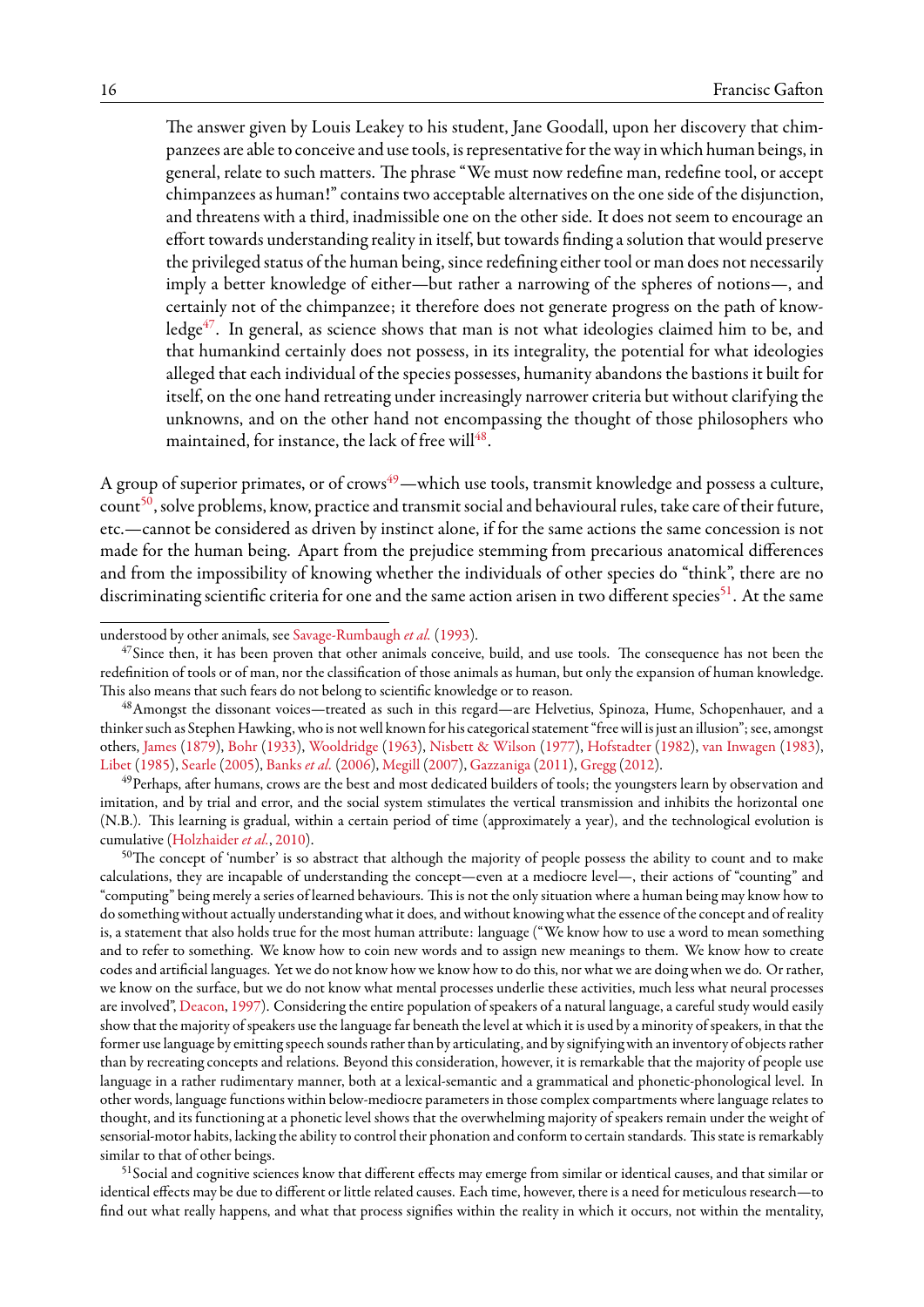> The answer given by Louis Leakey to his student, Jane Goodall, upon her discovery that chimpanzees are able to conceive and use tools, is representative for the way in which human beings, in general, relate to such matters. The phrase "We must now redefine man, redefine tool, or accept chimpanzees as human!" contains two acceptable alternatives on the one side of the disjunction, and threatens with a third, inadmissible one on the other side. It does not seem to encourage an effort towards understanding reality in itself, but towards finding a solution that would preserve the privileged status of the human being, since redefining either tool or man does not necessarily imply a better knowledge of either—but rather a narrowing of the spheres of notions—, and certainly not of the chimpanzee; it therefore does not generate progress on the path of knowledge[47]. In general, as science shows that man is not what ideologies claimed him to be, and that humankind certainly does not possess, in its integrality, the potential for what ideologies alleged that each individual of the species possesses, humanity abandons the bastions it built for itself, on the one hand retreating under increasingly narrower criteria but without clarifying the unknowns, and on the other hand not encompassing the thought of those philosophers who maintained, for instance, the lack of free will[48].

A group of superior primates, or of crows[49]—which use tools, transmit knowledge and possess a culture, count[50], solve problems, know, practice and transmit social and behavioural rules, take care of their future, etc.—cannot be considered as driven by instinct alone, if for the same actions the same concession is not made for the human being. Apart from the prejudice stemming from precarious anatomical differences and from the impossibility of knowing whether the individuals of other species do "think", there are no discriminating scientific criteria for one and the same action arisen in two different species[51]. At the same

---

understood by other animals, see Savage-Rumbaugh *et al.* (1993).

[47] Since then, it has been proven that other animals conceive, build, and use tools. The consequence has not been the redefinition of tools or of man, nor the classification of those animals as human, but only the expansion of human knowledge. This also means that such fears do not belong to scientific knowledge or to reason.

[48] Amongst the dissonant voices—treated as such in this regard—are Helvetius, Spinoza, Hume, Schopenhauer, and a thinker such as Stephen Hawking, who is not well known for his categorical statement "free will is just an illusion"; see, amongst others, James (1879), Bohr (1933), Wooldridge (1963), Nisbett & Wilson (1977), Hofstadter (1982), van Inwagen (1983), Libet (1985), Searle (2005), Banks *et al.* (2006), Megill (2007), Gazzaniga (2011), Gregg (2012).

[49] Perhaps, after humans, crows are the best and most dedicated builders of tools; the youngsters learn by observation and imitation, and by trial and error, and the social system stimulates the vertical transmission and inhibits the horizontal one (N.B.). This learning is gradual, within a certain period of time (approximately a year), and the technological evolution is cumulative (Holzhaider *et al.*, 2010).

[50] The concept of 'number' is so abstract that although the majority of people possess the ability to count and to make calculations, they are incapable of understanding the concept—even at a mediocre level—, their actions of "counting" and "computing" being merely a series of learned behaviours. This is not the only situation where a human being may know how to do something without actually understanding what it does, and without knowing what the essence of the concept and of reality is, a statement that also holds true for the most human attribute: language ("We know how to use a word to mean something and to refer to something. We know how to coin new words and to assign new meanings to them. We know how to create codes and artificial languages. Yet we do not know how we know how to do this, nor what we are doing when we do. Or rather, we know on the surface, but we do not know what mental processes underlie these activities, much less what neural processes are involved", Deacon, 1997). Considering the entire population of speakers of a natural language, a careful study would easily show that the majority of speakers use the language far beneath the level at which it is used by a minority of speakers, in that the former use language by emitting speech sounds rather than by articulating, and by signifying with an inventory of objects rather than by recreating concepts and relations. Beyond this consideration, however, it is remarkable that the majority of people use language in a rather rudimentary manner, both at a lexical-semantic and a grammatical and phonetic-phonological level. In other words, language functions within below-mediocre parameters in those complex compartments where language relates to thought, and its functioning at a phonetic level shows that the overwhelming majority of speakers remain under the weight of sensorial-motor habits, lacking the ability to control their phonation and conform to certain standards. This state is remarkably similar to that of other beings.

[51] Social and cognitive sciences know that different effects may emerge from similar or identical causes, and that similar or identical effects may be due to different or little related causes. Each time, however, there is a need for meticulous research—to find out what really happens, and what that process signifies within the reality in which it occurs, not within the mentality,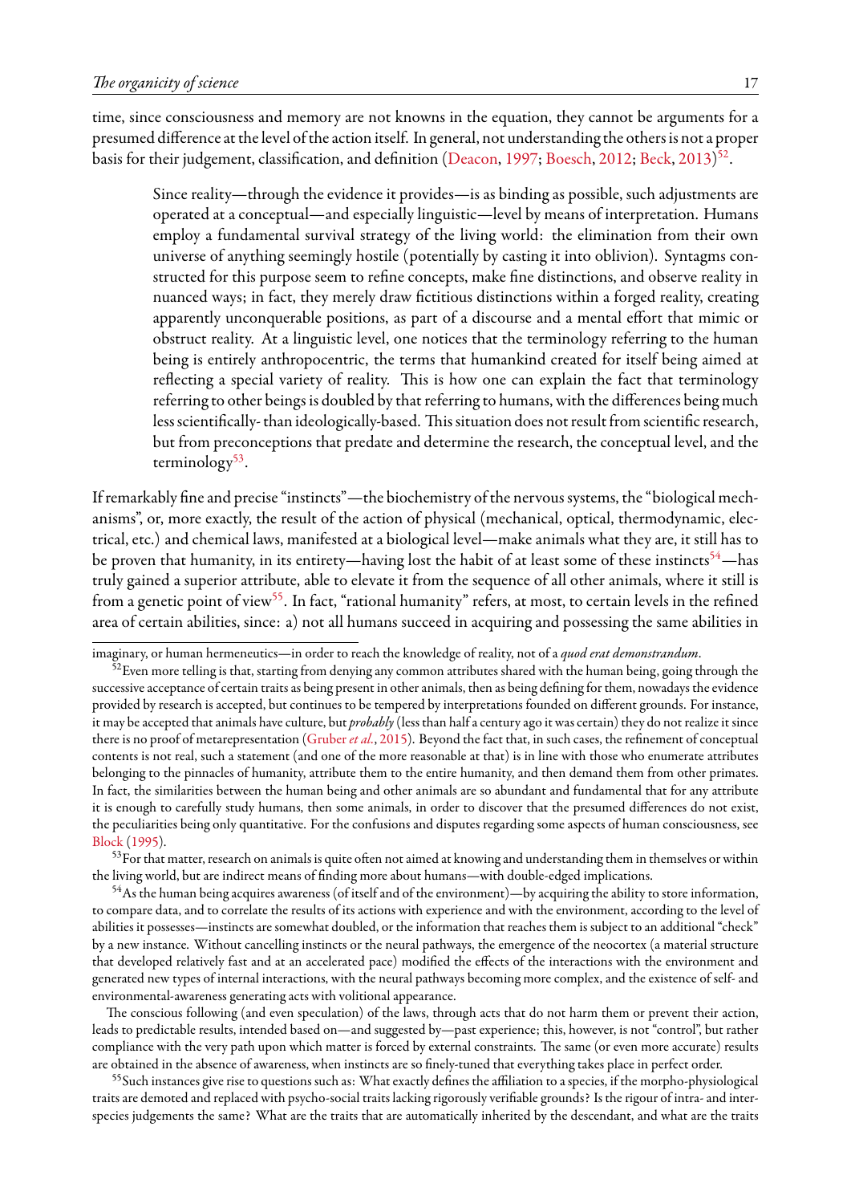time, since consciousness and memory are not knowns in the equation, they cannot be arguments for a presumed difference at the level of the action itself. In general, not understanding the others is not a proper basis for their judgement, classification, and definition (Deacon, 1997; Boesch, 2012; Beck, 2013)[52].

> Since reality—through the evidence it provides—is as binding as possible, such adjustments are operated at a conceptual—and especially linguistic—level by means of interpretation. Humans employ a fundamental survival strategy of the living world: the elimination from their own universe of anything seemingly hostile (potentially by casting it into oblivion). Syntagms constructed for this purpose seem to refine concepts, make fine distinctions, and observe reality in nuanced ways; in fact, they merely draw fictitious distinctions within a forged reality, creating apparently unconquerable positions, as part of a discourse and a mental effort that mimic or obstruct reality. At a linguistic level, one notices that the terminology referring to the human being is entirely anthropocentric, the terms that humankind created for itself being aimed at reflecting a special variety of reality. This is how one can explain the fact that terminology referring to other beings is doubled by that referring to humans, with the differences being much less scientifically- than ideologically-based. This situation does not result from scientific research, but from preconceptions that predate and determine the research, the conceptual level, and the terminology[53].

If remarkably fine and precise "instincts"—the biochemistry of the nervous systems, the "biological mechanisms", or, more exactly, the result of the action of physical (mechanical, optical, thermodynamic, electrical, etc.) and chemical laws, manifested at a biological level—make animals what they are, it still has to be proven that humanity, in its entirety—having lost the habit of at least some of these instincts[54]—has truly gained a superior attribute, able to elevate it from the sequence of all other animals, where it still is from a genetic point of view[55]. In fact, "rational humanity" refers, at most, to certain levels in the refined area of certain abilities, since: a) not all humans succeed in acquiring and possessing the same abilities in

---

imaginary, or human hermeneutics—in order to reach the knowledge of reality, not of a *quod erat demonstrandum*.

[52] Even more telling is that, starting from denying any common attributes shared with the human being, going through the successive acceptance of certain traits as being present in other animals, then as being defining for them, nowadays the evidence provided by research is accepted, but continues to be tempered by interpretations founded on different grounds. For instance, it may be accepted that animals have culture, but *probably* (less than half a century ago it was certain) they do not realize it since there is no proof of metarepresentation (Gruber *et al.*, 2015). Beyond the fact that, in such cases, the refinement of conceptual contents is not real, such a statement (and one of the more reasonable at that) is in line with those who enumerate attributes belonging to the pinnacles of humanity, attribute them to the entire humanity, and then demand them from other primates. In fact, the similarities between the human being and other animals are so abundant and fundamental that for any attribute it is enough to carefully study humans, then some animals, in order to discover that the presumed differences do not exist, the peculiarities being only quantitative. For the confusions and disputes regarding some aspects of human consciousness, see Block (1995).

[53] For that matter, research on animals is quite often not aimed at knowing and understanding them in themselves or within the living world, but are indirect means of finding more about humans—with double-edged implications.

[54] As the human being acquires awareness (of itself and of the environment)—by acquiring the ability to store information, to compare data, and to correlate the results of its actions with experience and with the environment, according to the level of abilities it possesses—instincts are somewhat doubled, or the information that reaches them is subject to an additional "check" by a new instance. Without cancelling instincts or the neural pathways, the emergence of the neocortex (a material structure that developed relatively fast and at an accelerated pace) modified the effects of the interactions with the environment and generated new types of internal interactions, with the neural pathways becoming more complex, and the existence of self- and environmental-awareness generating acts with volitional appearance.

The conscious following (and even speculation) of the laws, through acts that do not harm them or prevent their action, leads to predictable results, intended based on—and suggested by—past experience; this, however, is not "control", but rather compliance with the very path upon which matter is forced by external constraints. The same (or even more accurate) results are obtained in the absence of awareness, when instincts are so finely-tuned that everything takes place in perfect order.

[55] Such instances give rise to questions such as: What exactly defines the affiliation to a species, if the morpho-physiological traits are demoted and replaced with psycho-social traits lacking rigorously verifiable grounds? Is the rigour of intra- and inter-species judgements the same? What are the traits that are automatically inherited by the descendant, and what are the traits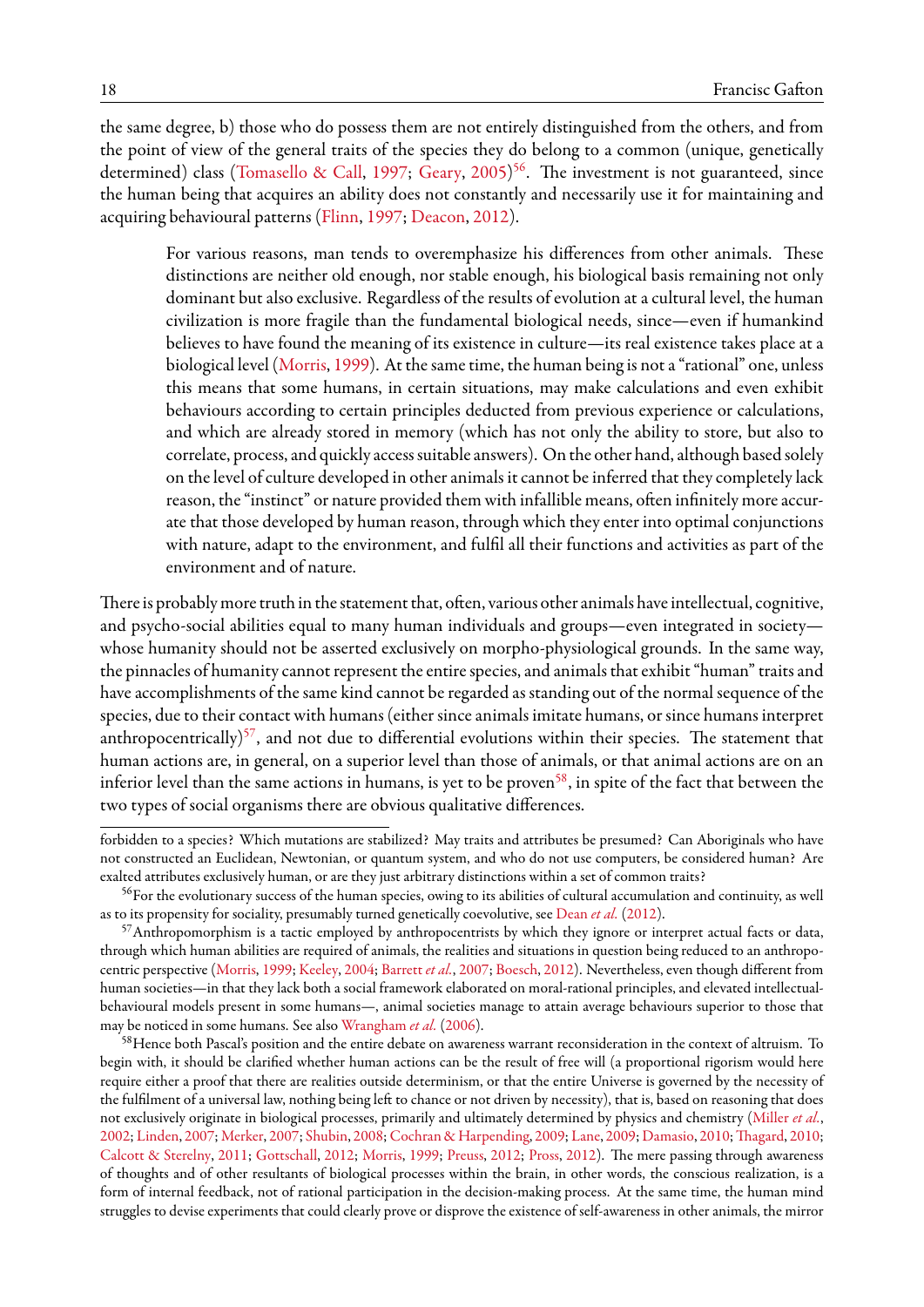the same degree, b) those who do possess them are not entirely distinguished from the others, and from the point of view of the general traits of the species they do belong to a common (unique, genetically determined) class (Tomasello & Call, 1997; Geary, 2005)[56]. The investment is not guaranteed, since the human being that acquires an ability does not constantly and necessarily use it for maintaining and acquiring behavioural patterns (Flinn, 1997; Deacon, 2012).

> For various reasons, man tends to overemphasize his differences from other animals. These distinctions are neither old enough, nor stable enough, his biological basis remaining not only dominant but also exclusive. Regardless of the results of evolution at a cultural level, the human civilization is more fragile than the fundamental biological needs, since—even if humankind believes to have found the meaning of its existence in culture—its real existence takes place at a biological level (Morris, 1999). At the same time, the human being is not a "rational" one, unless this means that some humans, in certain situations, may make calculations and even exhibit behaviours according to certain principles deducted from previous experience or calculations, and which are already stored in memory (which has not only the ability to store, but also to correlate, process, and quickly access suitable answers). On the other hand, although based solely on the level of culture developed in other animals it cannot be inferred that they completely lack reason, the "instinct" or nature provided them with infallible means, often infinitely more accurate that those developed by human reason, through which they enter into optimal conjunctions with nature, adapt to the environment, and fulfil all their functions and activities as part of the environment and of nature.

There is probably more truth in the statement that, often, various other animals have intellectual, cognitive, and psycho-social abilities equal to many human individuals and groups—even integrated in society—whose humanity should not be asserted exclusively on morpho-physiological grounds. In the same way, the pinnacles of humanity cannot represent the entire species, and animals that exhibit "human" traits and have accomplishments of the same kind cannot be regarded as standing out of the normal sequence of the species, due to their contact with humans (either since animals imitate humans, or since humans interpret anthropocentrically)[57], and not due to differential evolutions within their species. The statement that human actions are, in general, on a superior level than those of animals, or that animal actions are on an inferior level than the same actions in humans, is yet to be proven[58], in spite of the fact that between the two types of social organisms there are obvious qualitative differences.

---

forbidden to a species? Which mutations are stabilized? May traits and attributes be presumed? Can Aboriginals who have not constructed an Euclidean, Newtonian, or quantum system, and who do not use computers, be considered human? Are exalted attributes exclusively human, or are they just arbitrary distinctions within a set of common traits?

[56] For the evolutionary success of the human species, owing to its abilities of cultural accumulation and continuity, as well as to its propensity for sociality, presumably turned genetically coevolutive, see Dean *et al.* (2012).

[57] Anthropomorphism is a tactic employed by anthropocentrists by which they ignore or interpret actual facts or data, through which human abilities are required of animals, the realities and situations in question being reduced to an anthropocentric perspective (Morris, 1999; Keeley, 2004; Barrett *et al.*, 2007; Boesch, 2012). Nevertheless, even though different from human societies—in that they lack both a social framework elaborated on moral-rational principles, and elevated intellectual-behavioural models present in some humans—, animal societies manage to attain average behaviours superior to those that may be noticed in some humans. See also Wrangham *et al.* (2006).

[58] Hence both Pascal's position and the entire debate on awareness warrant reconsideration in the context of altruism. To begin with, it should be clarified whether human actions can be the result of free will (a proportional rigorism would here require either a proof that there are realities outside determinism, or that the entire Universe is governed by the necessity of the fulfilment of a universal law, nothing being left to chance or not driven by necessity), that is, based on reasoning that does not exclusively originate in biological processes, primarily and ultimately determined by physics and chemistry (Miller *et al.*, 2002; Linden, 2007; Merker, 2007; Shubin, 2008; Cochran & Harpending, 2009; Lane, 2009; Damasio, 2010; Thagard, 2010; Calcott & Sterelny, 2011; Gottschall, 2012; Morris, 1999; Preuss, 2012; Pross, 2012). The mere passing through awareness of thoughts and of other resultants of biological processes within the brain, in other words, the conscious realization, is a form of internal feedback, not of rational participation in the decision-making process. At the same time, the human mind struggles to devise experiments that could clearly prove or disprove the existence of self-awareness in other animals, the mirror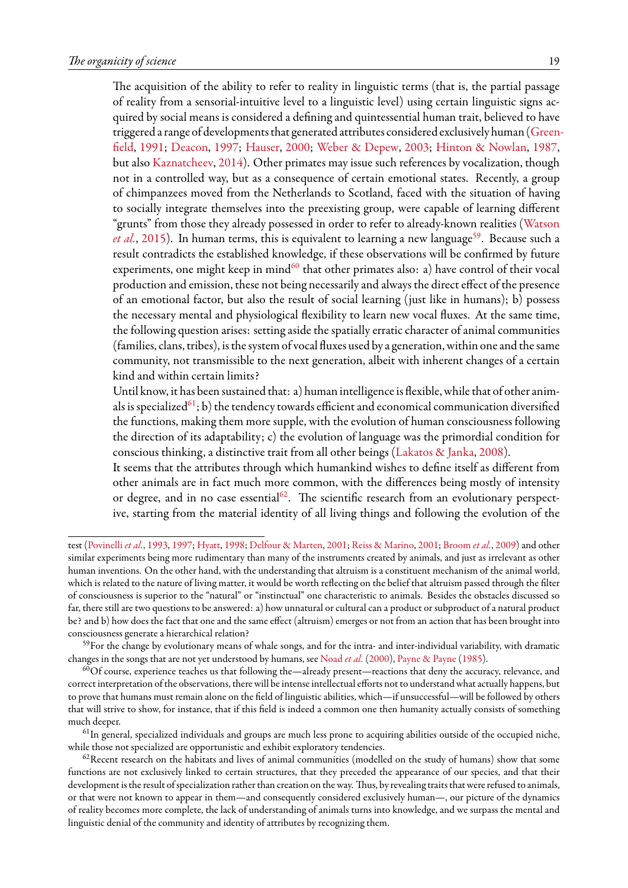The acquisition of the ability to refer to reality in linguistic terms (that is, the partial passage of reality from a sensorial-intuitive level to a linguistic level) using certain linguistic signs acquired by social means is considered a defining and quintessential human trait, believed to have triggered a range of developments that generated attributes considered exclusively human (Greenfield, 1991; Deacon, 1997; Hauser, 2000; Weber & Depew, 2003; Hinton & Nowlan, 1987, but also Kaznatcheev, 2014). Other primates may issue such references by vocalization, though not in a controlled way, but as a consequence of certain emotional states. Recently, a group of chimpanzees moved from the Netherlands to Scotland, faced with the situation of having to socially integrate themselves into the preexisting group, were capable of learning different "grunts" from those they already possessed in order to refer to already-known realities (Watson *et al.*, 2015). In human terms, this is equivalent to learning a new language[59]. Because such a result contradicts the established knowledge, if these observations will be confirmed by future experiments, one might keep in mind[60] that other primates also: a) have control of their vocal production and emission, these not being necessarily and always the direct effect of the presence of an emotional factor, but also the result of social learning (just like in humans); b) possess the necessary mental and physiological flexibility to learn new vocal fluxes. At the same time, the following question arises: setting aside the spatially erratic character of animal communities (families, clans, tribes), is the system of vocal fluxes used by a generation, within one and the same community, not transmissible to the next generation, albeit with inherent changes of a certain kind and within certain limits?

Until know, it has been sustained that: a) human intelligence is flexible, while that of other animals is specialized[61]; b) the tendency towards efficient and economical communication diversified the functions, making them more supple, with the evolution of human consciousness following the direction of its adaptability; c) the evolution of language was the primordial condition for conscious thinking, a distinctive trait from all other beings (Lakatos & Janka, 2008).

It seems that the attributes through which humankind wishes to define itself as different from other animals are in fact much more common, with the differences being mostly of intensity or degree, and in no case essential[62]. The scientific research from an evolutionary perspective, starting from the material identity of all living things and following the evolution of the

---

test (Povinelli *et al.*, 1993, 1997; Hyatt, 1998; Delfour & Marten, 2001; Reiss & Marino, 2001; Broom *et al.*, 2009) and other similar experiments being more rudimentary than many of the instruments created by animals, and just as irrelevant as other human inventions. On the other hand, with the understanding that altruism is a constituent mechanism of the animal world, which is related to the nature of living matter, it would be worth reflecting on the belief that altruism passed through the filter of consciousness is superior to the "natural" or "instinctual" one characteristic to animals. Besides the obstacles discussed so far, there still are two questions to be answered: a) how unnatural or cultural can a product or subproduct of a natural product be? and b) how does the fact that one and the same effect (altruism) emerges or not from an action that has been brought into consciousness generate a hierarchical relation?

[59]For the change by evolutionary means of whale songs, and for the intra- and inter-individual variability, with dramatic changes in the songs that are not yet understood by humans, see Noad *et al.* (2000), Payne & Payne (1985).

[60]Of course, experience teaches us that following the—already present—reactions that deny the accuracy, relevance, and correct interpretation of the observations, there will be intense intellectual efforts not to understand what actually happens, but to prove that humans must remain alone on the field of linguistic abilities, which—if unsuccessful—will be followed by others that will strive to show, for instance, that if this field is indeed a common one then humanity actually consists of something much deeper.

[61]In general, specialized individuals and groups are much less prone to acquiring abilities outside of the occupied niche, while those not specialized are opportunistic and exhibit exploratory tendencies.

[62]Recent research on the habitats and lives of animal communities (modelled on the study of humans) show that some functions are not exclusively linked to certain structures, that they preceded the appearance of our species, and that their development is the result of specialization rather than creation on the way. Thus, by revealing traits that were refused to animals, or that were not known to appear in them—and consequently considered exclusively human—, our picture of the dynamics of reality becomes more complete, the lack of understanding of animals turns into knowledge, and we surpass the mental and linguistic denial of the community and identity of attributes by recognizing them.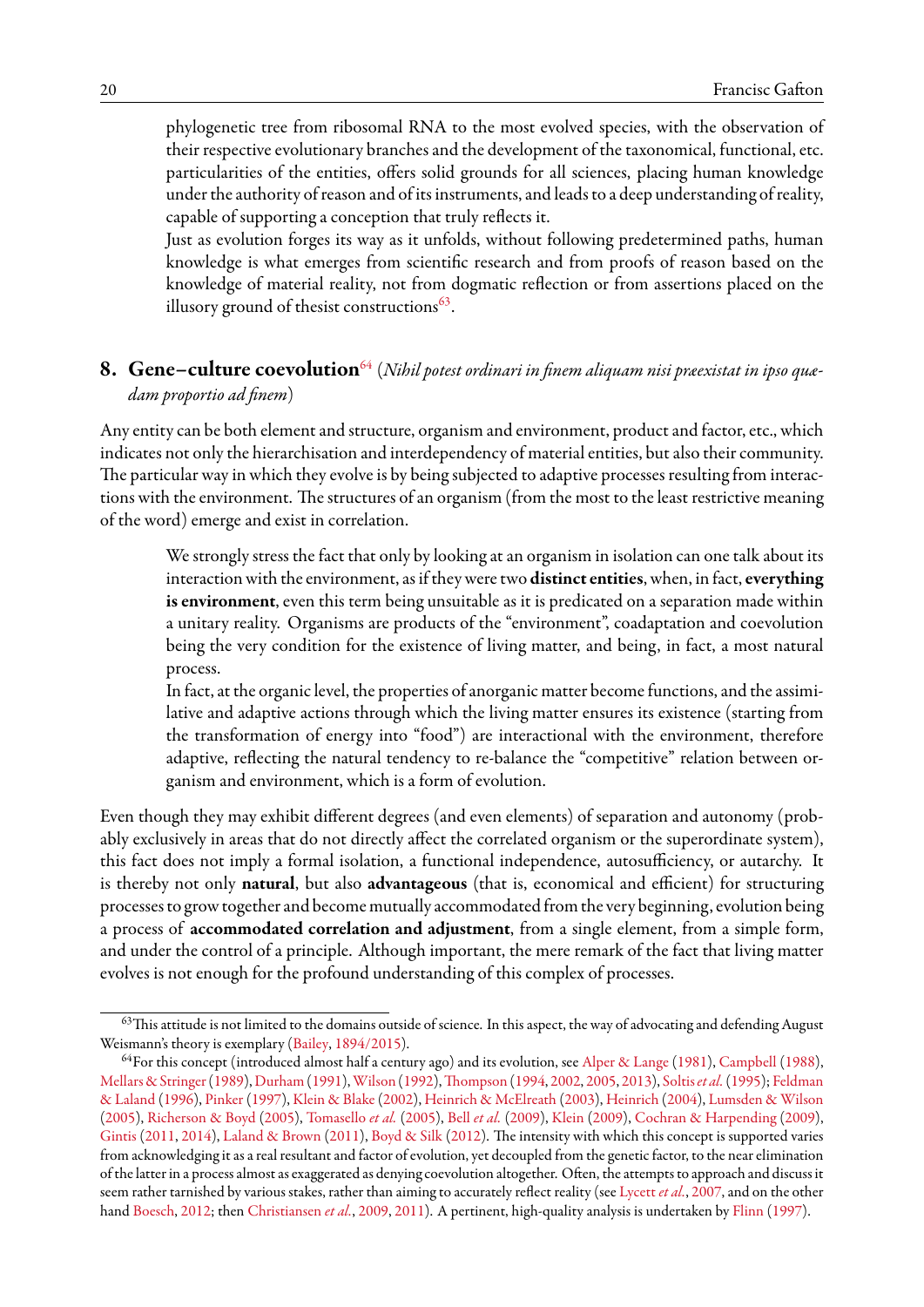phylogenetic tree from ribosomal RNA to the most evolved species, with the observation of their respective evolutionary branches and the development of the taxonomical, functional, etc. particularities of the entities, offers solid grounds for all sciences, placing human knowledge under the authority of reason and of its instruments, and leads to a deep understanding of reality, capable of supporting a conception that truly reflects it.

Just as evolution forges its way as it unfolds, without following predetermined paths, human knowledge is what emerges from scientific research and from proofs of reason based on the knowledge of material reality, not from dogmatic reflection or from assertions placed on the illusory ground of thesist constructions[63].

## 8. Gene–culture coevolution[64] (*Nihil potest ordinari in finem aliquam nisi præexistat in ipso quædam proportio ad finem*)

Any entity can be both element and structure, organism and environment, product and factor, etc., which indicates not only the hierarchisation and interdependency of material entities, but also their community. The particular way in which they evolve is by being subjected to adaptive processes resulting from interactions with the environment. The structures of an organism (from the most to the least restrictive meaning of the word) emerge and exist in correlation.

> We strongly stress the fact that only by looking at an organism in isolation can one talk about its interaction with the environment, as if they were two **distinct entities**, when, in fact, **everything is environment**, even this term being unsuitable as it is predicated on a separation made within a unitary reality. Organisms are products of the "environment", coadaptation and coevolution being the very condition for the existence of living matter, and being, in fact, a most natural process.
>
> In fact, at the organic level, the properties of anorganic matter become functions, and the assimilative and adaptive actions through which the living matter ensures its existence (starting from the transformation of energy into "food") are interactional with the environment, therefore adaptive, reflecting the natural tendency to re-balance the "competitive" relation between organism and environment, which is a form of evolution.

Even though they may exhibit different degrees (and even elements) of separation and autonomy (probably exclusively in areas that do not directly affect the correlated organism or the superordinate system), this fact does not imply a formal isolation, a functional independence, autosufficiency, or autarchy. It is thereby not only **natural**, but also **advantageous** (that is, economical and efficient) for structuring processes to grow together and become mutually accommodated from the very beginning, evolution being a process of **accommodated correlation and adjustment**, from a single element, from a simple form, and under the control of a principle. Although important, the mere remark of the fact that living matter evolves is not enough for the profound understanding of this complex of processes.

---

[63] This attitude is not limited to the domains outside of science. In this aspect, the way of advocating and defending August Weismann's theory is exemplary (Bailey, 1894/2015).

[64] For this concept (introduced almost half a century ago) and its evolution, see Alper & Lange (1981), Campbell (1988), Mellars & Stringer (1989), Durham (1991), Wilson (1992), Thompson (1994, 2002, 2005, 2013), Soltis *et al.* (1995); Feldman & Laland (1996), Pinker (1997), Klein & Blake (2002), Heinrich & McElreath (2003), Heinrich (2004), Lumsden & Wilson (2005), Richerson & Boyd (2005), Tomasello *et al.* (2005), Bell *et al.* (2009), Klein (2009), Cochran & Harpending (2009), Gintis (2011, 2014), Laland & Brown (2011), Boyd & Silk (2012). The intensity with which this concept is supported varies from acknowledging it as a real resultant and factor of evolution, yet decoupled from the genetic factor, to the near elimination of the latter in a process almost as exaggerated as denying coevolution altogether. Often, the attempts to approach and discuss it seem rather tarnished by various stakes, rather than aiming to accurately reflect reality (see Lycett *et al.*, 2007, and on the other hand Boesch, 2012; then Christiansen *et al.*, 2009, 2011). A pertinent, high-quality analysis is undertaken by Flinn (1997).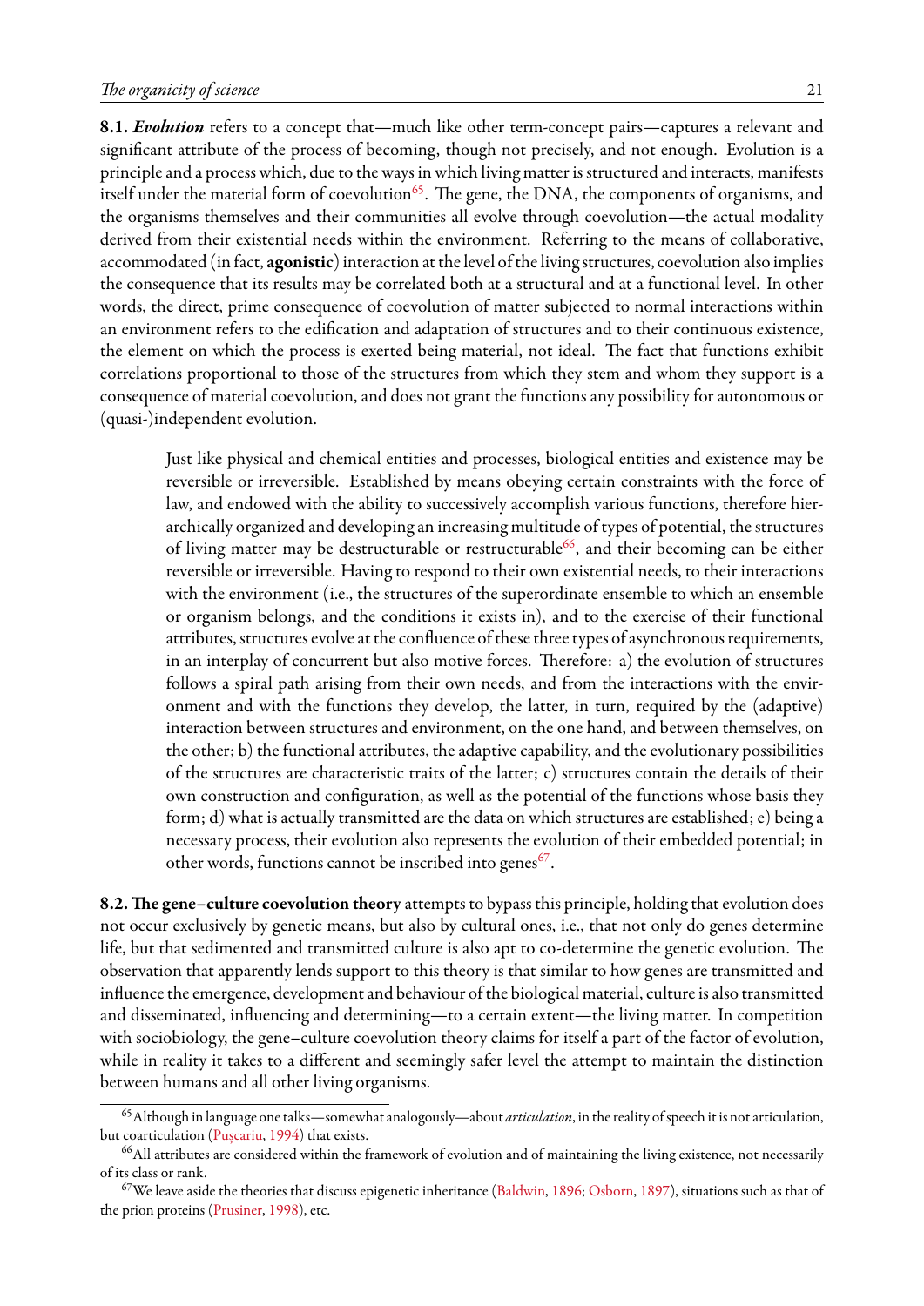**8.1. *Evolution*** refers to a concept that—much like other term-concept pairs—captures a relevant and significant attribute of the process of becoming, though not precisely, and not enough. Evolution is a principle and a process which, due to the ways in which living matter is structured and interacts, manifests itself under the material form of coevolution[65]. The gene, the DNA, the components of organisms, and the organisms themselves and their communities all evolve through coevolution—the actual modality derived from their existential needs within the environment. Referring to the means of collaborative, accommodated (in fact, **agonistic**) interaction at the level of the living structures, coevolution also implies the consequence that its results may be correlated both at a structural and at a functional level. In other words, the direct, prime consequence of coevolution of matter subjected to normal interactions within an environment refers to the edification and adaptation of structures and to their continuous existence, the element on which the process is exerted being material, not ideal. The fact that functions exhibit correlations proportional to those of the structures from which they stem and whom they support is a consequence of material coevolution, and does not grant the functions any possibility for autonomous or (quasi-)independent evolution.

> Just like physical and chemical entities and processes, biological entities and existence may be reversible or irreversible. Established by means obeying certain constraints with the force of law, and endowed with the ability to successively accomplish various functions, therefore hierarchically organized and developing an increasing multitude of types of potential, the structures of living matter may be destructurable or restructurable[66], and their becoming can be either reversible or irreversible. Having to respond to their own existential needs, to their interactions with the environment (i.e., the structures of the superordinate ensemble to which an ensemble or organism belongs, and the conditions it exists in), and to the exercise of their functional attributes, structures evolve at the confluence of these three types of asynchronous requirements, in an interplay of concurrent but also motive forces. Therefore: a) the evolution of structures follows a spiral path arising from their own needs, and from the interactions with the environment and with the functions they develop, the latter, in turn, required by the (adaptive) interaction between structures and environment, on the one hand, and between themselves, on the other; b) the functional attributes, the adaptive capability, and the evolutionary possibilities of the structures are characteristic traits of the latter; c) structures contain the details of their own construction and configuration, as well as the potential of the functions whose basis they form; d) what is actually transmitted are the data on which structures are established; e) being a necessary process, their evolution also represents the evolution of their embedded potential; in other words, functions cannot be inscribed into genes[67].

**8.2. The gene–culture coevolution theory** attempts to bypass this principle, holding that evolution does not occur exclusively by genetic means, but also by cultural ones, i.e., that not only do genes determine life, but that sedimented and transmitted culture is also apt to co-determine the genetic evolution. The observation that apparently lends support to this theory is that similar to how genes are transmitted and influence the emergence, development and behaviour of the biological material, culture is also transmitted and disseminated, influencing and determining—to a certain extent—the living matter. In competition with sociobiology, the gene–culture coevolution theory claims for itself a part of the factor of evolution, while in reality it takes to a different and seemingly safer level the attempt to maintain the distinction between humans and all other living organisms.

---

[65] Although in language one talks—somewhat analogously—about *articulation*, in the reality of speech it is not articulation, but coarticulation (Pușcariu, 1994) that exists.

[66] All attributes are considered within the framework of evolution and of maintaining the living existence, not necessarily of its class or rank.

[67] We leave aside the theories that discuss epigenetic inheritance (Baldwin, 1896; Osborn, 1897), situations such as that of the prion proteins (Prusiner, 1998), etc.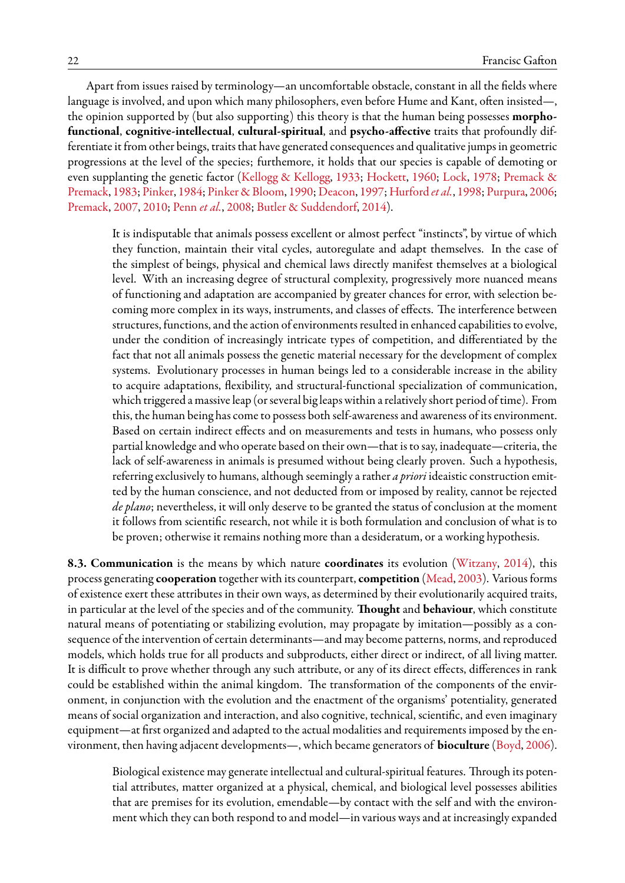Apart from issues raised by terminology—an uncomfortable obstacle, constant in all the fields where language is involved, and upon which many philosophers, even before Hume and Kant, often insisted—, the opinion supported by (but also supporting) this theory is that the human being possesses **morpho-functional**, **cognitive-intellectual**, **cultural-spiritual**, and **psycho-affective** traits that profoundly differentiate it from other beings, traits that have generated consequences and qualitative jumps in geometric progressions at the level of the species; furthemore, it holds that our species is capable of demoting or even supplanting the genetic factor (Kellogg & Kellogg, 1933; Hockett, 1960; Lock, 1978; Premack & Premack, 1983; Pinker, 1984; Pinker & Bloom, 1990; Deacon, 1997; Hurford *et al.*, 1998; Purpura, 2006; Premack, 2007, 2010; Penn *et al.*, 2008; Butler & Suddendorf, 2014).

> It is indisputable that animals possess excellent or almost perfect "instincts", by virtue of which they function, maintain their vital cycles, autoregulate and adapt themselves. In the case of the simplest of beings, physical and chemical laws directly manifest themselves at a biological level. With an increasing degree of structural complexity, progressively more nuanced means of functioning and adaptation are accompanied by greater chances for error, with selection becoming more complex in its ways, instruments, and classes of effects. The interference between structures, functions, and the action of environments resulted in enhanced capabilities to evolve, under the condition of increasingly intricate types of competition, and differentiated by the fact that not all animals possess the genetic material necessary for the development of complex systems. Evolutionary processes in human beings led to a considerable increase in the ability to acquire adaptations, flexibility, and structural-functional specialization of communication, which triggered a massive leap (or several big leaps within a relatively short period of time). From this, the human being has come to possess both self-awareness and awareness of its environment. Based on certain indirect effects and on measurements and tests in humans, who possess only partial knowledge and who operate based on their own—that is to say, inadequate—criteria, the lack of self-awareness in animals is presumed without being clearly proven. Such a hypothesis, referring exclusively to humans, although seemingly a rather *a priori* ideaistic construction emitted by the human conscience, and not deducted from or imposed by reality, cannot be rejected *de plano*; nevertheless, it will only deserve to be granted the status of conclusion at the moment it follows from scientific research, not while it is both formulation and conclusion of what is to be proven; otherwise it remains nothing more than a desideratum, or a working hypothesis.

**8.3. Communication** is the means by which nature **coordinates** its evolution (Witzany, 2014), this process generating **cooperation** together with its counterpart, **competition** (Mead, 2003). Various forms of existence exert these attributes in their own ways, as determined by their evolutionarily acquired traits, in particular at the level of the species and of the community. **Thought** and **behaviour**, which constitute natural means of potentiating or stabilizing evolution, may propagate by imitation—possibly as a consequence of the intervention of certain determinants—and may become patterns, norms, and reproduced models, which holds true for all products and subproducts, either direct or indirect, of all living matter. It is difficult to prove whether through any such attribute, or any of its direct effects, differences in rank could be established within the animal kingdom. The transformation of the components of the environment, in conjunction with the evolution and the enactment of the organisms' potentiality, generated means of social organization and interaction, and also cognitive, technical, scientific, and even imaginary equipment—at first organized and adapted to the actual modalities and requirements imposed by the environment, then having adjacent developments—, which became generators of **bioculture** (Boyd, 2006).

> Biological existence may generate intellectual and cultural-spiritual features. Through its potential attributes, matter organized at a physical, chemical, and biological level possesses abilities that are premises for its evolution, emendable—by contact with the self and with the environment which they can both respond to and model—in various ways and at increasingly expanded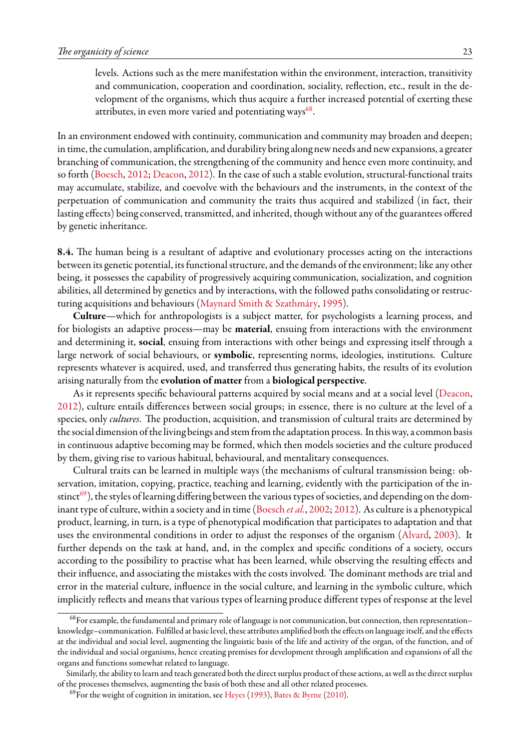levels. Actions such as the mere manifestation within the environment, interaction, transitivity and communication, cooperation and coordination, sociality, reflection, etc., result in the development of the organisms, which thus acquire a further increased potential of exerting these attributes, in even more varied and potentiating ways[68].

In an environment endowed with continuity, communication and community may broaden and deepen; in time, the cumulation, amplification, and durability bring along new needs and new expansions, a greater branching of communication, the strengthening of the community and hence even more continuity, and so forth (Boesch, 2012; Deacon, 2012). In the case of such a stable evolution, structural-functional traits may accumulate, stabilize, and coevolve with the behaviours and the instruments, in the context of the perpetuation of communication and community the traits thus acquired and stabilized (in fact, their lasting effects) being conserved, transmitted, and inherited, though without any of the guarantees offered by genetic inheritance.

**8.4.** The human being is a resultant of adaptive and evolutionary processes acting on the interactions between its genetic potential, its functional structure, and the demands of the environment; like any other being, it possesses the capability of progressively acquiring communication, socialization, and cognition abilities, all determined by genetics and by interactions, with the followed paths consolidating or restructuring acquisitions and behaviours (Maynard Smith & Szathmáry, 1995).

**Culture**—which for anthropologists is a subject matter, for psychologists a learning process, and for biologists an adaptive process—may be **material**, ensuing from interactions with the environment and determining it, **social**, ensuing from interactions with other beings and expressing itself through a large network of social behaviours, or **symbolic**, representing norms, ideologies, institutions. Culture represents whatever is acquired, used, and transferred thus generating habits, the results of its evolution arising naturally from the **evolution of matter** from a **biological perspective**.

As it represents specific behavioural patterns acquired by social means and at a social level (Deacon, 2012), culture entails differences between social groups; in essence, there is no culture at the level of a species, only *cultures*. The production, acquisition, and transmission of cultural traits are determined by the social dimension of the living beings and stem from the adaptation process. In this way, a common basis in continuous adaptive becoming may be formed, which then models societies and the culture produced by them, giving rise to various habitual, behavioural, and mentalitary consequences.

Cultural traits can be learned in multiple ways (the mechanisms of cultural transmission being: observation, imitation, copying, practice, teaching and learning, evidently with the participation of the instinct[69]), the styles of learning differing between the various types of societies, and depending on the dominant type of culture, within a society and in time (Boesch *et al.*, 2002; 2012). As culture is a phenotypical product, learning, in turn, is a type of phenotypical modification that participates to adaptation and that uses the environmental conditions in order to adjust the responses of the organism (Alvard, 2003). It further depends on the task at hand, and, in the complex and specific conditions of a society, occurs according to the possibility to practise what has been learned, while observing the resulting effects and their influence, and associating the mistakes with the costs involved. The dominant methods are trial and error in the material culture, influence in the social culture, and learning in the symbolic culture, which implicitly reflects and means that various types of learning produce different types of response at the level

[68] For example, the fundamental and primary role of language is not communication, but connection, then representation–knowledge–communication. Fulfilled at basic level, these attributes amplified both the effects on language itself, and the effects at the individual and social level, augmenting the linguistic basis of the life and activity of the organ, of the function, and of the individual and social organisms, hence creating premises for development through amplification and expansions of all the organs and functions somewhat related to language.

Similarly, the ability to learn and teach generated both the direct surplus product of these actions, as well as the direct surplus of the processes themselves, augmenting the basis of both these and all other related processes.

[69] For the weight of cognition in imitation, see Heyes (1993), Bates & Byrne (2010).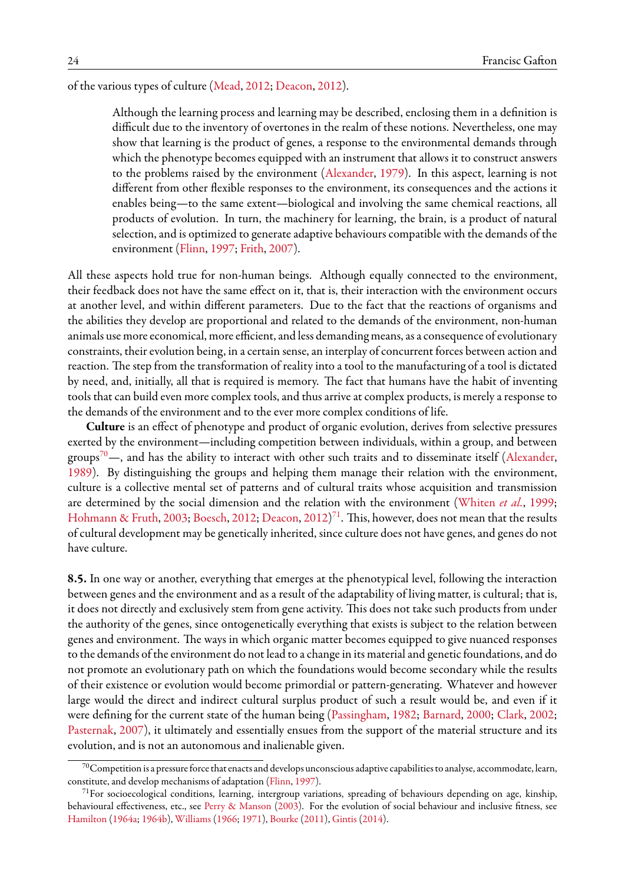of the various types of culture (Mead, 2012; Deacon, 2012).

> Although the learning process and learning may be described, enclosing them in a definition is difficult due to the inventory of overtones in the realm of these notions. Nevertheless, one may show that learning is the product of genes, a response to the environmental demands through which the phenotype becomes equipped with an instrument that allows it to construct answers to the problems raised by the environment (Alexander, 1979). In this aspect, learning is not different from other flexible responses to the environment, its consequences and the actions it enables being—to the same extent—biological and involving the same chemical reactions, all products of evolution. In turn, the machinery for learning, the brain, is a product of natural selection, and is optimized to generate adaptive behaviours compatible with the demands of the environment (Flinn, 1997; Frith, 2007).

All these aspects hold true for non-human beings. Although equally connected to the environment, their feedback does not have the same effect on it, that is, their interaction with the environment occurs at another level, and within different parameters. Due to the fact that the reactions of organisms and the abilities they develop are proportional and related to the demands of the environment, non-human animals use more economical, more efficient, and less demanding means, as a consequence of evolutionary constraints, their evolution being, in a certain sense, an interplay of concurrent forces between action and reaction. The step from the transformation of reality into a tool to the manufacturing of a tool is dictated by need, and, initially, all that is required is memory. The fact that humans have the habit of inventing tools that can build even more complex tools, and thus arrive at complex products, is merely a response to the demands of the environment and to the ever more complex conditions of life.

**Culture** is an effect of phenotype and product of organic evolution, derives from selective pressures exerted by the environment—including competition between individuals, within a group, and between groups[70]—, and has the ability to interact with other such traits and to disseminate itself (Alexander, 1989). By distinguishing the groups and helping them manage their relation with the environment, culture is a collective mental set of patterns and of cultural traits whose acquisition and transmission are determined by the social dimension and the relation with the environment (Whiten *et al.*, 1999; Hohmann & Fruth, 2003; Boesch, 2012; Deacon, 2012)[71]. This, however, does not mean that the results of cultural development may be genetically inherited, since culture does not have genes, and genes do not have culture.

**8.5.** In one way or another, everything that emerges at the phenotypical level, following the interaction between genes and the environment and as a result of the adaptability of living matter, is cultural; that is, it does not directly and exclusively stem from gene activity. This does not take such products from under the authority of the genes, since ontogenetically everything that exists is subject to the relation between genes and environment. The ways in which organic matter becomes equipped to give nuanced responses to the demands of the environment do not lead to a change in its material and genetic foundations, and do not promote an evolutionary path on which the foundations would become secondary while the results of their existence or evolution would become primordial or pattern-generating. Whatever and however large would the direct and indirect cultural surplus product of such a result would be, and even if it were defining for the current state of the human being (Passingham, 1982; Barnard, 2000; Clark, 2002; Pasternak, 2007), it ultimately and essentially ensues from the support of the material structure and its evolution, and is not an autonomous and inalienable given.

---

[70] Competition is a pressure force that enacts and develops unconscious adaptive capabilities to analyse, accommodate, learn, constitute, and develop mechanisms of adaptation (Flinn, 1997).

[71] For socioecological conditions, learning, intergroup variations, spreading of behaviours depending on age, kinship, behavioural effectiveness, etc., see Perry & Manson (2003). For the evolution of social behaviour and inclusive fitness, see Hamilton (1964a; 1964b), Williams (1966; 1971), Bourke (2011), Gintis (2014).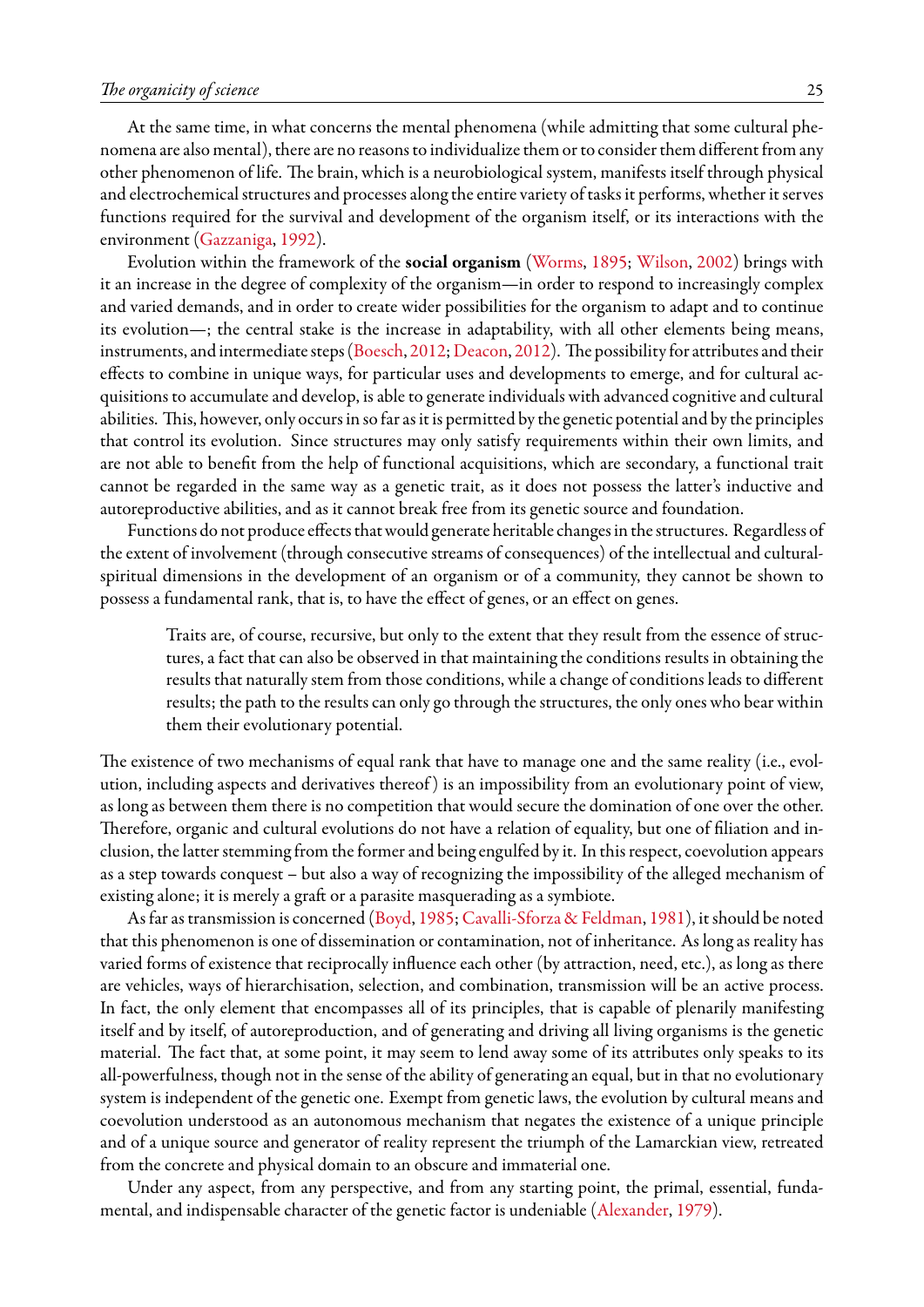At the same time, in what concerns the mental phenomena (while admitting that some cultural phenomena are also mental), there are no reasons to individualize them or to consider them different from any other phenomenon of life. The brain, which is a neurobiological system, manifests itself through physical and electrochemical structures and processes along the entire variety of tasks it performs, whether it serves functions required for the survival and development of the organism itself, or its interactions with the environment (Gazzaniga, 1992).

Evolution within the framework of the **social organism** (Worms, 1895; Wilson, 2002) brings with it an increase in the degree of complexity of the organism—in order to respond to increasingly complex and varied demands, and in order to create wider possibilities for the organism to adapt and to continue its evolution—; the central stake is the increase in adaptability, with all other elements being means, instruments, and intermediate steps (Boesch, 2012; Deacon, 2012). The possibility for attributes and their effects to combine in unique ways, for particular uses and developments to emerge, and for cultural acquisitions to accumulate and develop, is able to generate individuals with advanced cognitive and cultural abilities. This, however, only occurs in so far as it is permitted by the genetic potential and by the principles that control its evolution. Since structures may only satisfy requirements within their own limits, and are not able to benefit from the help of functional acquisitions, which are secondary, a functional trait cannot be regarded in the same way as a genetic trait, as it does not possess the latter's inductive and autoreproductive abilities, and as it cannot break free from its genetic source and foundation.

Functions do not produce effects that would generate heritable changes in the structures. Regardless of the extent of involvement (through consecutive streams of consequences) of the intellectual and cultural-spiritual dimensions in the development of an organism or of a community, they cannot be shown to possess a fundamental rank, that is, to have the effect of genes, or an effect on genes.

> Traits are, of course, recursive, but only to the extent that they result from the essence of structures, a fact that can also be observed in that maintaining the conditions results in obtaining the results that naturally stem from those conditions, while a change of conditions leads to different results; the path to the results can only go through the structures, the only ones who bear within them their evolutionary potential.

The existence of two mechanisms of equal rank that have to manage one and the same reality (i.e., evolution, including aspects and derivatives thereof) is an impossibility from an evolutionary point of view, as long as between them there is no competition that would secure the domination of one over the other. Therefore, organic and cultural evolutions do not have a relation of equality, but one of filiation and inclusion, the latter stemming from the former and being engulfed by it. In this respect, coevolution appears as a step towards conquest – but also a way of recognizing the impossibility of the alleged mechanism of existing alone; it is merely a graft or a parasite masquerading as a symbiote.

As far as transmission is concerned (Boyd, 1985; Cavalli-Sforza & Feldman, 1981), it should be noted that this phenomenon is one of dissemination or contamination, not of inheritance. As long as reality has varied forms of existence that reciprocally influence each other (by attraction, need, etc.), as long as there are vehicles, ways of hierarchisation, selection, and combination, transmission will be an active process. In fact, the only element that encompasses all of its principles, that is capable of plenarily manifesting itself and by itself, of autoreproduction, and of generating and driving all living organisms is the genetic material. The fact that, at some point, it may seem to lend away some of its attributes only speaks to its all-powerfulness, though not in the sense of the ability of generating an equal, but in that no evolutionary system is independent of the genetic one. Exempt from genetic laws, the evolution by cultural means and coevolution understood as an autonomous mechanism that negates the existence of a unique principle and of a unique source and generator of reality represent the triumph of the Lamarckian view, retreated from the concrete and physical domain to an obscure and immaterial one.

Under any aspect, from any perspective, and from any starting point, the primal, essential, fundamental, and indispensable character of the genetic factor is undeniable (Alexander, 1979).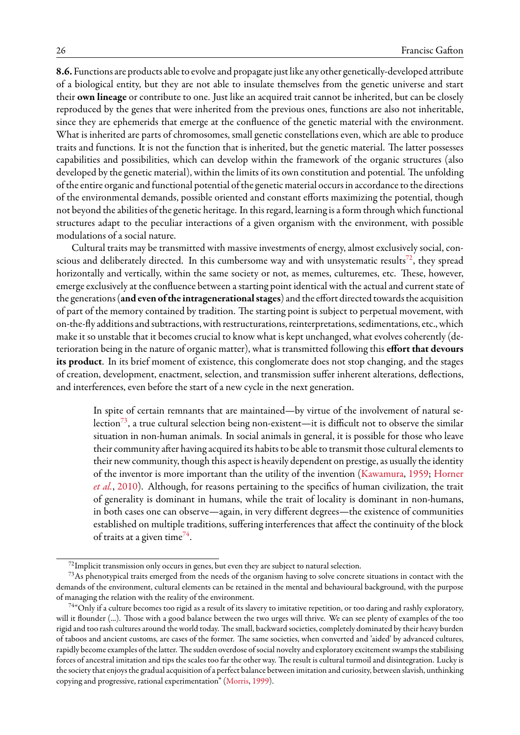**8.6.** Functions are products able to evolve and propagate just like any other genetically-developed attribute of a biological entity, but they are not able to insulate themselves from the genetic universe and start their **own lineage** or contribute to one. Just like an acquired trait cannot be inherited, but can be closely reproduced by the genes that were inherited from the previous ones, functions are also not inheritable, since they are ephemerids that emerge at the confluence of the genetic material with the environment. What is inherited are parts of chromosomes, small genetic constellations even, which are able to produce traits and functions. It is not the function that is inherited, but the genetic material. The latter possesses capabilities and possibilities, which can develop within the framework of the organic structures (also developed by the genetic material), within the limits of its own constitution and potential. The unfolding of the entire organic and functional potential of the genetic material occurs in accordance to the directions of the environmental demands, possible oriented and constant efforts maximizing the potential, though not beyond the abilities of the genetic heritage. In this regard, learning is a form through which functional structures adapt to the peculiar interactions of a given organism with the environment, with possible modulations of a social nature.

Cultural traits may be transmitted with massive investments of energy, almost exclusively social, conscious and deliberately directed. In this cumbersome way and with unsystematic results[72], they spread horizontally and vertically, within the same society or not, as memes, culturemes, etc. These, however, emerge exclusively at the confluence between a starting point identical with the actual and current state of the generations (**and even of the intragenerational stages**) and the effort directed towards the acquisition of part of the memory contained by tradition. The starting point is subject to perpetual movement, with on-the-fly additions and subtractions, with restructurations, reinterpretations, sedimentations, etc., which make it so unstable that it becomes crucial to know what is kept unchanged, what evolves coherently (deterioration being in the nature of organic matter), what is transmitted following this **effort that devours its product**. In its brief moment of existence, this conglomerate does not stop changing, and the stages of creation, development, enactment, selection, and transmission suffer inherent alterations, deflections, and interferences, even before the start of a new cycle in the next generation.

> In spite of certain remnants that are maintained—by virtue of the involvement of natural selection[73], a true cultural selection being non-existent—it is difficult not to observe the similar situation in non-human animals. In social animals in general, it is possible for those who leave their community after having acquired its habits to be able to transmit those cultural elements to their new community, though this aspect is heavily dependent on prestige, as usually the identity of the inventor is more important than the utility of the invention (Kawamura, 1959; Horner *et al.*, 2010). Although, for reasons pertaining to the specifics of human civilization, the trait of generality is dominant in humans, while the trait of locality is dominant in non-humans, in both cases one can observe—again, in very different degrees—the existence of communities established on multiple traditions, suffering interferences that affect the continuity of the block of traits at a given time[74].

---

[72] Implicit transmission only occurs in genes, but even they are subject to natural selection.

[73] As phenotypical traits emerged from the needs of the organism having to solve concrete situations in contact with the demands of the environment, cultural elements can be retained in the mental and behavioural background, with the purpose of managing the relation with the reality of the environment.

[74] "Only if a culture becomes too rigid as a result of its slavery to imitative repetition, or too daring and rashly exploratory, will it flounder (...). Those with a good balance between the two urges will thrive. We can see plenty of examples of the too rigid and too rash cultures around the world today. The small, backward societies, completely dominated by their heavy burden of taboos and ancient customs, are cases of the former. The same societies, when converted and 'aided' by advanced cultures, rapidly become examples of the latter. The sudden overdose of social novelty and exploratory excitement swamps the stabilising forces of ancestral imitation and tips the scales too far the other way. The result is cultural turmoil and disintegration. Lucky is the society that enjoys the gradual acquisition of a perfect balance between imitation and curiosity, between slavish, unthinking copying and progressive, rational experimentation" (Morris, 1999).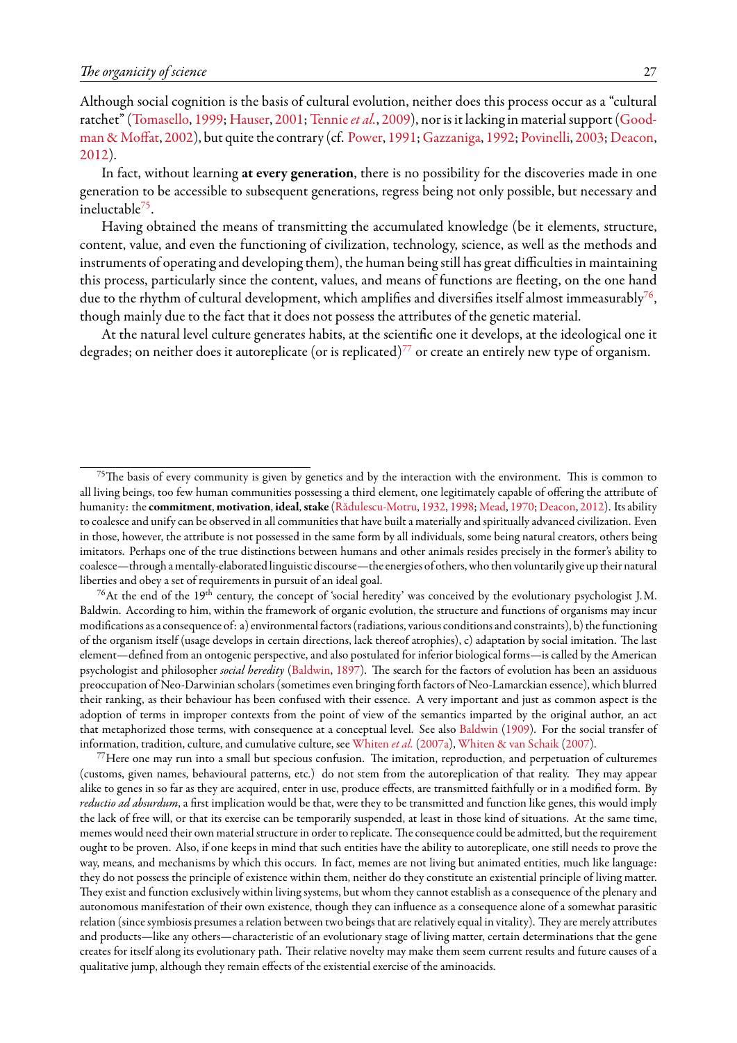Although social cognition is the basis of cultural evolution, neither does this process occur as a "cultural ratchet" (Tomasello, 1999; Hauser, 2001; Tennie *et al.*, 2009), nor is it lacking in material support (Goodman & Moffat, 2002), but quite the contrary (cf. Power, 1991; Gazzaniga, 1992; Povinelli, 2003; Deacon, 2012).

In fact, without learning **at every generation**, there is no possibility for the discoveries made in one generation to be accessible to subsequent generations, regress being not only possible, but necessary and ineluctable[75].

Having obtained the means of transmitting the accumulated knowledge (be it elements, structure, content, value, and even the functioning of civilization, technology, science, as well as the methods and instruments of operating and developing them), the human being still has great difficulties in maintaining this process, particularly since the content, values, and means of functions are fleeting, on the one hand due to the rhythm of cultural development, which amplifies and diversifies itself almost immeasurably[76], though mainly due to the fact that it does not possess the attributes of the genetic material.

At the natural level culture generates habits, at the scientific one it develops, at the ideological one it degrades; on neither does it autoreplicate (or is replicated)[77] or create an entirely new type of organism.

---

[75] The basis of every community is given by genetics and by the interaction with the environment. This is common to all living beings, too few human communities possessing a third element, one legitimately capable of offering the attribute of humanity: the **commitment**, **motivation**, **ideal**, **stake** (Rădulescu-Motru, 1932, 1998; Mead, 1970; Deacon, 2012). Its ability to coalesce and unify can be observed in all communities that have built a materially and spiritually advanced civilization. Even in those, however, the attribute is not possessed in the same form by all individuals, some being natural creators, others being imitators. Perhaps one of the true distinctions between humans and other animals resides precisely in the former's ability to coalesce—through a mentally-elaborated linguistic discourse—the energies of others, who then voluntarily give up their natural liberties and obey a set of requirements in pursuit of an ideal goal.

[76] At the end of the 19th century, the concept of 'social heredity' was conceived by the evolutionary psychologist J.M. Baldwin. According to him, within the framework of organic evolution, the structure and functions of organisms may incur modifications as a consequence of: a) environmental factors (radiations, various conditions and constraints), b) the functioning of the organism itself (usage develops in certain directions, lack thereof atrophies), c) adaptation by social imitation. The last element—defined from an ontogenic perspective, and also postulated for inferior biological forms—is called by the American psychologist and philosopher *social heredity* (Baldwin, 1897). The search for the factors of evolution has been an assiduous preoccupation of Neo-Darwinian scholars (sometimes even bringing forth factors of Neo-Lamarckian essence), which blurred their ranking, as their behaviour has been confused with their essence. A very important and just as common aspect is the adoption of terms in improper contexts from the point of view of the semantics imparted by the original author, an act that metaphorized those terms, with consequence at a conceptual level. See also Baldwin (1909). For the social transfer of information, tradition, culture, and cumulative culture, see Whiten *et al.* (2007a), Whiten & van Schaik (2007).

[77] Here one may run into a small but specious confusion. The imitation, reproduction, and perpetuation of culturemes (customs, given names, behavioural patterns, etc.) do not stem from the autoreplication of that reality. They may appear alike to genes in so far as they are acquired, enter in use, produce effects, are transmitted faithfully or in a modified form. By *reductio ad absurdum*, a first implication would be that, were they to be transmitted and function like genes, this would imply the lack of free will, or that its exercise can be temporarily suspended, at least in those kind of situations. At the same time, memes would need their own material structure in order to replicate. The consequence could be admitted, but the requirement ought to be proven. Also, if one keeps in mind that such entities have the ability to autoreplicate, one still needs to prove the way, means, and mechanisms by which this occurs. In fact, memes are not living but animated entities, much like language: they do not possess the principle of existence within them, neither do they constitute an existential principle of living matter. They exist and function exclusively within living systems, but whom they cannot establish as a consequence of the plenary and autonomous manifestation of their own existence, though they can influence as a consequence alone of a somewhat parasitic relation (since symbiosis presumes a relation between two beings that are relatively equal in vitality). They are merely attributes and products—like any others—characteristic of an evolutionary stage of living matter, certain determinations that the gene creates for itself along its evolutionary path. Their relative novelty may make them seem current results and future causes of a qualitative jump, although they remain effects of the existential exercise of the aminoacids.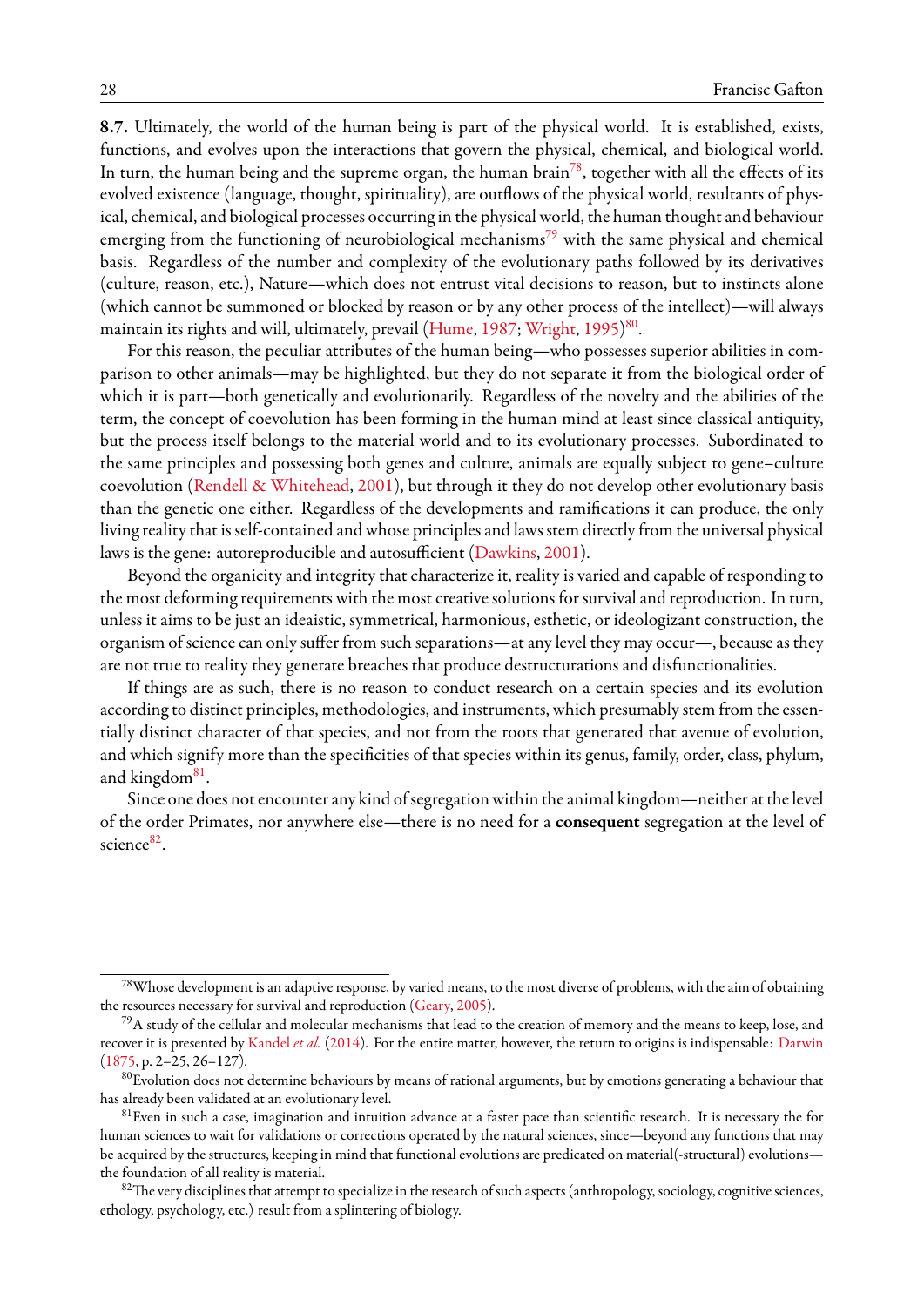**8.7.** Ultimately, the world of the human being is part of the physical world. It is established, exists, functions, and evolves upon the interactions that govern the physical, chemical, and biological world. In turn, the human being and the supreme organ, the human brain[78], together with all the effects of its evolved existence (language, thought, spirituality), are outflows of the physical world, resultants of physical, chemical, and biological processes occurring in the physical world, the human thought and behaviour emerging from the functioning of neurobiological mechanisms[79] with the same physical and chemical basis. Regardless of the number and complexity of the evolutionary paths followed by its derivatives (culture, reason, etc.), Nature—which does not entrust vital decisions to reason, but to instincts alone (which cannot be summoned or blocked by reason or by any other process of the intellect)—will always maintain its rights and will, ultimately, prevail (Hume, 1987; Wright, 1995)[80].

For this reason, the peculiar attributes of the human being—who possesses superior abilities in comparison to other animals—may be highlighted, but they do not separate it from the biological order of which it is part—both genetically and evolutionarily. Regardless of the novelty and the abilities of the term, the concept of coevolution has been forming in the human mind at least since classical antiquity, but the process itself belongs to the material world and to its evolutionary processes. Subordinated to the same principles and possessing both genes and culture, animals are equally subject to gene–culture coevolution (Rendell & Whitehead, 2001), but through it they do not develop other evolutionary basis than the genetic one either. Regardless of the developments and ramifications it can produce, the only living reality that is self-contained and whose principles and laws stem directly from the universal physical laws is the gene: autoreproducible and autosufficient (Dawkins, 2001).

Beyond the organicity and integrity that characterize it, reality is varied and capable of responding to the most deforming requirements with the most creative solutions for survival and reproduction. In turn, unless it aims to be just an ideaistic, symmetrical, harmonious, esthetic, or ideologizant construction, the organism of science can only suffer from such separations—at any level they may occur—, because as they are not true to reality they generate breaches that produce destructurations and disfunctionalities.

If things are as such, there is no reason to conduct research on a certain species and its evolution according to distinct principles, methodologies, and instruments, which presumably stem from the essentially distinct character of that species, and not from the roots that generated that avenue of evolution, and which signify more than the specificities of that species within its genus, family, order, class, phylum, and kingdom[81].

Since one does not encounter any kind of segregation within the animal kingdom—neither at the level of the order Primates, nor anywhere else—there is no need for a **consequent** segregation at the level of science[82].

---

[78] Whose development is an adaptive response, by varied means, to the most diverse of problems, with the aim of obtaining the resources necessary for survival and reproduction (Geary, 2005).

[79] A study of the cellular and molecular mechanisms that lead to the creation of memory and the means to keep, lose, and recover it is presented by Kandel *et al.* (2014). For the entire matter, however, the return to origins is indispensable: Darwin (1875, p. 2–25, 26–127).

[80] Evolution does not determine behaviours by means of rational arguments, but by emotions generating a behaviour that has already been validated at an evolutionary level.

[81] Even in such a case, imagination and intuition advance at a faster pace than scientific research. It is necessary the for human sciences to wait for validations or corrections operated by the natural sciences, since—beyond any functions that may be acquired by the structures, keeping in mind that functional evolutions are predicated on material(-structural) evolutions—the foundation of all reality is material.

[82] The very disciplines that attempt to specialize in the research of such aspects (anthropology, sociology, cognitive sciences, ethology, psychology, etc.) result from a splintering of biology.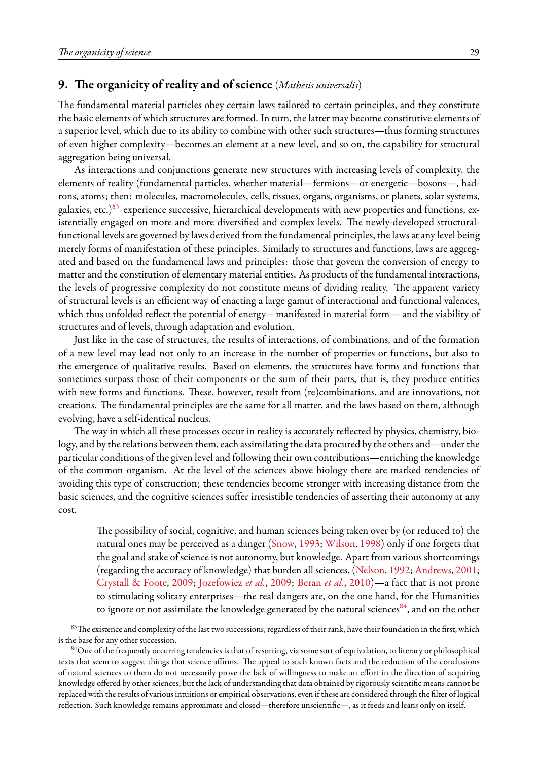## 9. The organicity of reality and of science (*Mathesis universalis*)

The fundamental material particles obey certain laws tailored to certain principles, and they constitute the basic elements of which structures are formed. In turn, the latter may become constitutive elements of a superior level, which due to its ability to combine with other such structures—thus forming structures of even higher complexity—becomes an element at a new level, and so on, the capability for structural aggregation being universal.

As interactions and conjunctions generate new structures with increasing levels of complexity, the elements of reality (fundamental particles, whether material—fermions—or energetic—bosons—, hadrons, atoms; then: molecules, macromolecules, cells, tissues, organs, organisms, or planets, solar systems, galaxies, etc.)[83] experience successive, hierarchical developments with new properties and functions, existentially engaged on more and more diversified and complex levels. The newly-developed structural-functional levels are governed by laws derived from the fundamental principles, the laws at any level being merely forms of manifestation of these principles. Similarly to structures and functions, laws are aggregated and based on the fundamental laws and principles: those that govern the conversion of energy to matter and the constitution of elementary material entities. As products of the fundamental interactions, the levels of progressive complexity do not constitute means of dividing reality. The apparent variety of structural levels is an efficient way of enacting a large gamut of interactional and functional valences, which thus unfolded reflect the potential of energy—manifested in material form— and the viability of structures and of levels, through adaptation and evolution.

Just like in the case of structures, the results of interactions, of combinations, and of the formation of a new level may lead not only to an increase in the number of properties or functions, but also to the emergence of qualitative results. Based on elements, the structures have forms and functions that sometimes surpass those of their components or the sum of their parts, that is, they produce entities with new forms and functions. These, however, result from (re)combinations, and are innovations, not creations. The fundamental principles are the same for all matter, and the laws based on them, although evolving, have a self-identical nucleus.

The way in which all these processes occur in reality is accurately reflected by physics, chemistry, biology, and by the relations between them, each assimilating the data procured by the others and—under the particular conditions of the given level and following their own contributions—enriching the knowledge of the common organism. At the level of the sciences above biology there are marked tendencies of avoiding this type of construction; these tendencies become stronger with increasing distance from the basic sciences, and the cognitive sciences suffer irresistible tendencies of asserting their autonomy at any cost.

> The possibility of social, cognitive, and human sciences being taken over by (or reduced to) the natural ones may be perceived as a danger (Snow, 1993; Wilson, 1998) only if one forgets that the goal and stake of science is not autonomy, but knowledge. Apart from various shortcomings (regarding the accuracy of knowledge) that burden all sciences, (Nelson, 1992; Andrews, 2001; Crystall & Foote, 2009; Jozefowiez *et al.*, 2009; Beran *et al.*, 2010)—a fact that is not prone to stimulating solitary enterprises—the real dangers are, on the one hand, for the Humanities to ignore or not assimilate the knowledge generated by the natural sciences[84], and on the other

[83] The existence and complexity of the last two successions, regardless of their rank, have their foundation in the first, which is the base for any other succession.

[84] One of the frequently occurring tendencies is that of resorting, via some sort of equivalation, to literary or philosophical texts that seem to suggest things that science affirms. The appeal to such known facts and the reduction of the conclusions of natural sciences to them do not necessarily prove the lack of willingness to make an effort in the direction of acquiring knowledge offered by other sciences, but the lack of understanding that data obtained by rigorously scientific means cannot be replaced with the results of various intuitions or empirical observations, even if these are considered through the filter of logical reflection. Such knowledge remains approximate and closed—therefore unscientific—, as it feeds and leans only on itself.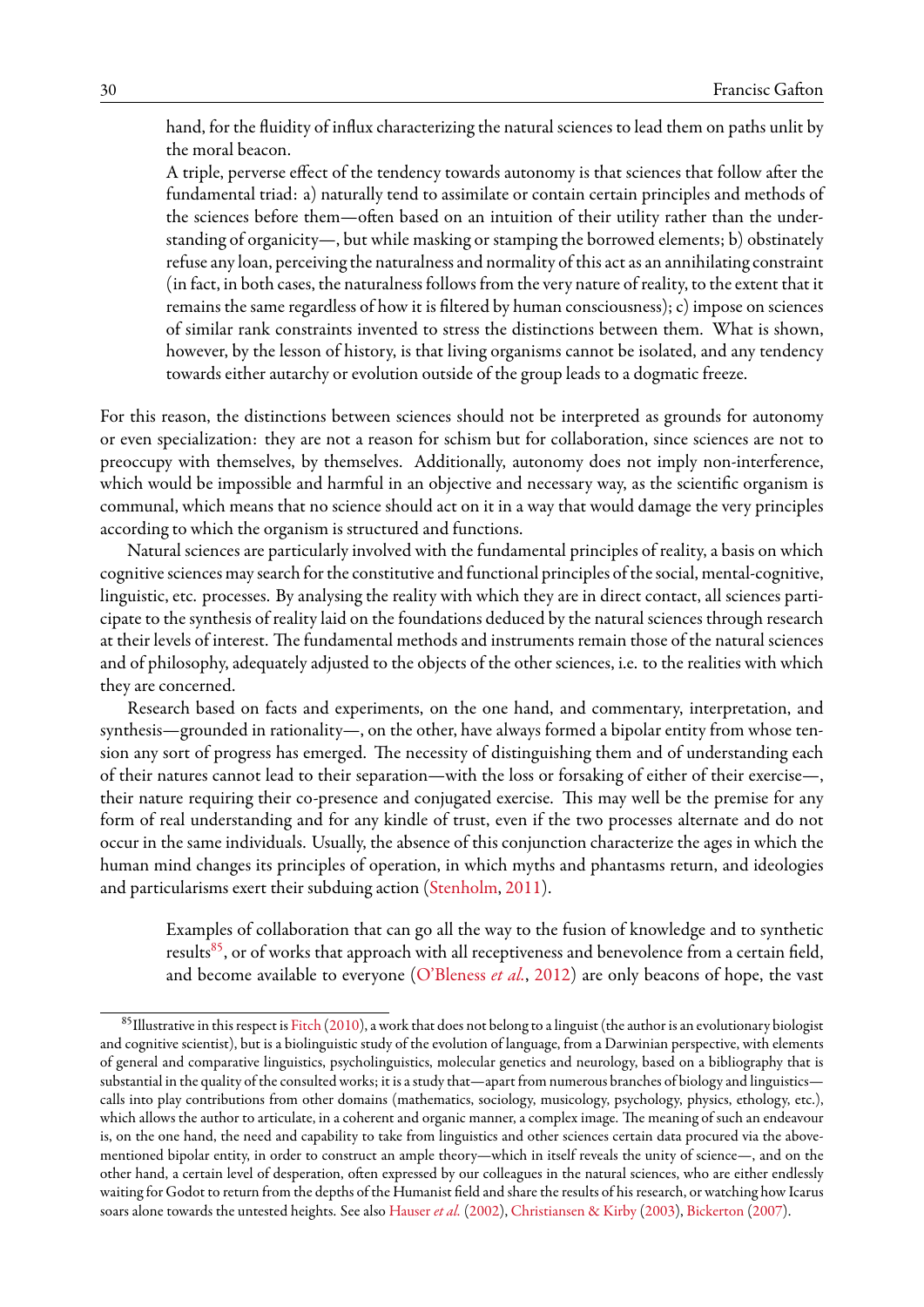> hand, for the fluidity of influx characterizing the natural sciences to lead them on paths unlit by the moral beacon.
>
> A triple, perverse effect of the tendency towards autonomy is that sciences that follow after the fundamental triad: a) naturally tend to assimilate or contain certain principles and methods of the sciences before them—often based on an intuition of their utility rather than the understanding of organicity—, but while masking or stamping the borrowed elements; b) obstinately refuse any loan, perceiving the naturalness and normality of this act as an annihilating constraint (in fact, in both cases, the naturalness follows from the very nature of reality, to the extent that it remains the same regardless of how it is filtered by human consciousness); c) impose on sciences of similar rank constraints invented to stress the distinctions between them. What is shown, however, by the lesson of history, is that living organisms cannot be isolated, and any tendency towards either autarchy or evolution outside of the group leads to a dogmatic freeze.

For this reason, the distinctions between sciences should not be interpreted as grounds for autonomy or even specialization: they are not a reason for schism but for collaboration, since sciences are not to preoccupy with themselves, by themselves. Additionally, autonomy does not imply non-interference, which would be impossible and harmful in an objective and necessary way, as the scientific organism is communal, which means that no science should act on it in a way that would damage the very principles according to which the organism is structured and functions.

Natural sciences are particularly involved with the fundamental principles of reality, a basis on which cognitive sciences may search for the constitutive and functional principles of the social, mental-cognitive, linguistic, etc. processes. By analysing the reality with which they are in direct contact, all sciences participate to the synthesis of reality laid on the foundations deduced by the natural sciences through research at their levels of interest. The fundamental methods and instruments remain those of the natural sciences and of philosophy, adequately adjusted to the objects of the other sciences, i.e. to the realities with which they are concerned.

Research based on facts and experiments, on the one hand, and commentary, interpretation, and synthesis—grounded in rationality—, on the other, have always formed a bipolar entity from whose tension any sort of progress has emerged. The necessity of distinguishing them and of understanding each of their natures cannot lead to their separation—with the loss or forsaking of either of their exercise—, their nature requiring their co-presence and conjugated exercise. This may well be the premise for any form of real understanding and for any kindle of trust, even if the two processes alternate and do not occur in the same individuals. Usually, the absence of this conjunction characterize the ages in which the human mind changes its principles of operation, in which myths and phantasms return, and ideologies and particularisms exert their subduing action (Stenholm, 2011).

> Examples of collaboration that can go all the way to the fusion of knowledge and to synthetic results[85], or of works that approach with all receptiveness and benevolence from a certain field, and become available to everyone (O'Bleness *et al.*, 2012) are only beacons of hope, the vast

[85] Illustrative in this respect is Fitch (2010), a work that does not belong to a linguist (the author is an evolutionary biologist and cognitive scientist), but is a biolinguistic study of the evolution of language, from a Darwinian perspective, with elements of general and comparative linguistics, psycholinguistics, molecular genetics and neurology, based on a bibliography that is substantial in the quality of the consulted works; it is a study that—apart from numerous branches of biology and linguistics—calls into play contributions from other domains (mathematics, sociology, musicology, psychology, physics, ethology, etc.), which allows the author to articulate, in a coherent and organic manner, a complex image. The meaning of such an endeavour is, on the one hand, the need and capability to take from linguistics and other sciences certain data procured via the above-mentioned bipolar entity, in order to construct an ample theory—which in itself reveals the unity of science—, and on the other hand, a certain level of desperation, often expressed by our colleagues in the natural sciences, who are either endlessly waiting for Godot to return from the depths of the Humanist field and share the results of his research, or watching how Icarus soars alone towards the untested heights. See also Hauser *et al.* (2002), Christiansen & Kirby (2003), Bickerton (2007).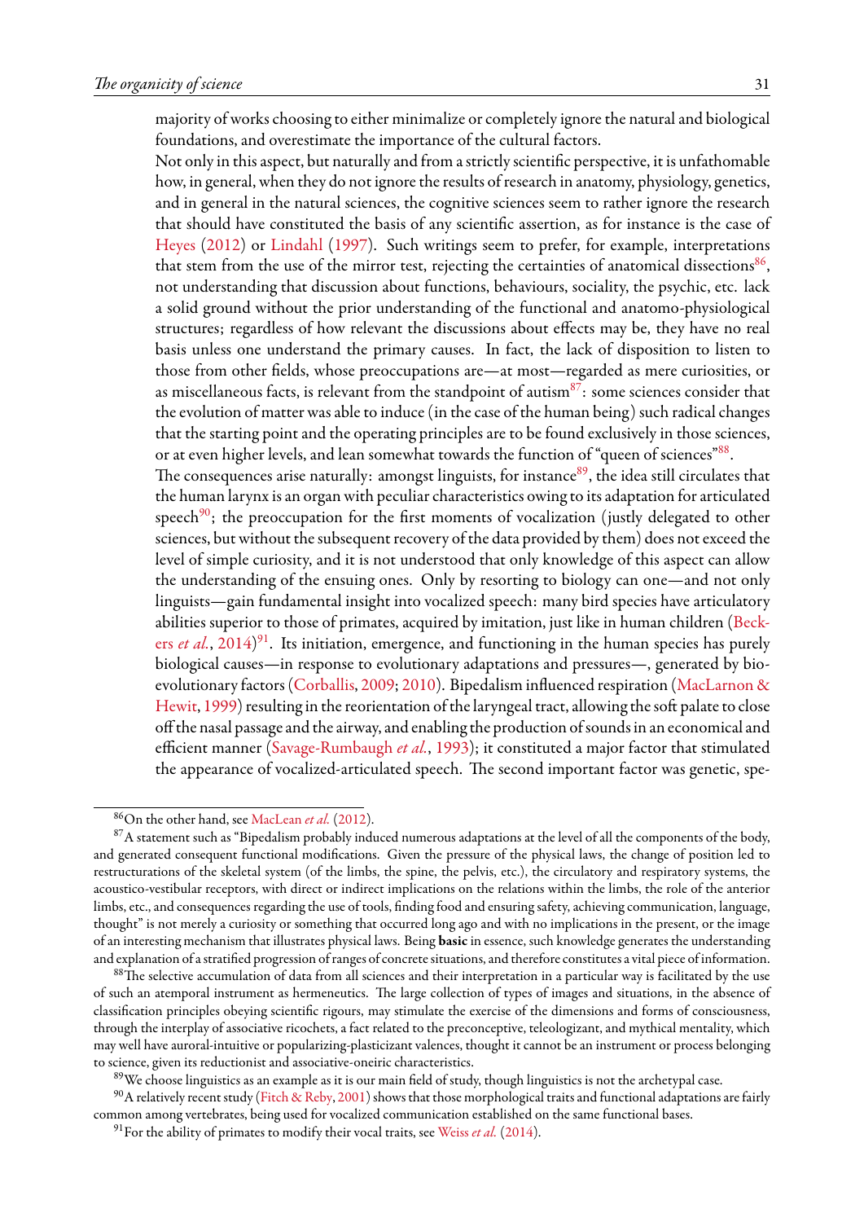majority of works choosing to either minimalize or completely ignore the natural and biological foundations, and overestimate the importance of the cultural factors.

Not only in this aspect, but naturally and from a strictly scientific perspective, it is unfathomable how, in general, when they do not ignore the results of research in anatomy, physiology, genetics, and in general in the natural sciences, the cognitive sciences seem to rather ignore the research that should have constituted the basis of any scientific assertion, as for instance is the case of Heyes (2012) or Lindahl (1997). Such writings seem to prefer, for example, interpretations that stem from the use of the mirror test, rejecting the certainties of anatomical dissections[86], not understanding that discussion about functions, behaviours, sociality, the psychic, etc. lack a solid ground without the prior understanding of the functional and anatomo-physiological structures; regardless of how relevant the discussions about effects may be, they have no real basis unless one understand the primary causes. In fact, the lack of disposition to listen to those from other fields, whose preoccupations are—at most—regarded as mere curiosities, or as miscellaneous facts, is relevant from the standpoint of autism[87]: some sciences consider that the evolution of matter was able to induce (in the case of the human being) such radical changes that the starting point and the operating principles are to be found exclusively in those sciences, or at even higher levels, and lean somewhat towards the function of "queen of sciences"[88].

The consequences arise naturally: amongst linguists, for instance[89], the idea still circulates that the human larynx is an organ with peculiar characteristics owing to its adaptation for articulated speech[90]; the preoccupation for the first moments of vocalization (justly delegated to other sciences, but without the subsequent recovery of the data provided by them) does not exceed the level of simple curiosity, and it is not understood that only knowledge of this aspect can allow the understanding of the ensuing ones. Only by resorting to biology can one—and not only linguists—gain fundamental insight into vocalized speech: many bird species have articulatory abilities superior to those of primates, acquired by imitation, just like in human children (Beckers *et al.*, 2014)[91]. Its initiation, emergence, and functioning in the human species has purely biological causes—in response to evolutionary adaptations and pressures—, generated by bioevolutionary factors (Corballis, 2009; 2010). Bipedalism influenced respiration (MacLarnon & Hewit, 1999) resulting in the reorientation of the laryngeal tract, allowing the soft palate to close off the nasal passage and the airway, and enabling the production of sounds in an economical and efficient manner (Savage-Rumbaugh *et al.*, 1993); it constituted a major factor that stimulated the appearance of vocalized-articulated speech. The second important factor was genetic, spe-

---

[86] On the other hand, see MacLean *et al.* (2012).

[87] A statement such as "Bipedalism probably induced numerous adaptations at the level of all the components of the body, and generated consequent functional modifications. Given the pressure of the physical laws, the change of position led to restructurations of the skeletal system (of the limbs, the spine, the pelvis, etc.), the circulatory and respiratory systems, the acoustico-vestibular receptors, with direct or indirect implications on the relations within the limbs, the role of the anterior limbs, etc., and consequences regarding the use of tools, finding food and ensuring safety, achieving communication, language, thought" is not merely a curiosity or something that occurred long ago and with no implications in the present, or the image of an interesting mechanism that illustrates physical laws. Being **basic** in essence, such knowledge generates the understanding and explanation of a stratified progression of ranges of concrete situations, and therefore constitutes a vital piece of information.

[88] The selective accumulation of data from all sciences and their interpretation in a particular way is facilitated by the use of such an atemporal instrument as hermeneutics. The large collection of types of images and situations, in the absence of classification principles obeying scientific rigours, may stimulate the exercise of the dimensions and forms of consciousness, through the interplay of associative ricochets, a fact related to the preconceptive, teleologizant, and mythical mentality, which may well have auroral-intuitive or popularizing-plasticizant valences, thought it cannot be an instrument or process belonging to science, given its reductionist and associative-oneiric characteristics.

[89] We choose linguistics as an example as it is our main field of study, though linguistics is not the archetypal case.

[90] A relatively recent study (Fitch & Reby, 2001) shows that those morphological traits and functional adaptations are fairly common among vertebrates, being used for vocalized communication established on the same functional bases.

[91] For the ability of primates to modify their vocal traits, see Weiss *et al.* (2014).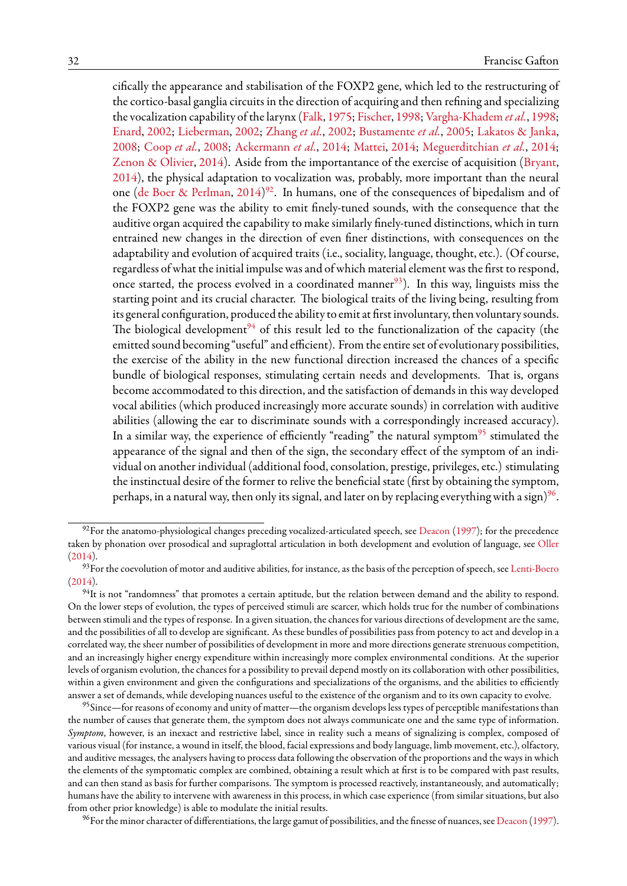cifically the appearance and stabilisation of the FOXP2 gene, which led to the restructuring of the cortico-basal ganglia circuits in the direction of acquiring and then refining and specializing the vocalization capability of the larynx (Falk, 1975; Fischer, 1998; Vargha-Khadem *et al.*, 1998; Enard, 2002; Lieberman, 2002; Zhang *et al.*, 2002; Bustamente *et al.*, 2005; Lakatos & Janka, 2008; Coop *et al.*, 2008; Ackermann *et al.*, 2014; Mattei, 2014; Meguerditchian *et al.*, 2014; Zenon & Olivier, 2014). Aside from the importantance of the exercise of acquisition (Bryant, 2014), the physical adaptation to vocalization was, probably, more important than the neural one (de Boer & Perlman, 2014)[92]. In humans, one of the consequences of bipedalism and of the FOXP2 gene was the ability to emit finely-tuned sounds, with the consequence that the auditive organ acquired the capability to make similarly finely-tuned distinctions, which in turn entrained new changes in the direction of even finer distinctions, with consequences on the adaptability and evolution of acquired traits (i.e., sociality, language, thought, etc.). (Of course, regardless of what the initial impulse was and of which material element was the first to respond, once started, the process evolved in a coordinated manner[93]). In this way, linguists miss the starting point and its crucial character. The biological traits of the living being, resulting from its general configuration, produced the ability to emit at first involuntary, then voluntary sounds. The biological development[94] of this result led to the functionalization of the capacity (the emitted sound becoming "useful" and efficient). From the entire set of evolutionary possibilities, the exercise of the ability in the new functional direction increased the chances of a specific bundle of biological responses, stimulating certain needs and developments. That is, organs become accommodated to this direction, and the satisfaction of demands in this way developed vocal abilities (which produced increasingly more accurate sounds) in correlation with auditive abilities (allowing the ear to discriminate sounds with a correspondingly increased accuracy). In a similar way, the experience of efficiently "reading" the natural symptom[95] stimulated the appearance of the signal and then of the sign, the secondary effect of the symptom of an individual on another individual (additional food, consolation, prestige, privileges, etc.) stimulating the instinctual desire of the former to relive the beneficial state (first by obtaining the symptom, perhaps, in a natural way, then only its signal, and later on by replacing everything with a sign)[96].

---

[92] For the anatomo-physiological changes preceding vocalized-articulated speech, see Deacon (1997); for the precedence taken by phonation over prosodical and supraglottal articulation in both development and evolution of language, see Oller (2014).

[93] For the coevolution of motor and auditive abilities, for instance, as the basis of the perception of speech, see Lenti-Boero (2014).

[94] It is not "randomness" that promotes a certain aptitude, but the relation between demand and the ability to respond. On the lower steps of evolution, the types of perceived stimuli are scarcer, which holds true for the number of combinations between stimuli and the types of response. In a given situation, the chances for various directions of development are the same, and the possibilities of all to develop are significant. As these bundles of possibilities pass from potency to act and develop in a correlated way, the sheer number of possibilities of development in more and more directions generate strenuous competition, and an increasingly higher energy expenditure within increasingly more complex environmental conditions. At the superior levels of organism evolution, the chances for a possibility to prevail depend mostly on its collaboration with other possibilities, within a given environment and given the configurations and specializations of the organisms, and the abilities to efficiently answer a set of demands, while developing nuances useful to the existence of the organism and to its own capacity to evolve.

[95] Since—for reasons of economy and unity of matter—the organism develops less types of perceptible manifestations than the number of causes that generate them, the symptom does not always communicate one and the same type of information. *Symptom*, however, is an inexact and restrictive label, since in reality such a means of signalizing is complex, composed of various visual (for instance, a wound in itself, the blood, facial expressions and body language, limb movement, etc.), olfactory, and auditive messages, the analysers having to process data following the observation of the proportions and the ways in which the elements of the symptomatic complex are combined, obtaining a result which at first is to be compared with past results, and can then stand as basis for further comparisons. The symptom is processed reactively, instantaneously, and automatically; humans have the ability to intervene with awareness in this process, in which case experience (from similar situations, but also from other prior knowledge) is able to modulate the initial results.

[96] For the minor character of differentiations, the large gamut of possibilities, and the finesse of nuances, see Deacon (1997).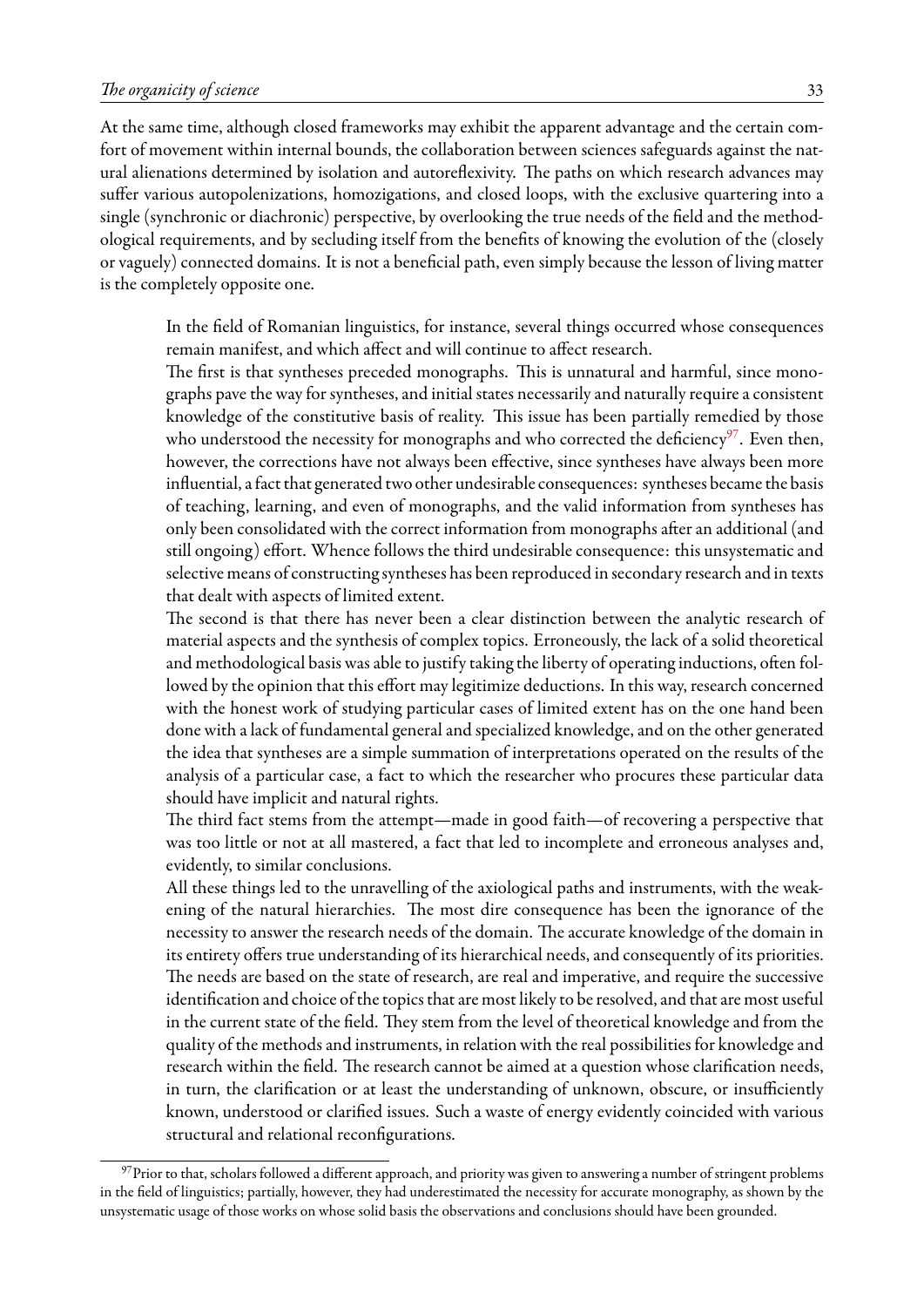At the same time, although closed frameworks may exhibit the apparent advantage and the certain comfort of movement within internal bounds, the collaboration between sciences safeguards against the natural alienations determined by isolation and autoreflexivity. The paths on which research advances may suffer various autopolenizations, homozigations, and closed loops, with the exclusive quartering into a single (synchronic or diachronic) perspective, by overlooking the true needs of the field and the methodological requirements, and by secluding itself from the benefits of knowing the evolution of the (closely or vaguely) connected domains. It is not a beneficial path, even simply because the lesson of living matter is the completely opposite one.

> In the field of Romanian linguistics, for instance, several things occurred whose consequences remain manifest, and which affect and will continue to affect research.
>
> The first is that syntheses preceded monographs. This is unnatural and harmful, since monographs pave the way for syntheses, and initial states necessarily and naturally require a consistent knowledge of the constitutive basis of reality. This issue has been partially remedied by those who understood the necessity for monographs and who corrected the deficiency[97]. Even then, however, the corrections have not always been effective, since syntheses have always been more influential, a fact that generated two other undesirable consequences: syntheses became the basis of teaching, learning, and even of monographs, and the valid information from syntheses has only been consolidated with the correct information from monographs after an additional (and still ongoing) effort. Whence follows the third undesirable consequence: this unsystematic and selective means of constructing syntheses has been reproduced in secondary research and in texts that dealt with aspects of limited extent.
>
> The second is that there has never been a clear distinction between the analytic research of material aspects and the synthesis of complex topics. Erroneously, the lack of a solid theoretical and methodological basis was able to justify taking the liberty of operating inductions, often followed by the opinion that this effort may legitimize deductions. In this way, research concerned with the honest work of studying particular cases of limited extent has on the one hand been done with a lack of fundamental general and specialized knowledge, and on the other generated the idea that syntheses are a simple summation of interpretations operated on the results of the analysis of a particular case, a fact to which the researcher who procures these particular data should have implicit and natural rights.
>
> The third fact stems from the attempt—made in good faith—of recovering a perspective that was too little or not at all mastered, a fact that led to incomplete and erroneous analyses and, evidently, to similar conclusions.
>
> All these things led to the unravelling of the axiological paths and instruments, with the weakening of the natural hierarchies. The most dire consequence has been the ignorance of the necessity to answer the research needs of the domain. The accurate knowledge of the domain in its entirety offers true understanding of its hierarchical needs, and consequently of its priorities. The needs are based on the state of research, are real and imperative, and require the successive identification and choice of the topics that are most likely to be resolved, and that are most useful in the current state of the field. They stem from the level of theoretical knowledge and from the quality of the methods and instruments, in relation with the real possibilities for knowledge and research within the field. The research cannot be aimed at a question whose clarification needs, in turn, the clarification or at least the understanding of unknown, obscure, or insufficiently known, understood or clarified issues. Such a waste of energy evidently coincided with various structural and relational reconfigurations.

[97] Prior to that, scholars followed a different approach, and priority was given to answering a number of stringent problems in the field of linguistics; partially, however, they had underestimated the necessity for accurate monography, as shown by the unsystematic usage of those works on whose solid basis the observations and conclusions should have been grounded.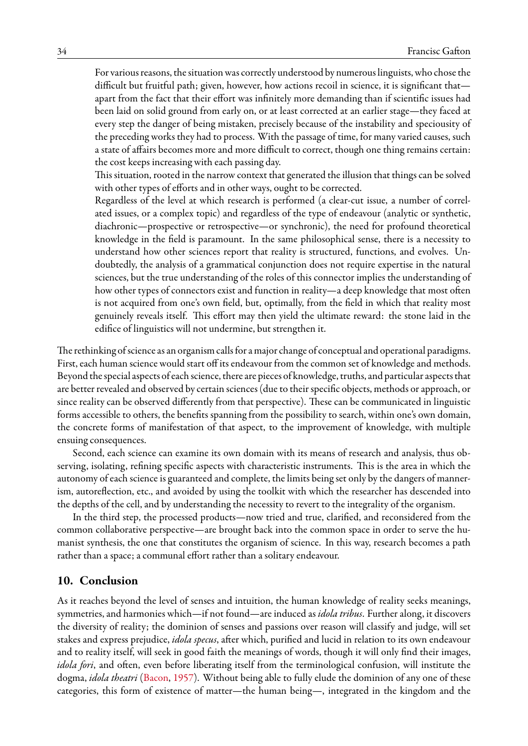> For various reasons, the situation was correctly understood by numerous linguists, who chose the difficult but fruitful path; given, however, how actions recoil in science, it is significant that—apart from the fact that their effort was infinitely more demanding than if scientific issues had been laid on solid ground from early on, or at least corrected at an earlier stage—they faced at every step the danger of being mistaken, precisely because of the instability and speciousity of the preceding works they had to process. With the passage of time, for many varied causes, such a state of affairs becomes more and more difficult to correct, though one thing remains certain: the cost keeps increasing with each passing day.
>
> This situation, rooted in the narrow context that generated the illusion that things can be solved with other types of efforts and in other ways, ought to be corrected.
>
> Regardless of the level at which research is performed (a clear-cut issue, a number of correlated issues, or a complex topic) and regardless of the type of endeavour (analytic or synthetic, diachronic—prospective or retrospective—or synchronic), the need for profound theoretical knowledge in the field is paramount. In the same philosophical sense, there is a necessity to understand how other sciences report that reality is structured, functions, and evolves. Undoubtedly, the analysis of a grammatical conjunction does not require expertise in the natural sciences, but the true understanding of the roles of this connector implies the understanding of how other types of connectors exist and function in reality—a deep knowledge that most often is not acquired from one's own field, but, optimally, from the field in which that reality most genuinely reveals itself. This effort may then yield the ultimate reward: the stone laid in the edifice of linguistics will not undermine, but strengthen it.

The rethinking of science as an organism calls for a major change of conceptual and operational paradigms. First, each human science would start off its endeavour from the common set of knowledge and methods. Beyond the special aspects of each science, there are pieces of knowledge, truths, and particular aspects that are better revealed and observed by certain sciences (due to their specific objects, methods or approach, or since reality can be observed differently from that perspective). These can be communicated in linguistic forms accessible to others, the benefits spanning from the possibility to search, within one's own domain, the concrete forms of manifestation of that aspect, to the improvement of knowledge, with multiple ensuing consequences.

Second, each science can examine its own domain with its means of research and analysis, thus observing, isolating, refining specific aspects with characteristic instruments. This is the area in which the autonomy of each science is guaranteed and complete, the limits being set only by the dangers of mannerism, autoreflection, etc., and avoided by using the toolkit with which the researcher has descended into the depths of the cell, and by understanding the necessity to revert to the integrality of the organism.

In the third step, the processed products—now tried and true, clarified, and reconsidered from the common collaborative perspective—are brought back into the common space in order to serve the humanist synthesis, the one that constitutes the organism of science. In this way, research becomes a path rather than a space; a communal effort rather than a solitary endeavour.

## 10. Conclusion

As it reaches beyond the level of senses and intuition, the human knowledge of reality seeks meanings, symmetries, and harmonies which—if not found—are induced as *idola tribus*. Further along, it discovers the diversity of reality; the dominion of senses and passions over reason will classify and judge, will set stakes and express prejudice, *idola specus*, after which, purified and lucid in relation to its own endeavour and to reality itself, will seek in good faith the meanings of words, though it will only find their images, *idola fori*, and often, even before liberating itself from the terminological confusion, will institute the dogma, *idola theatri* (Bacon, 1957). Without being able to fully elude the dominion of any one of these categories, this form of existence of matter—the human being—, integrated in the kingdom and the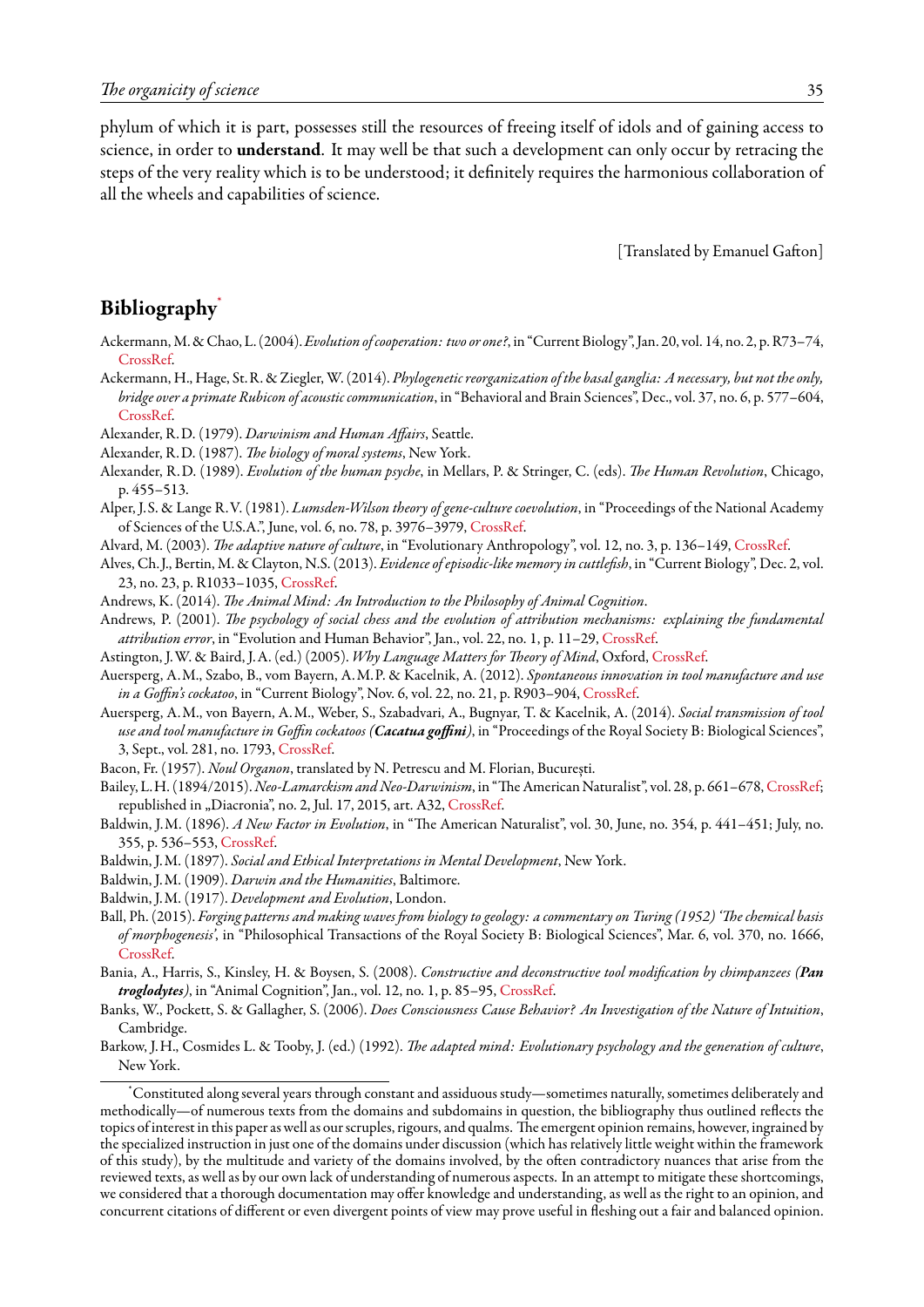phylum of which it is part, possesses still the resources of freeing itself of idols and of gaining access to science, in order to **understand**. It may well be that such a development can only occur by retracing the steps of the very reality which is to be understood; it definitely requires the harmonious collaboration of all the wheels and capabilities of science.

[Translated by Emanuel Gafton]

## Bibliography*

Ackermann, M. & Chao, L. (2004). *Evolution of cooperation: two or one?*, in "Current Biology", Jan. 20, vol. 14, no. 2, p. R73–74, CrossRef.

Ackermann, H., Hage, St. R. & Ziegler, W. (2014). *Phylogenetic reorganization of the basal ganglia: A necessary, but not the only, bridge over a primate Rubicon of acoustic communication*, in "Behavioral and Brain Sciences", Dec., vol. 37, no. 6, p. 577–604, CrossRef.

Alexander, R. D. (1979). *Darwinism and Human Affairs*, Seattle.

Alexander, R. D. (1987). *The biology of moral systems*, New York.

Alexander, R. D. (1989). *Evolution of the human psyche*, in Mellars, P. & Stringer, C. (eds). *The Human Revolution*, Chicago, p. 455–513.

Alper, J. S. & Lange R. V. (1981). *Lumsden-Wilson theory of gene-culture coevolution*, in "Proceedings of the National Academy of Sciences of the U.S.A.", June, vol. 6, no. 78, p. 3976–3979, CrossRef.

Alvard, M. (2003). *The adaptive nature of culture*, in "Evolutionary Anthropology", vol. 12, no. 3, p. 136–149, CrossRef.

Alves, Ch. J., Bertin, M. & Clayton, N. S. (2013). *Evidence of episodic-like memory in cuttlefish*, in "Current Biology", Dec. 2, vol. 23, no. 23, p. R1033–1035, CrossRef.

Andrews, K. (2014). *The Animal Mind: An Introduction to the Philosophy of Animal Cognition*.

Andrews, P. (2001). *The psychology of social chess and the evolution of attribution mechanisms: explaining the fundamental attribution error*, in "Evolution and Human Behavior", Jan., vol. 22, no. 1, p. 11–29, CrossRef.

Astington, J. W. & Baird, J. A. (ed.) (2005). *Why Language Matters for Theory of Mind*, Oxford, CrossRef.

Auersperg, A. M., Szabo, B., vom Bayern, A. M. P. & Kacelnik, A. (2012). *Spontaneous innovation in tool manufacture and use in a Goffin's cockatoo*, in "Current Biology", Nov. 6, vol. 22, no. 21, p. R903–904, CrossRef.

Auersperg, A. M., von Bayern, A. M., Weber, S., Szabadvari, A., Bugnyar, T. & Kacelnik, A. (2014). *Social transmission of tool use and tool manufacture in Goffin cockatoos (**Cacatua goffini**)*, in "Proceedings of the Royal Society B: Biological Sciences", 3, Sept., vol. 281, no. 1793, CrossRef.

Bacon, Fr. (1957). *Noul Organon*, translated by N. Petrescu and M. Florian, București.

Bailey, L. H. (1894/2015). *Neo-Lamarckism and Neo-Darwinism*, in "The American Naturalist", vol. 28, p. 661–678, CrossRef; republished in „Diacronia", no. 2, Jul. 17, 2015, art. A32, CrossRef.

Baldwin, J. M. (1896). *A New Factor in Evolution*, in "The American Naturalist", vol. 30, June, no. 354, p. 441–451; July, no. 355, p. 536–553, CrossRef.

Baldwin, J. M. (1897). *Social and Ethical Interpretations in Mental Development*, New York.

Baldwin, J. M. (1909). *Darwin and the Humanities*, Baltimore.

Baldwin, J. M. (1917). *Development and Evolution*, London.

Ball, Ph. (2015). *Forging patterns and making waves from biology to geology: a commentary on Turing (1952) 'The chemical basis of morphogenesis'*, in "Philosophical Transactions of the Royal Society B: Biological Sciences", Mar. 6, vol. 370, no. 1666, CrossRef.

Bania, A., Harris, S., Kinsley, H. & Boysen, S. (2008). *Constructive and deconstructive tool modification by chimpanzees (**Pan troglodytes**)*, in "Animal Cognition", Jan., vol. 12, no. 1, p. 85–95, CrossRef.

Banks, W., Pockett, S. & Gallagher, S. (2006). *Does Consciousness Cause Behavior? An Investigation of the Nature of Intuition*, Cambridge.

Barkow, J. H., Cosmides L. & Tooby, J. (ed.) (1992). *The adapted mind: Evolutionary psychology and the generation of culture*, New York.

---

*Constituted along several years through constant and assiduous study—sometimes naturally, sometimes deliberately and methodically—of numerous texts from the domains and subdomains in question, the bibliography thus outlined reflects the topics of interest in this paper as well as our scruples, rigours, and qualms. The emergent opinion remains, however, ingrained by the specialized instruction in just one of the domains under discussion (which has relatively little weight within the framework of this study), by the multitude and variety of the domains involved, by the often contradictory nuances that arise from the reviewed texts, as well as by our own lack of understanding of numerous aspects. In an attempt to mitigate these shortcomings, we considered that a thorough documentation may offer knowledge and understanding, as well as the right to an opinion, and concurrent citations of different or even divergent points of view may prove useful in fleshing out a fair and balanced opinion.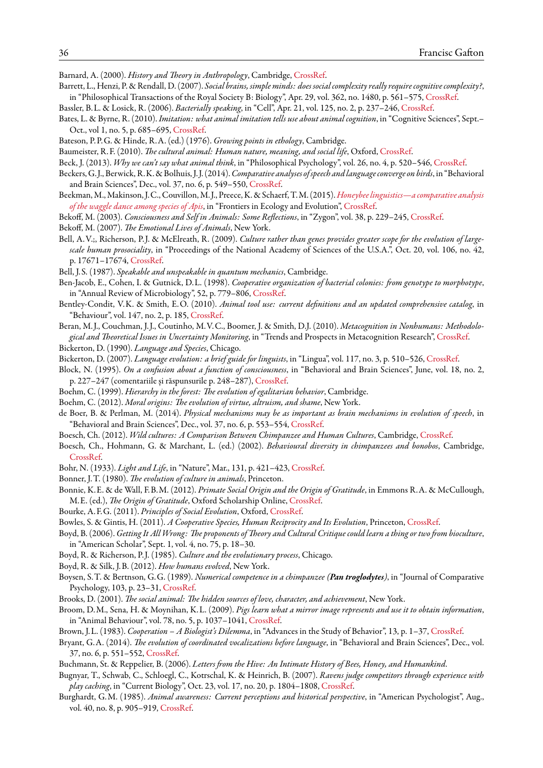Barnard, A. (2000). *History and Theory in Anthropology*, Cambridge, CrossRef.

Barrett, L., Henzi, P. & Rendall, D. (2007). *Social brains, simple minds: does social complexity really require cognitive complexity?*, in "Philosophical Transactions of the Royal Society B: Biology", Apr. 29, vol. 362, no. 1480, p. 561–575, CrossRef.

Bassler, B. L. & Losick, R. (2006). *Bacterially speaking*, in "Cell", Apr. 21, vol. 125, no. 2, p. 237–246, CrossRef.

Bates, L. & Byrne, R. (2010). *Imitation: what animal imitation tells use about animal cognition*, in "Cognitive Sciences", Sept.–Oct., vol 1, no. 5, p. 685–695, CrossRef.

Bateson, P. P. G. & Hinde, R. A. (ed.) (1976). *Growing points in ethology*, Cambridge.

Baumeister, R. F. (2010). *The cultural animal: Human nature, meaning, and social life*, Oxford, CrossRef.

Beck, J. (2013). *Why we can't say what animal think*, in "Philosophical Psychology", vol. 26, no. 4, p. 520–546, CrossRef.

Beckers, G. J., Berwick, R. K. & Bolhuis, J. J. (2014). *Comparative analyses of speech and language converge on birds*, in "Behavioral and Brain Sciences", Dec., vol. 37, no. 6, p. 549–550, CrossRef.

Beekman, M., Makinson, J. C., Couvillon, M. J., Preece, K. & Schaerf, T. M. (2015). *Honeybee linguistics—a comparative analysis of the waggle dance among species of Apis*, in "Frontiers in Ecology and Evolution", CrossRef.

Bekoff, M. (2003). *Consciousness and Self in Animals: Some Reflections*, in "Zygon", vol. 38, p. 229–245, CrossRef.

Bekoff, M. (2007). *The Emotional Lives of Animals*, New York.

Bell, A. V.;, Richerson, P. J. & McElreath, R. (2009). *Culture rather than genes provides greater scope for the evolution of large-scale human prosociality*, in "Proceedings of the National Academy of Sciences of the U.S.A.", Oct. 20, vol. 106, no. 42, p. 17671–17674, CrossRef.

Bell, J. S. (1987). *Speakable and unspeakable in quantum mechanics*, Cambridge.

Ben-Jacob, E., Cohen, I. & Gutnick, D. L. (1998). *Cooperative organization of bacterial colonies: from genotype to morphotype*, in "Annual Review of Microbiology", 52, p. 779–806, CrossRef.

Bentley-Condit, V. K. & Smith, E. O. (2010). *Animal tool use: current definitions and an updated comprehensive catalog*, in "Behaviour", vol. 147, no. 2, p. 185, CrossRef.

Beran, M. J., Couchman, J. J., Coutinho, M. V. C., Boomer, J. & Smith, D. J. (2010). *Metacognition in Nonhumans: Methodological and Theoretical Issues in Uncertainty Monitoring*, in "Trends and Prospects in Metacognition Research", CrossRef.

Bickerton, D. (1990). *Language and Species*, Chicago.

Bickerton, D. (2007). *Language evolution: a brief guide for linguists*, in "Lingua", vol. 117, no. 3, p. 510–526, CrossRef.

Block, N. (1995). *On a confusion about a function of consciousness*, in "Behavioral and Brain Sciences", June, vol. 18, no. 2, p. 227–247 (comentariile și răspunsurile p. 248–287), CrossRef.

Boehm, C. (1999). *Hierarchy in the forest: The evolution of egalitarian behavior*, Cambridge.

Boehm, C. (2012). *Moral origins: The evolution of virtue, altruism, and shame*, New York.

de Boer, B. & Perlman, M. (2014). *Physical mechanisms may be as important as brain mechanisms in evolution of speech*, in "Behavioral and Brain Sciences", Dec., vol. 37, no. 6, p. 553–554, CrossRef.

Boesch, Ch. (2012). *Wild cultures: A Comparison Between Chimpanzee and Human Cultures*, Cambridge, CrossRef.

Boesch, Ch., Hohmann, G. & Marchant, L. (ed.) (2002). *Behavioural diversity in chimpanzees and bonobos*, Cambridge, CrossRef.

Bohr, N. (1933). *Light and Life*, in "Nature", Mar., 131, p. 421–423, CrossRef.

Bonner, J. T. (1980). *The evolution of culture in animals*, Princeton.

Bonnie, K. E. & de Wall, F. B. M. (2012). *Primate Social Origin and the Origin of Gratitude*, in Emmons R. A. & McCullough, M. E. (ed.), *The Origin of Gratitude*, Oxford Scholarship Online, CrossRef.

Bourke, A. F. G. (2011). *Principles of Social Evolution*, Oxford, CrossRef.

Bowles, S. & Gintis, H. (2011). *A Cooperative Species, Human Reciprocity and Its Evolution*, Princeton, CrossRef.

Boyd, B. (2006). *Getting It All Wrong: The proponents of Theory and Cultural Critique could learn a thing or two from bioculture*, in "American Scholar", Sept. 1, vol. 4, no. 75, p. 18–30.

Boyd, R. & Richerson, P. J. (1985). *Culture and the evolutionary process*, Chicago.

Boyd, R. & Silk, J. B. (2012). *How humans evolved*, New York.

Boysen, S. T. & Bertnson, G. G. (1989). *Numerical competence in a chimpanzee (**Pan troglodytes**)*, in "Journal of Comparative Psychology, 103, p. 23–31, CrossRef.

Brooks, D. (2001). *The social animal: The hidden sources of love, character, and achievement*, New York.

Broom, D. M., Sena, H. & Moynihan, K. L. (2009). *Pigs learn what a mirror image represents and use it to obtain information*, in "Animal Behaviour", vol. 78, no. 5, p. 1037–1041, CrossRef.

Brown, J. L. (1983). *Cooperation – A Biologist's Dilemma*, in "Advances in the Study of Behavior", 13, p. 1–37, CrossRef.

Bryant, G. A. (2014). *The evolution of coordinated vocalizations before language*, in "Behavioral and Brain Sciences", Dec., vol. 37, no. 6, p. 551–552, CrossRef.

Buchmann, St. & Reppelier, B. (2006). *Letters from the Hive: An Intimate History of Bees, Honey, and Humankind*.

Bugnyar, T., Schwab, C., Schloegl, C., Kotrschal, K. & Heinrich, B. (2007). *Ravens judge competitors through experience with play caching*, in "Current Biology", Oct. 23, vol. 17, no. 20, p. 1804–1808, CrossRef.

Burghardt, G. M. (1985). *Animal awareness: Current perceptions and historical perspective*, in "American Psychologist", Aug., vol. 40, no. 8, p. 905–919, CrossRef.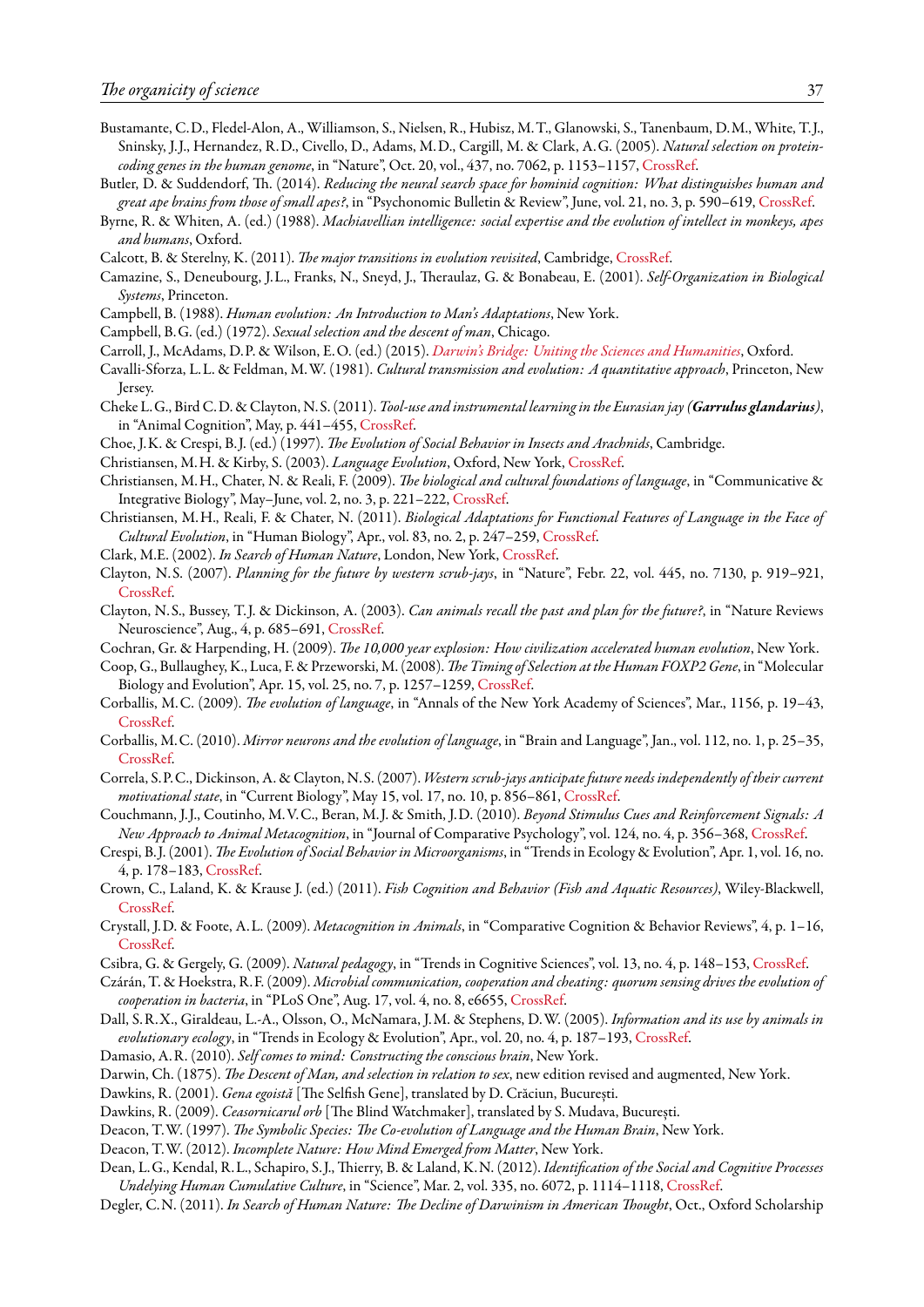Bustamante, C.D., Fledel-Alon, A., Williamson, S., Nielsen, R., Hubisz, M.T., Glanowski, S., Tanenbaum, D.M., White, T.J., Sninsky, J.J., Hernandez, R.D., Civello, D., Adams, M.D., Cargill, M. & Clark, A.G. (2005). *Natural selection on protein-coding genes in the human genome*, in "Nature", Oct. 20, vol., 437, no. 7062, p. 1153–1157, CrossRef.

Butler, D. & Suddendorf, Th. (2014). *Reducing the neural search space for hominid cognition: What distinguishes human and great ape brains from those of small apes?*, in "Psychonomic Bulletin & Review", June, vol. 21, no. 3, p. 590–619, CrossRef.

Byrne, R. & Whiten, A. (ed.) (1988). *Machiavellian intelligence: social expertise and the evolution of intellect in monkeys, apes and humans*, Oxford.

Calcott, B. & Sterelny, K. (2011). *The major transitions in evolution revisited*, Cambridge, CrossRef.

Camazine, S., Deneubourg, J.L., Franks, N., Sneyd, J., Theraulaz, G. & Bonabeau, E. (2001). *Self-Organization in Biological Systems*, Princeton.

Campbell, B. (1988). *Human evolution: An Introduction to Man's Adaptations*, New York.

Campbell, B.G. (ed.) (1972). *Sexual selection and the descent of man*, Chicago.

Carroll, J., McAdams, D.P. & Wilson, E.O. (ed.) (2015). *Darwin's Bridge: Uniting the Sciences and Humanities*, Oxford.

Cavalli-Sforza, L.L. & Feldman, M.W. (1981). *Cultural transmission and evolution: A quantitative approach*, Princeton, New Jersey.

Cheke L.G., Bird C.D. & Clayton, N.S. (2011). *Tool-use and instrumental learning in the Eurasian jay (**Garrulus glandarius**)*, in "Animal Cognition", May, p. 441–455, CrossRef.

Choe, J.K. & Crespi, B.J. (ed.) (1997). *The Evolution of Social Behavior in Insects and Arachnids*, Cambridge.

Christiansen, M.H. & Kirby, S. (2003). *Language Evolution*, Oxford, New York, CrossRef.

Christiansen, M.H., Chater, N. & Reali, F. (2009). *The biological and cultural foundations of language*, in "Communicative & Integrative Biology", May–June, vol. 2, no. 3, p. 221–222, CrossRef.

Christiansen, M.H., Reali, F. & Chater, N. (2011). *Biological Adaptations for Functional Features of Language in the Face of Cultural Evolution*, in "Human Biology", Apr., vol. 83, no. 2, p. 247–259, CrossRef.

Clark, M.E. (2002). *In Search of Human Nature*, London, New York, CrossRef.

Clayton, N.S. (2007). *Planning for the future by western scrub-jays*, in "Nature", Febr. 22, vol. 445, no. 7130, p. 919–921, CrossRef.

Clayton, N.S., Bussey, T.J. & Dickinson, A. (2003). *Can animals recall the past and plan for the future?*, in "Nature Reviews Neuroscience", Aug., 4, p. 685–691, CrossRef.

Cochran, Gr. & Harpending, H. (2009). *The 10,000 year explosion: How civilization accelerated human evolution*, New York.

Coop, G., Bullaughey, K., Luca, F. & Przeworski, M. (2008). *The Timing of Selection at the Human FOXP2 Gene*, in "Molecular Biology and Evolution", Apr. 15, vol. 25, no. 7, p. 1257–1259, CrossRef.

Corballis, M.C. (2009). *The evolution of language*, in "Annals of the New York Academy of Sciences", Mar., 1156, p. 19–43, CrossRef.

Corballis, M.C. (2010). *Mirror neurons and the evolution of language*, in "Brain and Language", Jan., vol. 112, no. 1, p. 25–35, CrossRef.

Correla, S.P.C., Dickinson, A. & Clayton, N.S. (2007). *Western scrub-jays anticipate future needs independently of their current motivational state*, in "Current Biology", May 15, vol. 17, no. 10, p. 856–861, CrossRef.

Couchmann, J.J., Coutinho, M.V.C., Beran, M.J. & Smith, J.D. (2010). *Beyond Stimulus Cues and Reinforcement Signals: A New Approach to Animal Metacognition*, in "Journal of Comparative Psychology", vol. 124, no. 4, p. 356–368, CrossRef.

Crespi, B.J. (2001). *The Evolution of Social Behavior in Microorganisms*, in "Trends in Ecology & Evolution", Apr. 1, vol. 16, no. 4, p. 178–183, CrossRef.

Crown, C., Laland, K. & Krause J. (ed.) (2011). *Fish Cognition and Behavior (Fish and Aquatic Resources)*, Wiley-Blackwell, CrossRef.

Crystall, J.D. & Foote, A.L. (2009). *Metacognition in Animals*, in "Comparative Cognition & Behavior Reviews", 4, p. 1–16, CrossRef.

Csibra, G. & Gergely, G. (2009). *Natural pedagogy*, in "Trends in Cognitive Sciences", vol. 13, no. 4, p. 148–153, CrossRef.

Czárán, T. & Hoekstra, R.F. (2009). *Microbial communication, cooperation and cheating: quorum sensing drives the evolution of cooperation in bacteria*, in "PLoS One", Aug. 17, vol. 4, no. 8, e6655, CrossRef.

Dall, S.R.X., Giraldeau, L.-A., Olsson, O., McNamara, J.M. & Stephens, D.W. (2005). *Information and its use by animals in evolutionary ecology*, in "Trends in Ecology & Evolution", Apr., vol. 20, no. 4, p. 187–193, CrossRef.

Damasio, A.R. (2010). *Self comes to mind: Constructing the conscious brain*, New York.

Darwin, Ch. (1875). *The Descent of Man, and selection in relation to sex*, new edition revised and augmented, New York.

Dawkins, R. (2001). *Gena egoistă* [The Selfish Gene], translated by D. Crăciun, București.

Dawkins, R. (2009). *Ceasornicarul orb* [The Blind Watchmaker], translated by S. Mudava, București.

Deacon, T.W. (1997). *The Symbolic Species: The Co-evolution of Language and the Human Brain*, New York.

Deacon, T.W. (2012). *Incomplete Nature: How Mind Emerged from Matter*, New York.

Dean, L.G., Kendal, R.L., Schapiro, S.J., Thierry, B. & Laland, K.N. (2012). *Identification of the Social and Cognitive Processes Undelying Human Cumulative Culture*, in "Science", Mar. 2, vol. 335, no. 6072, p. 1114–1118, CrossRef.

Degler, C.N. (2011). *In Search of Human Nature: The Decline of Darwinism in American Thought*, Oct., Oxford Scholarship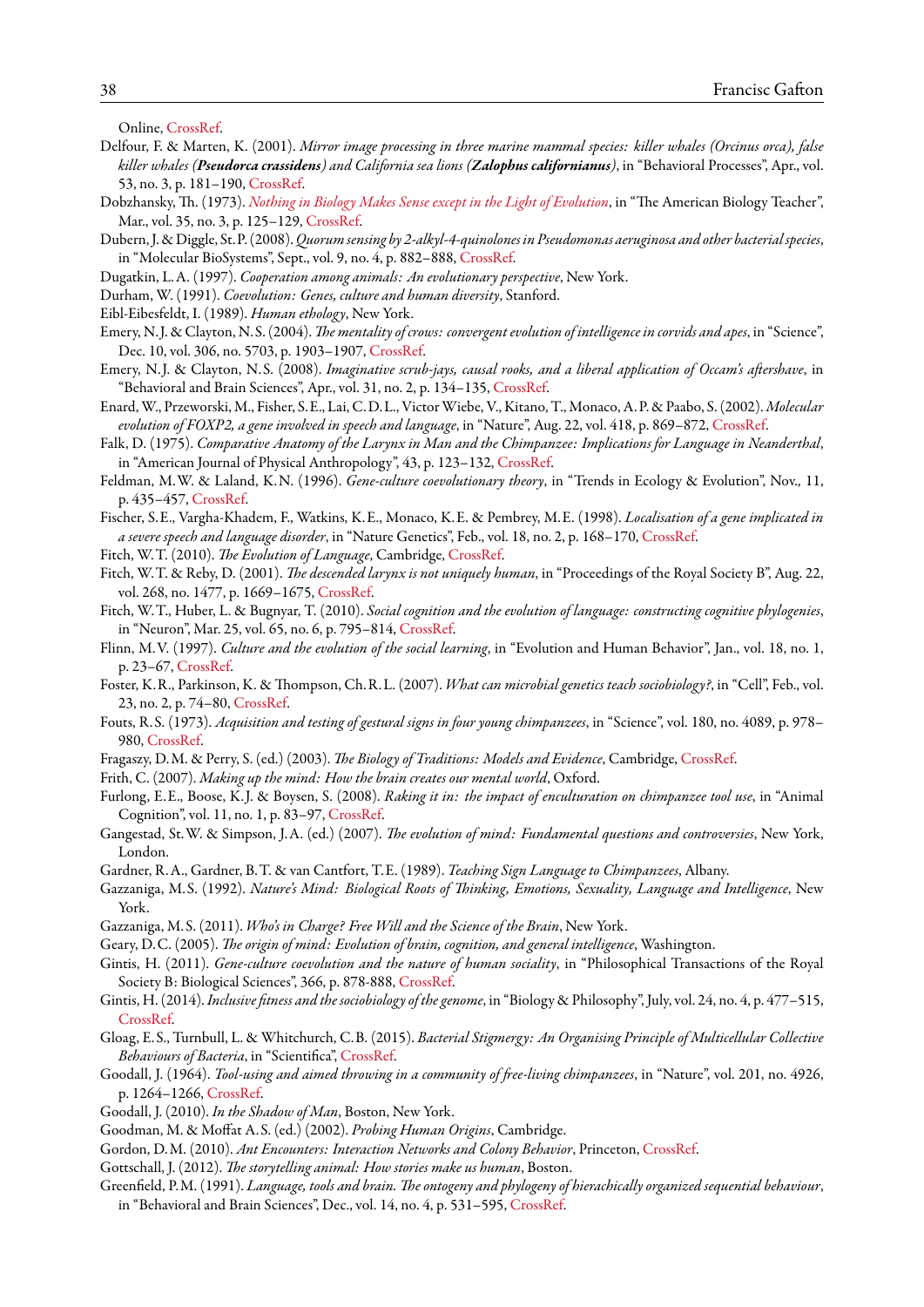Online, CrossRef.

Delfour, F. & Marten, K. (2001). *Mirror image processing in three marine mammal species: killer whales (Orcinus orca), false killer whales (**Pseudorca crassidens**) and California sea lions (**Zalophus californianus**)*, in "Behavioral Processes", Apr., vol. 53, no. 3, p. 181–190, CrossRef.

Dobzhansky, Th. (1973). *Nothing in Biology Makes Sense except in the Light of Evolution*, in "The American Biology Teacher", Mar., vol. 35, no. 3, p. 125–129, CrossRef.

Dubern, J. & Diggle, St. P. (2008). *Quorum sensing by 2-alkyl-4-quinolones in Pseudomonas aeruginosa and other bacterial species*, in "Molecular BioSystems", Sept., vol. 9, no. 4, p. 882–888, CrossRef.

Dugatkin, L. A. (1997). *Cooperation among animals: An evolutionary perspective*, New York.

Durham, W. (1991). *Coevolution: Genes, culture and human diversity*, Stanford.

Eibl-Eibesfeldt, I. (1989). *Human ethology*, New York.

Emery, N. J. & Clayton, N. S. (2004). *The mentality of crows: convergent evolution of intelligence in corvids and apes*, in "Science", Dec. 10, vol. 306, no. 5703, p. 1903–1907, CrossRef.

Emery, N.J. & Clayton, N. S. (2008). *Imaginative scrub-jays, causal rooks, and a liberal application of Occam's aftershave*, in "Behavioral and Brain Sciences", Apr., vol. 31, no. 2, p. 134–135, CrossRef.

Enard, W., Przeworski, M., Fisher, S. E., Lai, C. D. L., Victor Wiebe, V., Kitano, T., Monaco, A. P. & Paabo, S. (2002). *Molecular evolution of FOXP2, a gene involved in speech and language*, in "Nature", Aug. 22, vol. 418, p. 869–872, CrossRef.

Falk, D. (1975). *Comparative Anatomy of the Larynx in Man and the Chimpanzee: Implications for Language in Neanderthal*, in "American Journal of Physical Anthropology", 43, p. 123–132, CrossRef.

Feldman, M. W. & Laland, K. N. (1996). *Gene-culture coevolutionary theory*, in "Trends in Ecology & Evolution", Nov., 11, p. 435–457, CrossRef.

Fischer, S. E., Vargha-Khadem, F., Watkins, K. E., Monaco, K. E. & Pembrey, M. E. (1998). *Localisation of a gene implicated in a severe speech and language disorder*, in "Nature Genetics", Feb., vol. 18, no. 2, p. 168–170, CrossRef.

Fitch, W. T. (2010). *The Evolution of Language*, Cambridge, CrossRef.

Fitch, W. T. & Reby, D. (2001). *The descended larynx is not uniquely human*, in "Proceedings of the Royal Society B", Aug. 22, vol. 268, no. 1477, p. 1669–1675, CrossRef.

Fitch, W. T., Huber, L. & Bugnyar, T. (2010). *Social cognition and the evolution of language: constructing cognitive phylogenies*, in "Neuron", Mar. 25, vol. 65, no. 6, p. 795–814, CrossRef.

Flinn, M. V. (1997). *Culture and the evolution of the social learning*, in "Evolution and Human Behavior", Jan., vol. 18, no. 1, p. 23–67, CrossRef.

Foster, K. R., Parkinson, K. & Thompson, Ch. R. L. (2007). *What can microbial genetics teach sociobiology?*, in "Cell", Feb., vol. 23, no. 2, p. 74–80, CrossRef.

Fouts, R. S. (1973). *Acquisition and testing of gestural signs in four young chimpanzees*, in "Science", vol. 180, no. 4089, p. 978–980, CrossRef.

Fragaszy, D. M. & Perry, S. (ed.) (2003). *The Biology of Traditions: Models and Evidence*, Cambridge, CrossRef.

Frith, C. (2007). *Making up the mind: How the brain creates our mental world*, Oxford.

Furlong, E. E., Boose, K. J. & Boysen, S. (2008). *Raking it in: the impact of enculturation on chimpanzee tool use*, in "Animal Cognition", vol. 11, no. 1, p. 83–97, CrossRef.

Gangestad, St. W. & Simpson, J. A. (ed.) (2007). *The evolution of mind: Fundamental questions and controversies*, New York, London.

Gardner, R. A., Gardner, B. T. & van Cantfort, T. E. (1989). *Teaching Sign Language to Chimpanzees*, Albany.

Gazzaniga, M. S. (1992). *Nature's Mind: Biological Roots of Thinking, Emotions, Sexuality, Language and Intelligence*, New York.

Gazzaniga, M. S. (2011). *Who's in Charge? Free Will and the Science of the Brain*, New York.

Geary, D. C. (2005). *The origin of mind: Evolution of brain, cognition, and general intelligence*, Washington.

Gintis, H. (2011). *Gene-culture coevolution and the nature of human sociality*, in "Philosophical Transactions of the Royal Society B: Biological Sciences", 366, p. 878-888, CrossRef.

Gintis, H. (2014). *Inclusive fitness and the sociobiology of the genome*, in "Biology & Philosophy", July, vol. 24, no. 4, p. 477–515, CrossRef.

Gloag, E. S., Turnbull, L. & Whitchurch, C. B. (2015). *Bacterial Stigmergy: An Organising Principle of Multicellular Collective Behaviours of Bacteria*, in "Scientifica", CrossRef.

Goodall, J. (1964). *Tool-using and aimed throwing in a community of free-living chimpanzees*, in "Nature", vol. 201, no. 4926, p. 1264–1266, CrossRef.

Goodall, J. (2010). *In the Shadow of Man*, Boston, New York.

Goodman, M. & Moffat A. S. (ed.) (2002). *Probing Human Origins*, Cambridge.

Gordon, D. M. (2010). *Ant Encounters: Interaction Networks and Colony Behavior*, Princeton, CrossRef.

Gottschall, J. (2012). *The storytelling animal: How stories make us human*, Boston.

Greenfield, P. M. (1991). *Language, tools and brain. The ontogeny and phylogeny of hierachically organized sequential behaviour*, in "Behavioral and Brain Sciences", Dec., vol. 14, no. 4, p. 531–595, CrossRef.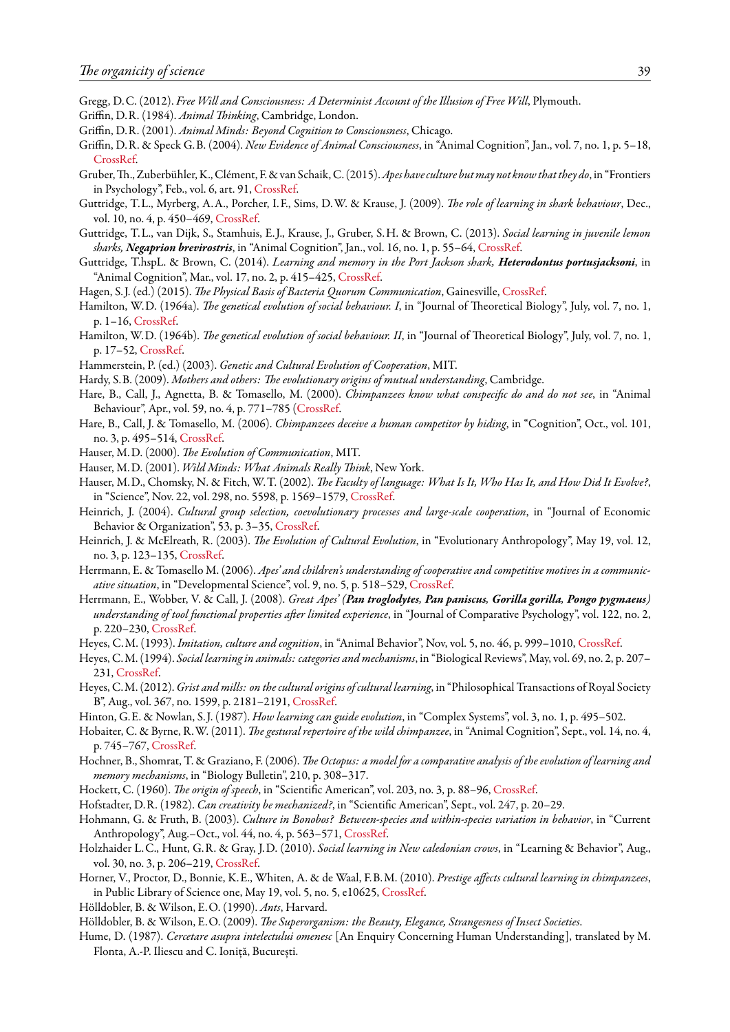Gregg, D.C. (2012). *Free Will and Consciousness: A Determinist Account of the Illusion of Free Will*, Plymouth.

Griffin, D.R. (1984). *Animal Thinking*, Cambridge, London.

Griffin, D.R. (2001). *Animal Minds: Beyond Cognition to Consciousness*, Chicago.

Griffin, D.R. & Speck G.B. (2004). *New Evidence of Animal Consciousness*, in "Animal Cognition", Jan., vol. 7, no. 1, p. 5–18, CrossRef.

Gruber, Th., Zuberbühler, K., Clément, F. & van Schaik, C. (2015). *Apes have culture but may not know that they do*, in "Frontiers in Psychology", Feb., vol. 6, art. 91, CrossRef.

Guttridge, T.L., Myrberg, A.A., Porcher, I.F., Sims, D.W. & Krause, J. (2009). *The role of learning in shark behaviour*, Dec., vol. 10, no. 4, p. 450–469, CrossRef.

Guttridge, T.L., van Dijk, S., Stamhuis, E.J., Krause, J., Gruber, S.H. & Brown, C. (2013). *Social learning in juvenile lemon sharks, **Negaprion brevirostris***, in "Animal Cognition", Jan., vol. 16, no. 1, p. 55–64, CrossRef.

Guttridge, T.hspL. & Brown, C. (2014). *Learning and memory in the Port Jackson shark, **Heterodontus portusjacksoni***, in "Animal Cognition", Mar., vol. 17, no. 2, p. 415–425, CrossRef.

Hagen, S.J. (ed.) (2015). *The Physical Basis of Bacteria Quorum Communication*, Gainesville, CrossRef.

Hamilton, W.D. (1964a). *The genetical evolution of social behaviour. I*, in "Journal of Theoretical Biology", July, vol. 7, no. 1, p. 1–16, CrossRef.

Hamilton, W.D. (1964b). *The genetical evolution of social behaviour. II*, in "Journal of Theoretical Biology", July, vol. 7, no. 1, p. 17–52, CrossRef.

Hammerstein, P. (ed.) (2003). *Genetic and Cultural Evolution of Cooperation*, MIT.

Hardy, S.B. (2009). *Mothers and others: The evolutionary origins of mutual understanding*, Cambridge.

Hare, B., Call, J., Agnetta, B. & Tomasello, M. (2000). *Chimpanzees know what conspecific do and do not see*, in "Animal Behaviour", Apr., vol. 59, no. 4, p. 771–785 (CrossRef.

Hare, B., Call, J. & Tomasello, M. (2006). *Chimpanzees deceive a human competitor by hiding*, in "Cognition", Oct., vol. 101, no. 3, p. 495–514, CrossRef.

Hauser, M.D. (2000). *The Evolution of Communication*, MIT.

Hauser, M.D. (2001). *Wild Minds: What Animals Really Think*, New York.

Hauser, M.D., Chomsky, N. & Fitch, W.T. (2002). *The Faculty of language: What Is It, Who Has It, and How Did It Evolve?*, in "Science", Nov. 22, vol. 298, no. 5598, p. 1569–1579, CrossRef.

Heinrich, J. (2004). *Cultural group selection, coevolutionary processes and large-scale cooperation*, in "Journal of Economic Behavior & Organization", 53, p. 3–35, CrossRef.

Heinrich, J. & McElreath, R. (2003). *The Evolution of Cultural Evolution*, in "Evolutionary Anthropology", May 19, vol. 12, no. 3, p. 123–135, CrossRef.

Herrmann, E. & Tomasello M. (2006). *Apes' and children's understanding of cooperative and competitive motives in a communicative situation*, in "Developmental Science", vol. 9, no. 5, p. 518–529, CrossRef.

Herrmann, E., Wobber, V. & Call, J. (2008). *Great Apes' (**Pan troglodytes, Pan paniscus, Gorilla gorilla, Pongo pygmaeus**) understanding of tool functional properties after limited experience*, in "Journal of Comparative Psychology", vol. 122, no. 2, p. 220–230, CrossRef.

Heyes, C.M. (1993). *Imitation, culture and cognition*, in "Animal Behavior", Nov, vol. 5, no. 46, p. 999–1010, CrossRef.

Heyes, C.M. (1994). *Social learning in animals: categories and mechanisms*, in "Biological Reviews", May, vol. 69, no. 2, p. 207–231, CrossRef.

Heyes, C.M. (2012). *Grist and mills: on the cultural origins of cultural learning*, in "Philosophical Transactions of Royal Society B", Aug., vol. 367, no. 1599, p. 2181–2191, CrossRef.

Hinton, G.E. & Nowlan, S.J. (1987). *How learning can guide evolution*, in "Complex Systems", vol. 3, no. 1, p. 495–502.

Hobaiter, C. & Byrne, R.W. (2011). *The gestural repertoire of the wild chimpanzee*, in "Animal Cognition", Sept., vol. 14, no. 4, p. 745–767, CrossRef.

Hochner, B., Shomrat, T. & Graziano, F. (2006). *The Octopus: a model for a comparative analysis of the evolution of learning and memory mechanisms*, in "Biology Bulletin", 210, p. 308–317.

Hockett, C. (1960). *The origin of speech*, in "Scientific American", vol. 203, no. 3, p. 88–96, CrossRef.

Hofstadter, D.R. (1982). *Can creativity be mechanized?*, in "Scientific American", Sept., vol. 247, p. 20–29.

Hohmann, G. & Fruth, B. (2003). *Culture in Bonobos? Between-species and within-species variation in behavior*, in "Current Anthropology", Aug.–Oct., vol. 44, no. 4, p. 563–571, CrossRef.

Holzhaider L.C., Hunt, G.R. & Gray, J.D. (2010). *Social learning in New caledonian crows*, in "Learning & Behavior", Aug., vol. 30, no. 3, p. 206–219, CrossRef.

Horner, V., Proctor, D., Bonnie, K.E., Whiten, A. & de Waal, F.B.M. (2010). *Prestige affects cultural learning in chimpanzees*, in Public Library of Science one, May 19, vol. 5, no. 5, e10625, CrossRef.

Hölldobler, B. & Wilson, E.O. (1990). *Ants*, Harvard.

Hölldobler, B. & Wilson, E.O. (2009). *The Superorganism: the Beauty, Elegance, Strangesness of Insect Societies*.

Hume, D. (1987). *Cercetare asupra intelectului omenesc* [An Enquiry Concerning Human Understanding], translated by M. Flonta, A.-P. Iliescu and C. Ioniță, București.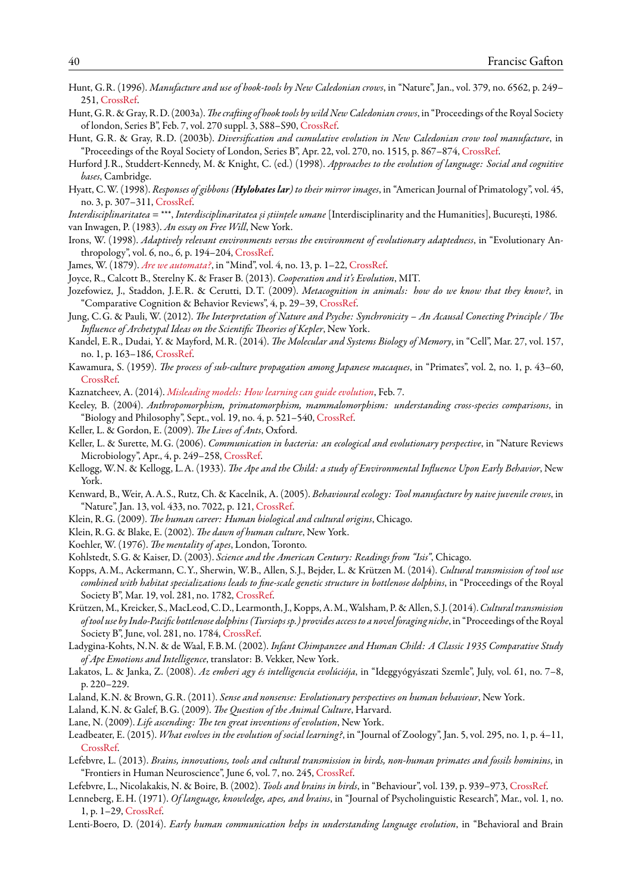Hunt, G.R. (1996). *Manufacture and use of hook-tools by New Caledonian crows*, in "Nature", Jan., vol. 379, no. 6562, p. 249–251, CrossRef.

Hunt, G.R. & Gray, R.D. (2003a). *The crafting of hook tools by wild New Caledonian crows*, in "Proceedings of the Royal Society of london, Series B", Feb. 7, vol. 270 suppl. 3, S88–S90, CrossRef.

Hunt, G.R. & Gray, R.D. (2003b). *Diversification and cumulative evolution in New Caledonian crow tool manufacture*, in "Proceedings of the Royal Society of London, Series B", Apr. 22, vol. 270, no. 1515, p. 867–874, CrossRef.

Hurford J.R., Studdert-Kennedy, M. & Knight, C. (ed.) (1998). *Approaches to the evolution of language: Social and cognitive bases*, Cambridge.

Hyatt, C.W. (1998). *Responses of gibbons (**Hylobates lar**) to their mirror images*, in "American Journal of Primatology", vol. 45, no. 3, p. 307–311, CrossRef.

*Interdisciplinaritatea* = \*\*\*, *Interdisciplinaritatea și științele umane* [Interdisciplinarity and the Humanities], București, 1986.

van Inwagen, P. (1983). *An essay on Free Will*, New York.

Irons, W. (1998). *Adaptively relevant environments versus the environment of evolutionary adaptedness*, in "Evolutionary Anthropology", vol. 6, no., 6, p. 194–204, CrossRef.

James, W. (1879). *Are we automata?*, in "Mind", vol. 4, no. 13, p. 1–22, CrossRef.

Joyce, R., Calcott B., Sterelny K. & Fraser B. (2013). *Cooperation and it's Evolution*, MIT.

Jozefowiez, J., Staddon, J.E.R. & Cerutti, D.T. (2009). *Metacognition in animals: how do we know that they know?*, in "Comparative Cognition & Behavior Reviews", 4, p. 29–39, CrossRef.

Jung, C.G. & Pauli, W. (2012). *The Interpretation of Nature and Psyche: Synchronicity – An Acausal Conecting Principle / The Influence of Archetypal Ideas on the Scientific Theories of Kepler*, New York.

Kandel, E.R., Dudai, Y. & Mayford, M.R. (2014). *The Molecular and Systems Biology of Memory*, in "Cell", Mar. 27, vol. 157, no. 1, p. 163–186, CrossRef.

Kawamura, S. (1959). *The process of sub-culture propagation among Japanese macaques*, in "Primates", vol. 2, no. 1, p. 43–60, CrossRef.

Kaznatcheev, A. (2014). *Misleading models: How learning can guide evolution*, Feb. 7.

Keeley, B. (2004). *Anthropomorphism, primatomorphism, mammalomorphism: understanding cross-species comparisons*, in "Biology and Philosophy", Sept., vol. 19, no. 4, p. 521–540, CrossRef.

Keller, L. & Gordon, E. (2009). *The Lives of Ants*, Oxford.

Keller, L. & Surette, M.G. (2006). *Communication in bacteria: an ecological and evolutionary perspective*, in "Nature Reviews Microbiology", Apr., 4, p. 249–258, CrossRef.

Kellogg, W.N. & Kellogg, L.A. (1933). *The Ape and the Child: a study of Environmental Influence Upon Early Behavior*, New York.

Kenward, B., Weir, A.A.S., Rutz, Ch. & Kacelnik, A. (2005). *Behavioural ecology: Tool manufacture by naive juvenile crows*, in "Nature", Jan. 13, vol. 433, no. 7022, p. 121, CrossRef.

Klein, R.G. (2009). *The human career: Human biological and cultural origins*, Chicago.

Klein, R.G. & Blake, E. (2002). *The dawn of human culture*, New York.

Koehler, W. (1976). *The mentality of apes*, London, Toronto.

Kohlstedt, S.G. & Kaiser, D. (2003). *Science and the American Century: Readings from "Isis"*, Chicago.

Kopps, A.M., Ackermann, C.Y., Sherwin, W.B., Allen, S.J., Bejder, L. & Krützen M. (2014). *Cultural transmission of tool use combined with habitat specializations leads to fine-scale genetic structure in bottlenose dolphins*, in "Proceedings of the Royal Society B", Mar. 19, vol. 281, no. 1782, CrossRef.

Krützen, M., Kreicker, S., MacLeod, C.D., Learmonth, J., Kopps, A.M., Walsham, P. & Allen, S.J. (2014). *Cultural transmission of tool use by Indo-Pacific bottlenose dolphins (Tursiops sp.) provides access to a novel foraging niche*, in "Proceedings of the Royal Society B", June, vol. 281, no. 1784, CrossRef.

Ladygina-Kohts, N.N. & de Waal, F.B.M. (2002). *Infant Chimpanzee and Human Child: A Classic 1935 Comparative Study of Ape Emotions and Intelligence*, translator: B. Vekker, New York.

Lakatos, L. & Janka, Z. (2008). *Az emberi agy és intelligencia evolúciója*, in "Ideggyógyászati Szemle", July, vol. 61, no. 7–8, p. 220–229.

Laland, K.N. & Brown, G.R. (2011). *Sense and nonsense: Evolutionary perspectives on human behaviour*, New York.

Laland, K.N. & Galef, B.G. (2009). *The Question of the Animal Culture*, Harvard.

Lane, N. (2009). *Life ascending: The ten great inventions of evolution*, New York.

Leadbeater, E. (2015). *What evolves in the evolution of social learning?*, in "Journal of Zoology", Jan. 5, vol. 295, no. 1, p. 4–11, CrossRef.

Lefebvre, L. (2013). *Brains, innovations, tools and cultural transmission in birds, non-human primates and fossils hominins*, in "Frontiers in Human Neuroscience", June 6, vol. 7, no. 245, CrossRef.

Lefebvre, L., Nicolakakis, N. & Boire, B. (2002). *Tools and brains in birds*, in "Behaviour", vol. 139, p. 939–973, CrossRef.

Lenneberg, E.H. (1971). *Of language, knowledge, apes, and brains*, in "Journal of Psycholinguistic Research", Mar., vol. 1, no. 1, p. 1–29, CrossRef.

Lenti-Boero, D. (2014). *Early human communication helps in understanding language evolution*, in "Behavioral and Brain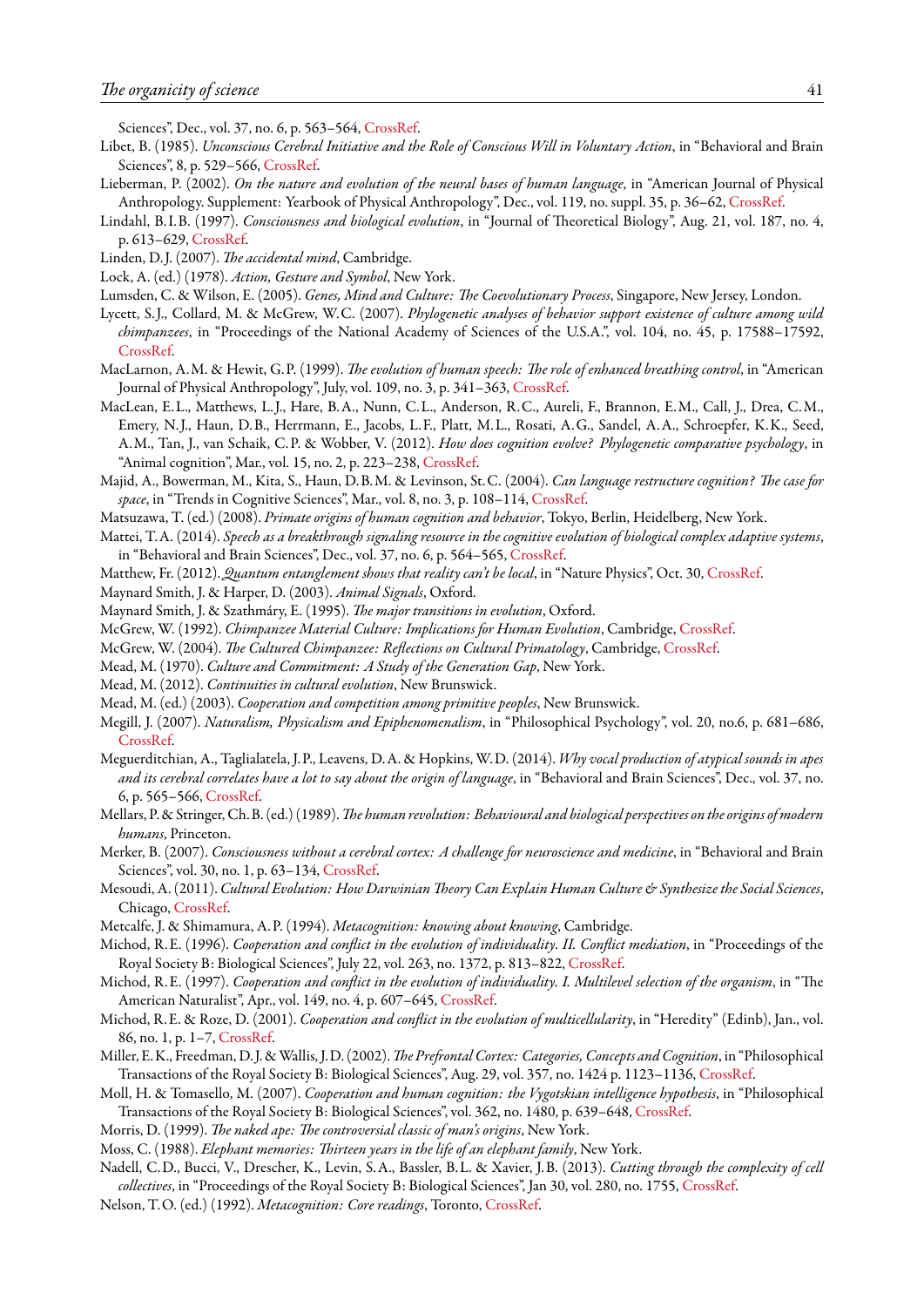Sciences", Dec., vol. 37, no. 6, p. 563–564, CrossRef.

Libet, B. (1985). *Unconscious Cerebral Initiative and the Role of Conscious Will in Voluntary Action*, in "Behavioral and Brain Sciences", 8, p. 529–566, CrossRef.

Lieberman, P. (2002). *On the nature and evolution of the neural bases of human language*, in "American Journal of Physical Anthropology. Supplement: Yearbook of Physical Anthropology", Dec., vol. 119, no. suppl. 35, p. 36–62, CrossRef.

Lindahl, B.I.B. (1997). *Consciousness and biological evolution*, in "Journal of Theoretical Biology", Aug. 21, vol. 187, no. 4, p. 613–629, CrossRef.

Linden, D.J. (2007). *The accidental mind*, Cambridge.

Lock, A. (ed.) (1978). *Action, Gesture and Symbol*, New York.

Lumsden, C. & Wilson, E. (2005). *Genes, Mind and Culture: The Coevolutionary Process*, Singapore, New Jersey, London.

Lycett, S.J., Collard, M. & McGrew, W.C. (2007). *Phylogenetic analyses of behavior support existence of culture among wild chimpanzees*, in "Proceedings of the National Academy of Sciences of the U.S.A.", vol. 104, no. 45, p. 17588–17592, CrossRef.

MacLarnon, A.M. & Hewit, G.P. (1999). *The evolution of human speech: The role of enhanced breathing control*, in "American Journal of Physical Anthropology", July, vol. 109, no. 3, p. 341–363, CrossRef.

MacLean, E.L., Matthews, L.J., Hare, B.A., Nunn, C.L., Anderson, R.C., Aureli, F., Brannon, E.M., Call, J., Drea, C.M., Emery, N.J., Haun, D.B., Herrmann, E., Jacobs, L.F., Platt, M.L., Rosati, A.G., Sandel, A.A., Schroepfer, K.K., Seed, A.M., Tan, J., van Schaik, C.P. & Wobber, V. (2012). *How does cognition evolve? Phylogenetic comparative psychology*, in "Animal cognition", Mar., vol. 15, no. 2, p. 223–238, CrossRef.

Majid, A., Bowerman, M., Kita, S., Haun, D.B.M. & Levinson, St.C. (2004). *Can language restructure cognition? The case for space*, in "Trends in Cognitive Sciences", Mar., vol. 8, no. 3, p. 108–114, CrossRef.

Matsuzawa, T. (ed.) (2008). *Primate origins of human cognition and behavior*, Tokyo, Berlin, Heidelberg, New York.

Mattei, T.A. (2014). *Speech as a breakthrough signaling resource in the cognitive evolution of biological complex adaptive systems*, in "Behavioral and Brain Sciences", Dec., vol. 37, no. 6, p. 564–565, CrossRef.

Matthew, Fr. (2012). *Quantum entanglement shows that reality can't be local*, in "Nature Physics", Oct. 30, CrossRef.

Maynard Smith, J. & Harper, D. (2003). *Animal Signals*, Oxford.

Maynard Smith, J. & Szathmáry, E. (1995). *The major transitions in evolution*, Oxford.

McGrew, W. (1992). *Chimpanzee Material Culture: Implications for Human Evolution*, Cambridge, CrossRef.

McGrew, W. (2004). *The Cultured Chimpanzee: Reflections on Cultural Primatology*, Cambridge, CrossRef.

Mead, M. (1970). *Culture and Commitment: A Study of the Generation Gap*, New York.

Mead, M. (2012). *Continuities in cultural evolution*, New Brunswick.

Mead, M. (ed.) (2003). *Cooperation and competition among primitive peoples*, New Brunswick.

Megill, J. (2007). *Naturalism, Physicalism and Epiphenomenalism*, in "Philosophical Psychology", vol. 20, no.6, p. 681–686, CrossRef.

Meguerditchian, A., Taglialatela, J.P., Leavens, D.A. & Hopkins, W.D. (2014). *Why vocal production of atypical sounds in apes and its cerebral correlates have a lot to say about the origin of language*, in "Behavioral and Brain Sciences", Dec., vol. 37, no. 6, p. 565–566, CrossRef.

Mellars, P. & Stringer, Ch.B. (ed.) (1989). *The human revolution: Behavioural and biological perspectives on the origins of modern humans*, Princeton.

Merker, B. (2007). *Consciousness without a cerebral cortex: A challenge for neuroscience and medicine*, in "Behavioral and Brain Sciences", vol. 30, no. 1, p. 63–134, CrossRef.

Mesoudi, A. (2011). *Cultural Evolution: How Darwinian Theory Can Explain Human Culture & Synthesize the Social Sciences*, Chicago, CrossRef.

Metcalfe, J. & Shimamura, A.P. (1994). *Metacognition: knowing about knowing*, Cambridge.

Michod, R.E. (1996). *Cooperation and conflict in the evolution of individuality. II. Conflict mediation*, in "Proceedings of the Royal Society B: Biological Sciences", July 22, vol. 263, no. 1372, p. 813–822, CrossRef.

Michod, R.E. (1997). *Cooperation and conflict in the evolution of individuality. I. Multilevel selection of the organism*, in "The American Naturalist", Apr., vol. 149, no. 4, p. 607–645, CrossRef.

Michod, R.E. & Roze, D. (2001). *Cooperation and conflict in the evolution of multicellularity*, in "Heredity" (Edinb), Jan., vol. 86, no. 1, p. 1–7, CrossRef.

Miller, E.K., Freedman, D.J. & Wallis, J.D. (2002). *The Prefrontal Cortex: Categories, Concepts and Cognition*, in "Philosophical Transactions of the Royal Society B: Biological Sciences", Aug. 29, vol. 357, no. 1424 p. 1123–1136, CrossRef.

Moll, H. & Tomasello, M. (2007). *Cooperation and human cognition: the Vygotskian intelligence hypothesis*, in "Philosophical Transactions of the Royal Society B: Biological Sciences", vol. 362, no. 1480, p. 639–648, CrossRef.

Morris, D. (1999). *The naked ape: The controversial classic of man's origins*, New York.

Moss, C. (1988). *Elephant memories: Thirteen years in the life of an elephant family*, New York.

Nadell, C.D., Bucci, V., Drescher, K., Levin, S.A., Bassler, B.L. & Xavier, J.B. (2013). *Cutting through the complexity of cell collectives*, in "Proceedings of the Royal Society B: Biological Sciences", Jan 30, vol. 280, no. 1755, CrossRef.

Nelson, T.O. (ed.) (1992). *Metacognition: Core readings*, Toronto, CrossRef.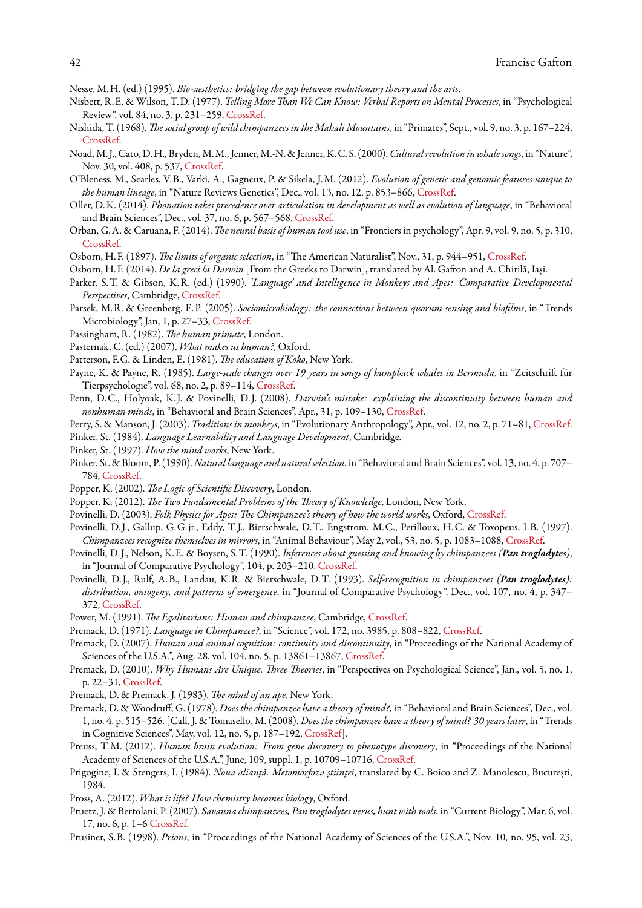Nesse, M. H. (ed.) (1995). *Bio-aesthetics: bridging the gap between evolutionary theory and the arts*.

Nisbett, R. E. & Wilson, T. D. (1977). *Telling More Than We Can Know: Verbal Reports on Mental Processes*, in "Psychological Review", vol. 84, no. 3, p. 231–259, CrossRef.

Nishida, T. (1968). *The social group of wild chimpanzees in the Mahali Mountains*, in "Primates", Sept., vol. 9, no. 3, p. 167–224, CrossRef.

Noad, M. J., Cato, D. H., Bryden, M. M., Jenner, M.-N. & Jenner, K. C. S. (2000). *Cultural revolution in whale songs*, in "Nature", Nov. 30, vol. 408, p. 537, CrossRef.

O'Bleness, M., Searles, V. B., Varki, A., Gagneux, P. & Sikela, J. M. (2012). *Evolution of genetic and genomic features unique to the human lineage*, in "Nature Reviews Genetics", Dec., vol. 13, no. 12, p. 853–866, CrossRef.

Oller, D. K. (2014). *Phonation takes precedence over articulation in development as well as evolution of language*, in "Behavioral and Brain Sciences", Dec., vol. 37, no. 6, p. 567–568, CrossRef.

Orban, G. A. & Caruana, F. (2014). *The neural basis of human tool use*, in "Frontiers in psychology", Apr. 9, vol. 9, no. 5, p. 310, CrossRef.

Osborn, H. F. (1897). *The limits of organic selection*, in "The American Naturalist", Nov., 31, p. 944–951, CrossRef.

Osborn, H. F. (2014). *De la greci la Darwin* [From the Greeks to Darwin], translated by Al. Gafton and A. Chirilă, Iași.

Parker, S. T. & Gibson, K. R. (ed.) (1990). *'Language' and Intelligence in Monkeys and Apes: Comparative Developmental Perspectives*, Cambridge, CrossRef.

Parsek, M. R. & Greenberg, E. P. (2005). *Sociomicrobiology: the connections between quorum sensing and biofilms*, in "Trends Microbiology", Jan, 1, p. 27–33, CrossRef.

Passingham, R. (1982). *The human primate*, London.

Pasternak, C. (ed.) (2007). *What makes us human?*, Oxford.

Patterson, F. G. & Linden, E. (1981). *The education of Koko*, New York.

Payne, K. & Payne, R. (1985). *Large-scale changes over 19 years in songs of humpback whales in Bermuda*, in "Zeitschrift für Tierpsychologie", vol. 68, no. 2, p. 89–114, CrossRef.

Penn, D. C., Holyoak, K. J. & Povinelli, D. J. (2008). *Darwin's mistake: explaining the discontinuity between human and nonhuman minds*, in "Behavioral and Brain Sciences", Apr., 31, p. 109–130, CrossRef.

Perry, S. & Manson, J. (2003). *Traditions in monkeys*, in "Evolutionary Anthropology", Apr., vol. 12, no. 2, p. 71–81, CrossRef.

Pinker, St. (1984). *Language Learnability and Language Development*, Cambridge.

Pinker, St. (1997). *How the mind works*, New York.

Pinker, St. & Bloom, P. (1990). *Natural language and natural selection*, in "Behavioral and Brain Sciences", vol. 13, no. 4, p. 707–784, CrossRef.

Popper, K. (2002). *The Logic of Scientific Discovery*, London.

Popper, K. (2012). *The Two Fundamental Problems of the Theory of Knowledge*, London, New York.

Povinelli, D. (2003). *Folk Physics for Apes: The Chimpanzee's theory of how the world works*, Oxford, CrossRef.

Povinelli, D. J., Gallup, G. G. jr., Eddy, T. J., Bierschwale, D. T., Engstrom, M. C., Perilloux, H. C. & Toxopeus, I. B. (1997). *Chimpanzees recognize themselves in mirrors*, in "Animal Behaviour", May 2, vol., 53, no. 5, p. 1083–1088, CrossRef.

Povinelli, D. J., Nelson, K. E. & Boysen, S. T. (1990). *Inferences about guessing and knowing by chimpanzees (**Pan troglodytes**)*, in "Journal of Comparative Psychology", 104, p. 203–210, CrossRef.

Povinelli, D. J., Rulf, A. B., Landau, K. R. & Bierschwale, D. T. (1993). *Self-recognition in chimpanzees (**Pan troglodytes**): distribution, ontogeny, and patterns of emergence*, in "Journal of Comparative Psychology", Dec., vol. 107, no. 4, p. 347–372, CrossRef.

Power, M. (1991). *The Egalitarians: Human and chimpanzee*, Cambridge, CrossRef.

Premack, D. (1971). *Language in Chimpanzee?*, in "Science", vol. 172, no. 3985, p. 808–822, CrossRef.

Premack, D. (2007). *Human and animal cognition: continuity and discontinuity*, in "Proceedings of the National Academy of Sciences of the U.S.A.", Aug. 28, vol. 104, no. 5, p. 13861–13867, CrossRef.

Premack, D. (2010). *Why Humans Are Unique. Three Theories*, in "Perspectives on Psychological Science", Jan., vol. 5, no. 1, p. 22–31, CrossRef.

Premack, D. & Premack, J. (1983). *The mind of an ape*, New York.

Premack, D. & Woodruff, G. (1978). *Does the chimpanzee have a theory of mind?*, in "Behavioral and Brain Sciences", Dec., vol. 1, no. 4, p. 515–526. [Call, J. & Tomasello, M. (2008). *Does the chimpanzee have a theory of mind? 30 years later*, in "Trends in Cognitive Sciences", May, vol. 12, no. 5, p. 187–192, CrossRef].

Preuss, T. M. (2012). *Human brain evolution: From gene discovery to phenotype discovery*, in "Proceedings of the National Academy of Sciences of the U.S.A.", June, 109, suppl. 1, p. 10709–10716, CrossRef.

Prigogine, I. & Stengers, I. (1984). *Noua alianță. Metomorfoza științei*, translated by C. Boico and Z. Manolescu, București, 1984.

Pross, A. (2012). *What is life? How chemistry becomes biology*, Oxford.

Pruetz, J. & Bertolani, P. (2007). *Savanna chimpanzees, Pan troglodytes verus, hunt with tools*, in "Current Biology", Mar. 6, vol. 17, no. 6, p. 1–6 CrossRef.

Prusiner, S. B. (1998). *Prions*, in "Proceedings of the National Academy of Sciences of the U.S.A.", Nov. 10, no. 95, vol. 23,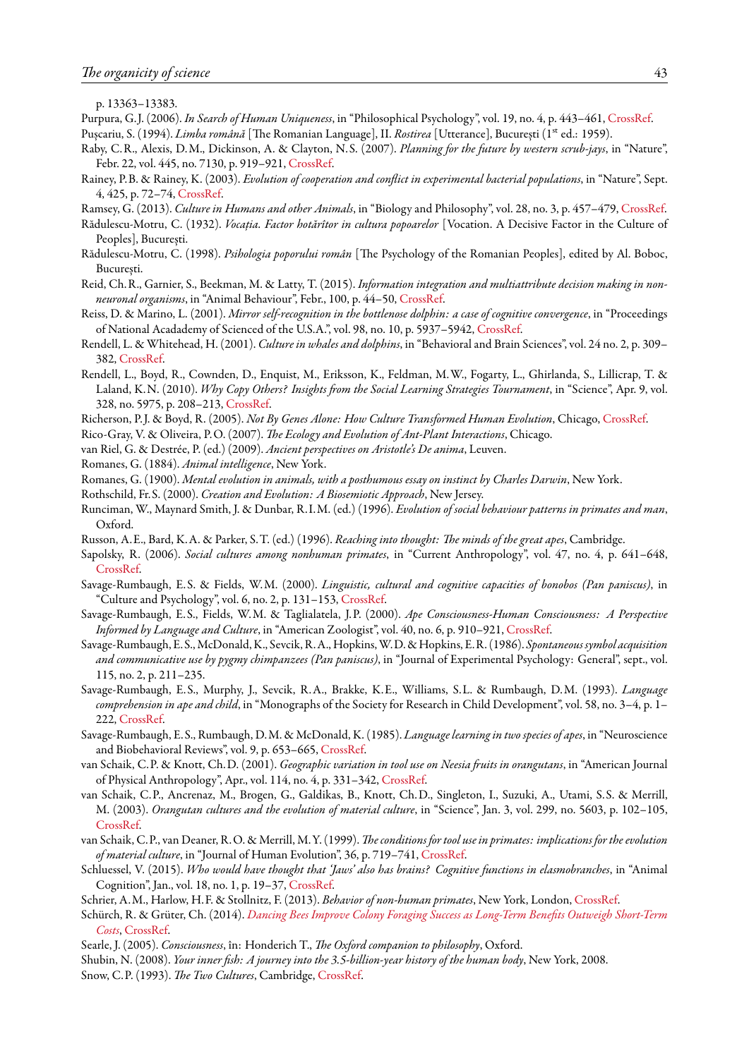p. 13363–13383.

Purpura, G.J. (2006). *In Search of Human Uniqueness*, in "Philosophical Psychology", vol. 19, no. 4, p. 443–461, CrossRef.

Pușcariu, S. (1994). *Limba română* [The Romanian Language], II. *Rostirea* [Utterance], București (1st ed.: 1959).

Raby, C.R., Alexis, D.M., Dickinson, A. & Clayton, N.S. (2007). *Planning for the future by western scrub-jays*, in "Nature", Febr. 22, vol. 445, no. 7130, p. 919–921, CrossRef.

Rainey, P.B. & Rainey, K. (2003). *Evolution of cooperation and conflict in experimental bacterial populations*, in "Nature", Sept. 4, 425, p. 72–74, CrossRef.

Ramsey, G. (2013). *Culture in Humans and other Animals*, in "Biology and Philosophy", vol. 28, no. 3, p. 457–479, CrossRef.

Rădulescu-Motru, C. (1932). *Vocația. Factor hotărîtor in cultura popoarelor* [Vocation. A Decisive Factor in the Culture of Peoples], București.

Rădulescu-Motru, C. (1998). *Psihologia poporului român* [The Psychology of the Romanian Peoples], edited by Al. Boboc, București.

Reid, Ch.R., Garnier, S., Beekman, M. & Latty, T. (2015). *Information integration and multiattribute decision making in non-neuronal organisms*, in "Animal Behaviour", Febr., 100, p. 44–50, CrossRef.

Reiss, D. & Marino, L. (2001). *Mirror self-recognition in the bottlenose dolphin: a case of cognitive convergence*, in "Proceedings of National Acadademy of Scienced of the U.S.A.", vol. 98, no. 10, p. 5937–5942, CrossRef.

Rendell, L. & Whitehead, H. (2001). *Culture in whales and dolphins*, in "Behavioral and Brain Sciences", vol. 24 no. 2, p. 309–382, CrossRef.

Rendell, L., Boyd, R., Cownden, D., Enquist, M., Eriksson, K., Feldman, M.W., Fogarty, L., Ghirlanda, S., Lillicrap, T. & Laland, K.N. (2010). *Why Copy Others? Insights from the Social Learning Strategies Tournament*, in "Science", Apr. 9, vol. 328, no. 5975, p. 208–213, CrossRef.

Richerson, P.J. & Boyd, R. (2005). *Not By Genes Alone: How Culture Transformed Human Evolution*, Chicago, CrossRef.

Rico-Gray, V. & Oliveira, P.O. (2007). *The Ecology and Evolution of Ant-Plant Interactions*, Chicago.

van Riel, G. & Destrée, P. (ed.) (2009). *Ancient perspectives on Aristotle's De anima*, Leuven.

Romanes, G. (1884). *Animal intelligence*, New York.

Romanes, G. (1900). *Mental evolution in animals, with a posthumous essay on instinct by Charles Darwin*, New York.

Rothschild, Fr.S. (2000). *Creation and Evolution: A Biosemiotic Approach*, New Jersey.

Runciman, W., Maynard Smith, J. & Dunbar, R.I.M. (ed.) (1996). *Evolution of social behaviour patterns in primates and man*, Oxford.

Russon, A.E., Bard, K.A. & Parker, S.T. (ed.) (1996). *Reaching into thought: The minds of the great apes*, Cambridge.

Sapolsky, R. (2006). *Social cultures among nonhuman primates*, in "Current Anthropology", vol. 47, no. 4, p. 641–648, CrossRef.

Savage-Rumbaugh, E.S. & Fields, W.M. (2000). *Linguistic, cultural and cognitive capacities of bonobos (Pan paniscus)*, in "Culture and Psychology", vol. 6, no. 2, p. 131–153, CrossRef.

Savage-Rumbaugh, E.S., Fields, W.M. & Taglialatela, J.P. (2000). *Ape Consciousness-Human Consciousness: A Perspective Informed by Language and Culture*, in "American Zoologist", vol. 40, no. 6, p. 910–921, CrossRef.

Savage-Rumbaugh, E.S., McDonald, K., Sevcik, R.A., Hopkins, W.D. & Hopkins, E.R. (1986). *Spontaneous symbol acquisition and communicative use by pygmy chimpanzees (Pan paniscus)*, in "Journal of Experimental Psychology: General", sept., vol. 115, no. 2, p. 211–235.

Savage-Rumbaugh, E.S., Murphy, J., Sevcik, R.A., Brakke, K.E., Williams, S.L. & Rumbaugh, D.M. (1993). *Language comprehension in ape and child*, in "Monographs of the Society for Research in Child Development", vol. 58, no. 3–4, p. 1–222, CrossRef.

Savage-Rumbaugh, E.S., Rumbaugh, D.M. & McDonald, K. (1985). *Language learning in two species of apes*, in "Neuroscience and Biobehavioral Reviews", vol. 9, p. 653–665, CrossRef.

van Schaik, C.P. & Knott, Ch.D. (2001). *Geographic variation in tool use on Neesia fruits in orangutans*, in "American Journal of Physical Anthropology", Apr., vol. 114, no. 4, p. 331–342, CrossRef.

van Schaik, C.P., Ancrenaz, M., Brogen, G., Galdikas, B., Knott, Ch.D., Singleton, I., Suzuki, A., Utami, S.S. & Merrill, M. (2003). *Orangutan cultures and the evolution of material culture*, in "Science", Jan. 3, vol. 299, no. 5603, p. 102–105, CrossRef.

van Schaik, C.P., van Deaner, R.O. & Merrill, M.Y. (1999). *The conditions for tool use in primates: implications for the evolution of material culture*, in "Journal of Human Evolution", 36, p. 719–741, CrossRef.

Schluessel, V. (2015). *Who would have thought that 'Jaws' also has brains? Cognitive functions in elasmobranches*, in "Animal Cognition", Jan., vol. 18, no. 1, p. 19–37, CrossRef.

Schrier, A.M., Harlow, H.F. & Stollnitz, F. (2013). *Behavior of non-human primates*, New York, London, CrossRef.

Schürch, R. & Grüter, Ch. (2014). *Dancing Bees Improve Colony Foraging Success as Long-Term Benefits Outweigh Short-Term Costs*, CrossRef.

Searle, J. (2005). *Consciousness*, în: Honderich T., *The Oxford companion to philosophy*, Oxford.

Shubin, N. (2008). *Your inner fish: A journey into the 3.5-billion-year history of the human body*, New York, 2008.

Snow, C.P. (1993). *The Two Cultures*, Cambridge, CrossRef.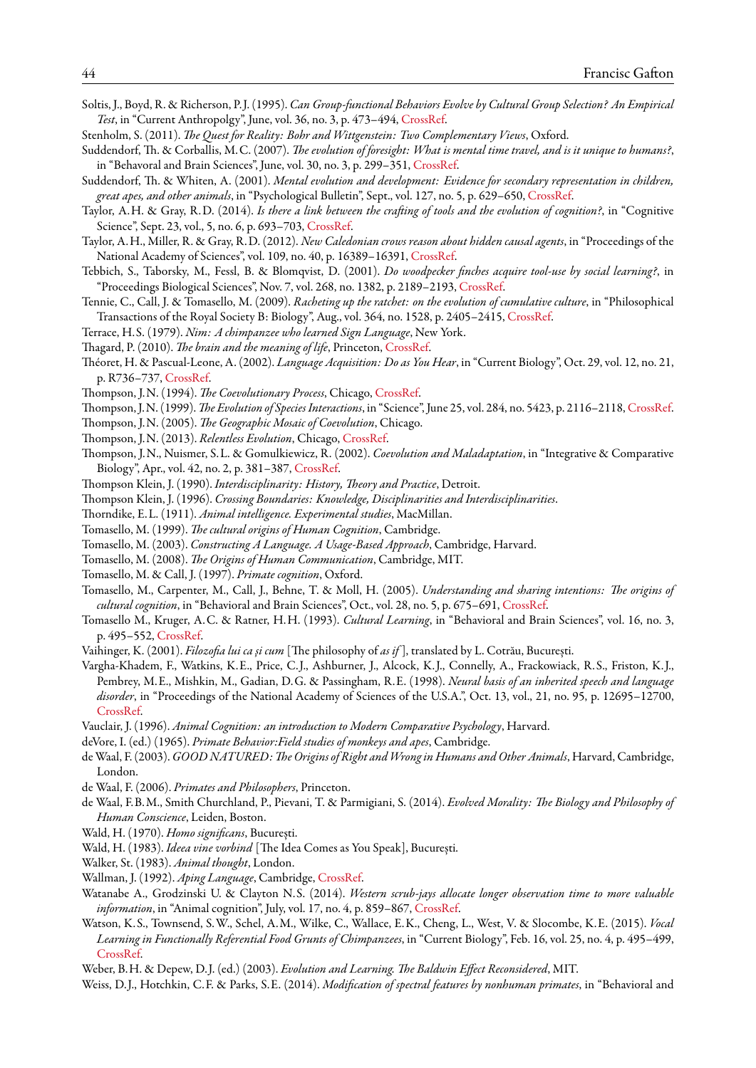Soltis, J., Boyd, R. & Richerson, P.J. (1995). *Can Group-functional Behaviors Evolve by Cultural Group Selection? An Empirical Test*, in "Current Anthropolgy", June, vol. 36, no. 3, p. 473–494, CrossRef.

Stenholm, S. (2011). *The Quest for Reality: Bohr and Wittgenstein: Two Complementary Views*, Oxford.

Suddendorf, Th. & Corballis, M.C. (2007). *The evolution of foresight: What is mental time travel, and is it unique to humans?*, in "Behavoral and Brain Sciences", June, vol. 30, no. 3, p. 299–351, CrossRef.

Suddendorf, Th. & Whiten, A. (2001). *Mental evolution and development: Evidence for secondary representation in children, great apes, and other animals*, in "Psychological Bulletin", Sept., vol. 127, no. 5, p. 629–650, CrossRef.

Taylor, A.H. & Gray, R.D. (2014). *Is there a link between the crafting of tools and the evolution of cognition?*, in "Cognitive Science", Sept. 23, vol., 5, no. 6, p. 693–703, CrossRef.

Taylor, A.H., Miller, R. & Gray, R.D. (2012). *New Caledonian crows reason about hidden causal agents*, in "Proceedings of the National Academy of Sciences", vol. 109, no. 40, p. 16389–16391, CrossRef.

Tebbich, S., Taborsky, M., Fessl, B. & Blomqvist, D. (2001). *Do woodpecker finches acquire tool-use by social learning?*, in "Proceedings Biological Sciences", Nov. 7, vol. 268, no. 1382, p. 2189–2193, CrossRef.

Tennie, C., Call, J. & Tomasello, M. (2009). *Racheting up the ratchet: on the evolution of cumulative culture*, in "Philosophical Transactions of the Royal Society B: Biology", Aug., vol. 364, no. 1528, p. 2405–2415, CrossRef.

Terrace, H.S. (1979). *Nim: A chimpanzee who learned Sign Language*, New York.

Thagard, P. (2010). *The brain and the meaning of life*, Princeton, CrossRef.

Théoret, H. & Pascual-Leone, A. (2002). *Language Acquisition: Do as You Hear*, in "Current Biology", Oct. 29, vol. 12, no. 21, p. R736–737, CrossRef.

Thompson, J.N. (1994). *The Coevolutionary Process*, Chicago, CrossRef.

Thompson, J.N. (1999). *The Evolution of Species Interactions*, in "Science", June 25, vol. 284, no. 5423, p. 2116–2118, CrossRef.

Thompson, J.N. (2005). *The Geographic Mosaic of Coevolution*, Chicago.

Thompson, J.N. (2013). *Relentless Evolution*, Chicago, CrossRef.

Thompson, J.N., Nuismer, S.L. & Gomulkiewicz, R. (2002). *Coevolution and Maladaptation*, in "Integrative & Comparative Biology", Apr., vol. 42, no. 2, p. 381–387, CrossRef.

Thompson Klein, J. (1990). *Interdisciplinarity: History, Theory and Practice*, Detroit.

Thompson Klein, J. (1996). *Crossing Boundaries: Knowledge, Disciplinarities and Interdisciplinarities*.

Thorndike, E.L. (1911). *Animal intelligence. Experimental studies*, MacMillan.

Tomasello, M. (1999). *The cultural origins of Human Cognition*, Cambridge.

Tomasello, M. (2003). *Constructing A Language. A Usage-Based Approach*, Cambridge, Harvard.

Tomasello, M. (2008). *The Origins of Human Communication*, Cambridge, MIT.

Tomasello, M. & Call, J. (1997). *Primate cognition*, Oxford.

Tomasello, M., Carpenter, M., Call, J., Behne, T. & Moll, H. (2005). *Understanding and sharing intentions: The origins of cultural cognition*, in "Behavioral and Brain Sciences", Oct., vol. 28, no. 5, p. 675–691, CrossRef.

Tomasello M., Kruger, A.C. & Ratner, H.H. (1993). *Cultural Learning*, in "Behavioral and Brain Sciences", vol. 16, no. 3, p. 495–552, CrossRef.

Vaihinger, K. (2001). *Filozofia lui ca și cum* [The philosophy of *as if*], translated by L. Cotrău, București.

Vargha-Khadem, F., Watkins, K.E., Price, C.J., Ashburner, J., Alcock, K.J., Connelly, A., Frackowiack, R.S., Friston, K.J., Pembrey, M.E., Mishkin, M., Gadian, D.G. & Passingham, R.E. (1998). *Neural basis of an inherited speech and language disorder*, in "Proceedings of the National Academy of Sciences of the U.S.A.", Oct. 13, vol., 21, no. 95, p. 12695–12700, CrossRef.

Vauclair, J. (1996). *Animal Cognition: an introduction to Modern Comparative Psychology*, Harvard.

deVore, I. (ed.) (1965). *Primate Behavior:Field studies of monkeys and apes*, Cambridge.

de Waal, F. (2003). *GOOD NATURED: The Origins of Right and Wrong in Humans and Other Animals*, Harvard, Cambridge, London.

de Waal, F. (2006). *Primates and Philosophers*, Princeton.

de Waal, F.B.M., Smith Churchland, P., Pievani, T. & Parmigiani, S. (2014). *Evolved Morality: The Biology and Philosophy of Human Conscience*, Leiden, Boston.

Wald, H. (1970). *Homo significans*, București.

Wald, H. (1983). *Ideea vine vorbind* [The Idea Comes as You Speak], București.

Walker, St. (1983). *Animal thought*, London.

Wallman, J. (1992). *Aping Language*, Cambridge, CrossRef.

Watanabe A., Grodzinski U. & Clayton N.S. (2014). *Western scrub-jays allocate longer observation time to more valuable information*, in "Animal cognition", July, vol. 17, no. 4, p. 859–867, CrossRef.

Watson, K.S., Townsend, S.W., Schel, A.M., Wilke, C., Wallace, E.K., Cheng, L., West, V. & Slocombe, K.E. (2015). *Vocal Learning in Functionally Referential Food Grunts of Chimpanzees*, in "Current Biology", Feb. 16, vol. 25, no. 4, p. 495–499, CrossRef.

Weber, B.H. & Depew, D.J. (ed.) (2003). *Evolution and Learning. The Baldwin Effect Reconsidered*, MIT.

Weiss, D.J., Hotchkin, C.F. & Parks, S.E. (2014). *Modification of spectral features by nonhuman primates*, in "Behavioral and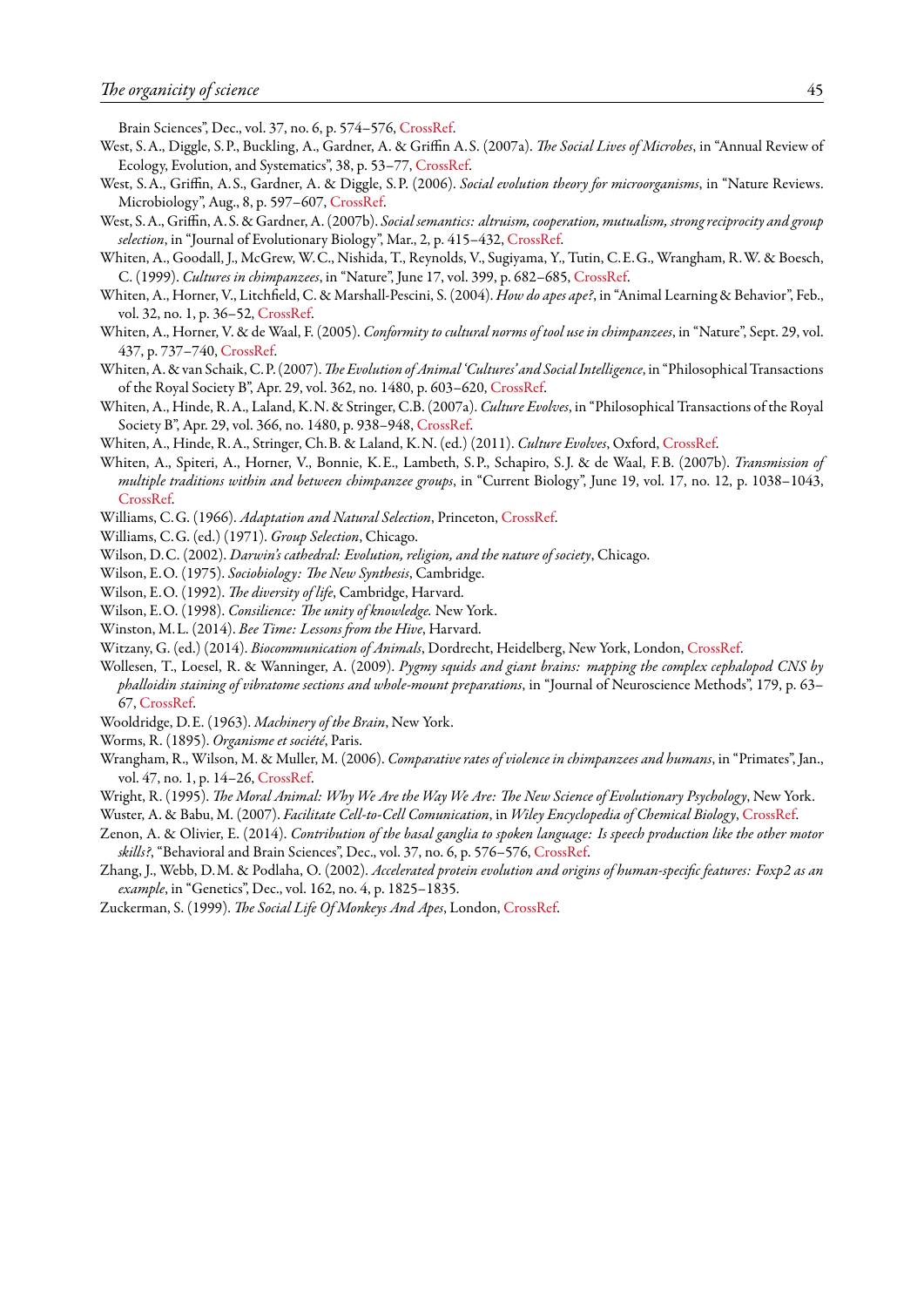Brain Sciences", Dec., vol. 37, no. 6, p. 574–576, CrossRef.

West, S. A., Diggle, S. P., Buckling, A., Gardner, A. & Griffin A. S. (2007a). *The Social Lives of Microbes*, in "Annual Review of Ecology, Evolution, and Systematics", 38, p. 53–77, CrossRef.

West, S. A., Griffin, A. S., Gardner, A. & Diggle, S. P. (2006). *Social evolution theory for microorganisms*, in "Nature Reviews. Microbiology", Aug., 8, p. 597–607, CrossRef.

West, S. A., Griffin, A. S. & Gardner, A. (2007b). *Social semantics: altruism, cooperation, mutualism, strong reciprocity and group selection*, in "Journal of Evolutionary Biology", Mar., 2, p. 415–432, CrossRef.

Whiten, A., Goodall, J., McGrew, W. C., Nishida, T., Reynolds, V., Sugiyama, Y., Tutin, C. E. G., Wrangham, R. W. & Boesch, C. (1999). *Cultures in chimpanzees*, in "Nature", June 17, vol. 399, p. 682–685, CrossRef.

Whiten, A., Horner, V., Litchfield, C. & Marshall-Pescini, S. (2004). *How do apes ape?*, in "Animal Learning & Behavior", Feb., vol. 32, no. 1, p. 36–52, CrossRef.

Whiten, A., Horner, V. & de Waal, F. (2005). *Conformity to cultural norms of tool use in chimpanzees*, in "Nature", Sept. 29, vol. 437, p. 737–740, CrossRef.

Whiten, A. & van Schaik, C. P. (2007). *The Evolution of Animal 'Cultures' and Social Intelligence*, in "Philosophical Transactions of the Royal Society B", Apr. 29, vol. 362, no. 1480, p. 603–620, CrossRef.

Whiten, A., Hinde, R. A., Laland, K. N. & Stringer, C.B. (2007a). *Culture Evolves*, in "Philosophical Transactions of the Royal Society B", Apr. 29, vol. 366, no. 1480, p. 938–948, CrossRef.

Whiten, A., Hinde, R. A., Stringer, Ch. B. & Laland, K. N. (ed.) (2011). *Culture Evolves*, Oxford, CrossRef.

Whiten, A., Spiteri, A., Horner, V., Bonnie, K. E., Lambeth, S. P., Schapiro, S. J. & de Waal, F. B. (2007b). *Transmission of multiple traditions within and between chimpanzee groups*, in "Current Biology", June 19, vol. 17, no. 12, p. 1038–1043, CrossRef.

Williams, C. G. (1966). *Adaptation and Natural Selection*, Princeton, CrossRef.

Williams, C. G. (ed.) (1971). *Group Selection*, Chicago.

Wilson, D. C. (2002). *Darwin's cathedral: Evolution, religion, and the nature of society*, Chicago.

Wilson, E. O. (1975). *Sociobiology: The New Synthesis*, Cambridge.

Wilson, E. O. (1992). *The diversity of life*, Cambridge, Harvard.

Wilson, E. O. (1998). *Consilience: The unity of knowledge.* New York.

Winston, M. L. (2014). *Bee Time: Lessons from the Hive*, Harvard.

Witzany, G. (ed.) (2014). *Biocommunication of Animals*, Dordrecht, Heidelberg, New York, London, CrossRef.

Wollesen, T., Loesel, R. & Wanninger, A. (2009). *Pygmy squids and giant brains: mapping the complex cephalopod CNS by phalloidin staining of vibratome sections and whole-mount preparations*, in "Journal of Neuroscience Methods", 179, p. 63–67, CrossRef.

Wooldridge, D. E. (1963). *Machinery of the Brain*, New York.

Worms, R. (1895). *Organisme et société*, Paris.

Wrangham, R., Wilson, M. & Muller, M. (2006). *Comparative rates of violence in chimpanzees and humans*, in "Primates", Jan., vol. 47, no. 1, p. 14–26, CrossRef.

Wright, R. (1995). *The Moral Animal: Why We Are the Way We Are: The New Science of Evolutionary Psychology*, New York.

Wuster, A. & Babu, M. (2007). *Facilitate Cell-to-Cell Comunication*, in *Wiley Encyclopedia of Chemical Biology*, CrossRef.

Zenon, A. & Olivier, E. (2014). *Contribution of the basal ganglia to spoken language: Is speech production like the other motor skills?*, "Behavioral and Brain Sciences", Dec., vol. 37, no. 6, p. 576–576, CrossRef.

Zhang, J., Webb, D. M. & Podlaha, O. (2002). *Accelerated protein evolution and origins of human-specific features: Foxp2 as an example*, in "Genetics", Dec., vol. 162, no. 4, p. 1825–1835.

Zuckerman, S. (1999). *The Social Life Of Monkeys And Apes*, London, CrossRef.